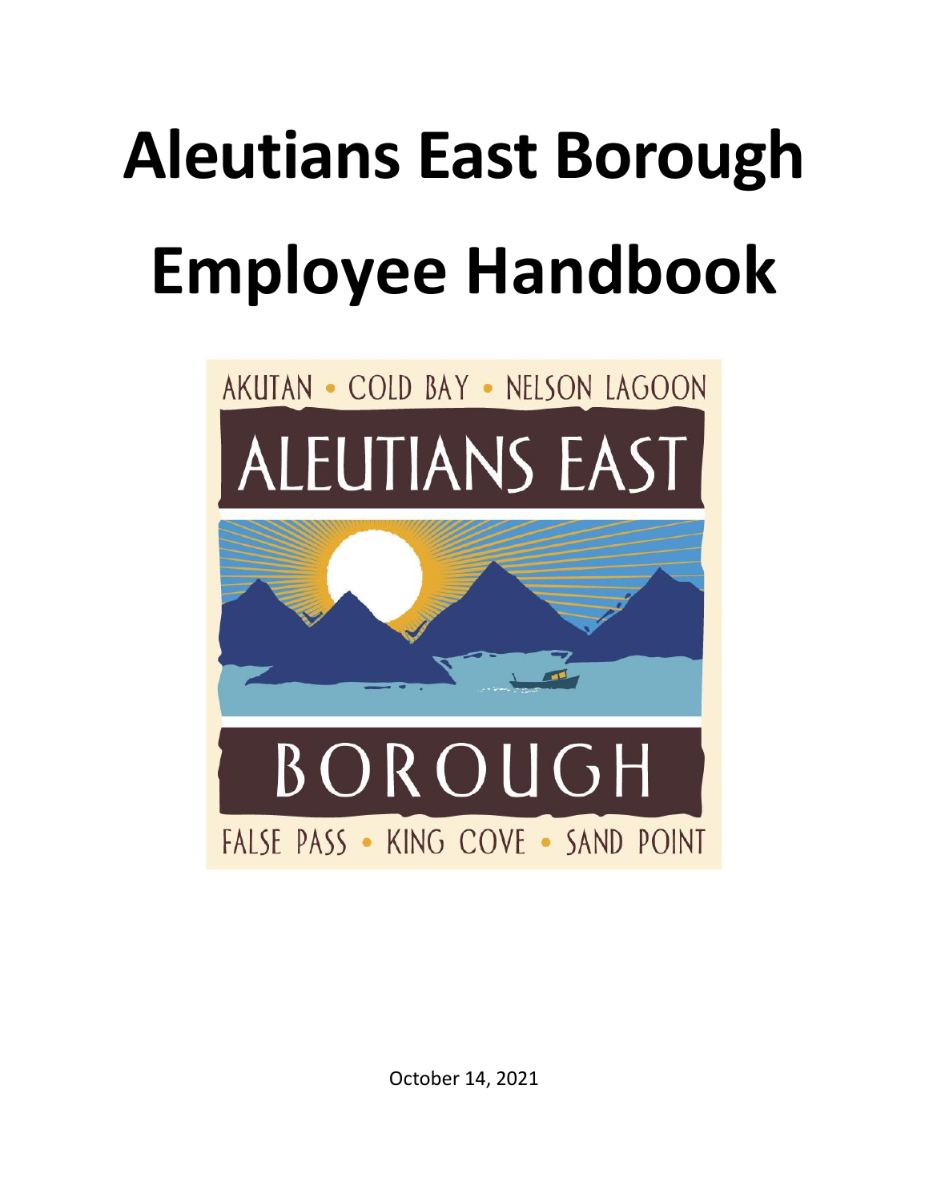# Aleutians East Borough Employee Handbook

AKUTAN • COLD BAY • NELSON LAGOON

ALEUTIANS EAST

BOROUGH

FALSE PASS • KING COVE • SAND POINT

October 14, 2021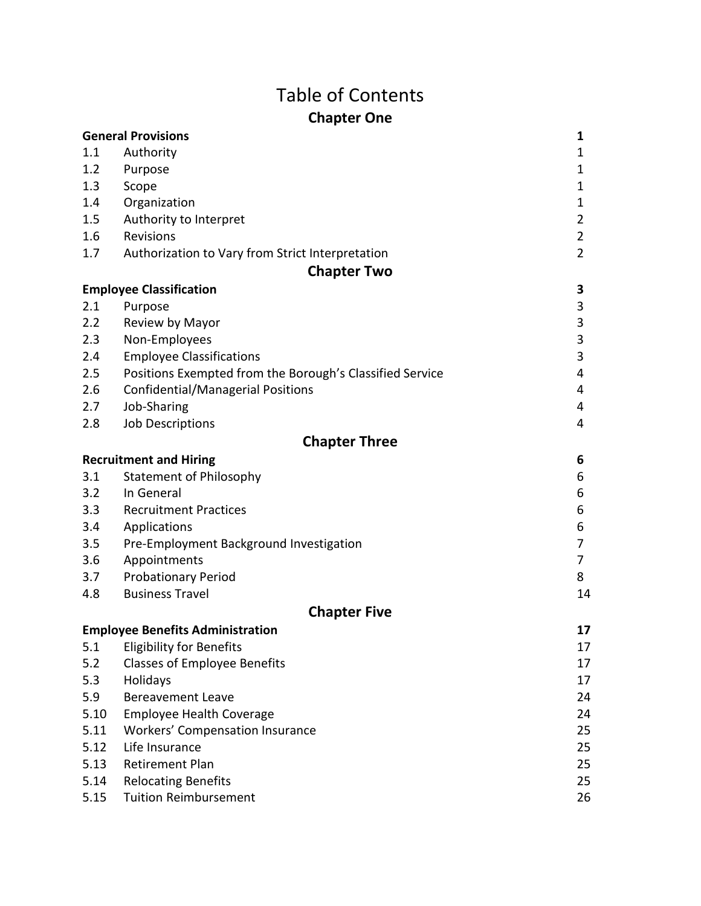# Table of Contents

## Chapter One

| | | |
|---|---|---|
| **General Provisions** | | **1** |
| 1.1 | Authority | 1 |
| 1.2 | Purpose | 1 |
| 1.3 | Scope | 1 |
| 1.4 | Organization | 1 |
| 1.5 | Authority to Interpret | 2 |
| 1.6 | Revisions | 2 |
| 1.7 | Authorization to Vary from Strict Interpretation | 2 |

## Chapter Two

| | | |
|---|---|---|
| **Employee Classification** | | **3** |
| 2.1 | Purpose | 3 |
| 2.2 | Review by Mayor | 3 |
| 2.3 | Non-Employees | 3 |
| 2.4 | Employee Classifications | 3 |
| 2.5 | Positions Exempted from the Borough's Classified Service | 4 |
| 2.6 | Confidential/Managerial Positions | 4 |
| 2.7 | Job-Sharing | 4 |
| 2.8 | Job Descriptions | 4 |

## Chapter Three

| | | |
|---|---|---|
| **Recruitment and Hiring** | | **6** |
| 3.1 | Statement of Philosophy | 6 |
| 3.2 | In General | 6 |
| 3.3 | Recruitment Practices | 6 |
| 3.4 | Applications | 6 |
| 3.5 | Pre-Employment Background Investigation | 7 |
| 3.6 | Appointments | 7 |
| 3.7 | Probationary Period | 8 |
| 4.8 | Business Travel | 14 |

## Chapter Five

| | | |
|---|---|---|
| **Employee Benefits Administration** | | **17** |
| 5.1 | Eligibility for Benefits | 17 |
| 5.2 | Classes of Employee Benefits | 17 |
| 5.3 | Holidays | 17 |
| 5.9 | Bereavement Leave | 24 |
| 5.10 | Employee Health Coverage | 24 |
| 5.11 | Workers' Compensation Insurance | 25 |
| 5.12 | Life Insurance | 25 |
| 5.13 | Retirement Plan | 25 |
| 5.14 | Relocating Benefits | 25 |
| 5.15 | Tuition Reimbursement | 26 |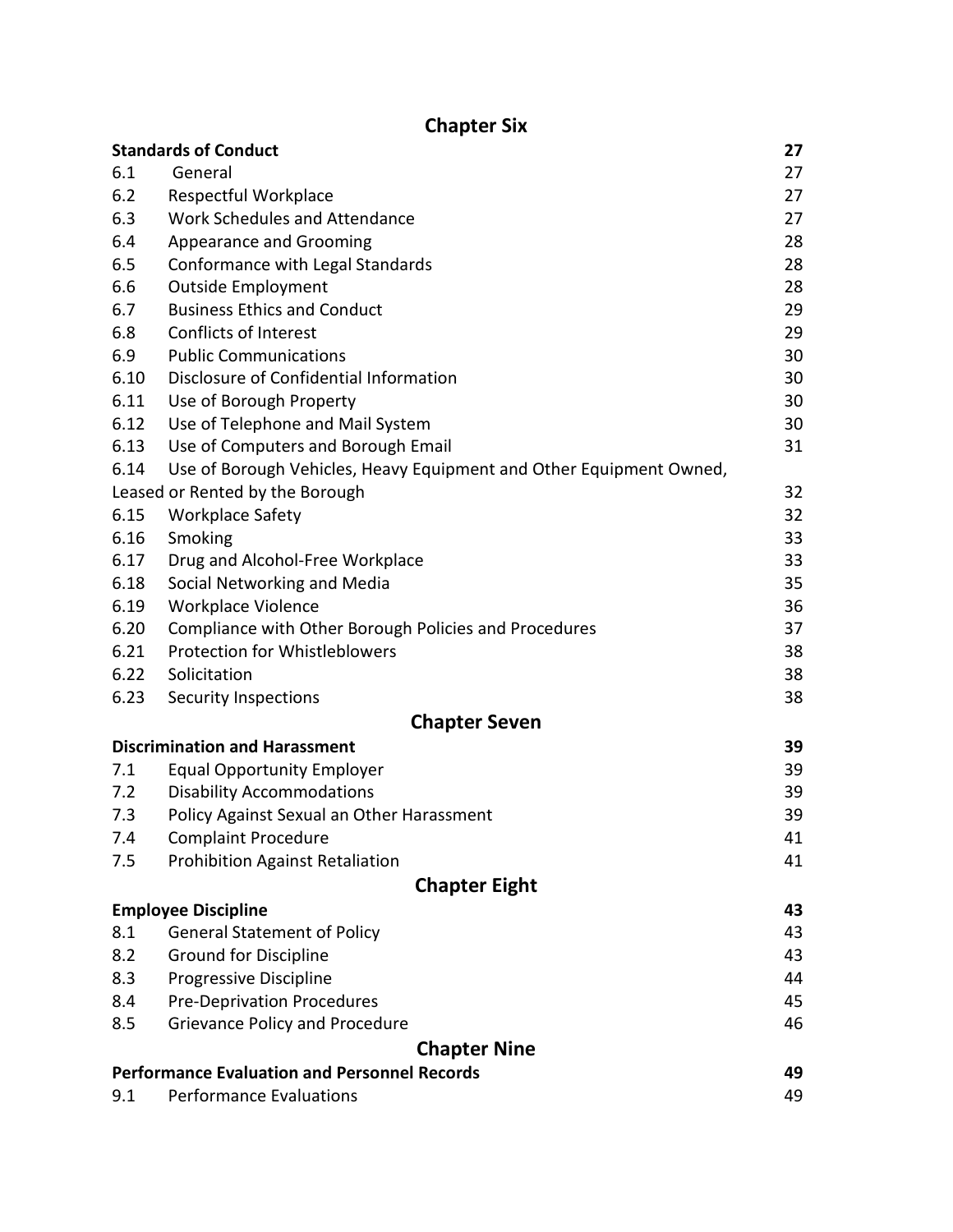## Chapter Six

| | | |
|---|---|---|
| **Standards of Conduct** | | **27** |
| 6.1 | General | 27 |
| 6.2 | Respectful Workplace | 27 |
| 6.3 | Work Schedules and Attendance | 27 |
| 6.4 | Appearance and Grooming | 28 |
| 6.5 | Conformance with Legal Standards | 28 |
| 6.6 | Outside Employment | 28 |
| 6.7 | Business Ethics and Conduct | 29 |
| 6.8 | Conflicts of Interest | 29 |
| 6.9 | Public Communications | 30 |
| 6.10 | Disclosure of Confidential Information | 30 |
| 6.11 | Use of Borough Property | 30 |
| 6.12 | Use of Telephone and Mail System | 30 |
| 6.13 | Use of Computers and Borough Email | 31 |
| 6.14 | Use of Borough Vehicles, Heavy Equipment and Other Equipment Owned, Leased or Rented by the Borough | 32 |
| 6.15 | Workplace Safety | 32 |
| 6.16 | Smoking | 33 |
| 6.17 | Drug and Alcohol-Free Workplace | 33 |
| 6.18 | Social Networking and Media | 35 |
| 6.19 | Workplace Violence | 36 |
| 6.20 | Compliance with Other Borough Policies and Procedures | 37 |
| 6.21 | Protection for Whistleblowers | 38 |
| 6.22 | Solicitation | 38 |
| 6.23 | Security Inspections | 38 |

## Chapter Seven

| | | |
|---|---|---|
| **Discrimination and Harassment** | | **39** |
| 7.1 | Equal Opportunity Employer | 39 |
| 7.2 | Disability Accommodations | 39 |
| 7.3 | Policy Against Sexual an Other Harassment | 39 |
| 7.4 | Complaint Procedure | 41 |
| 7.5 | Prohibition Against Retaliation | 41 |

## Chapter Eight

| | | |
|---|---|---|
| **Employee Discipline** | | **43** |
| 8.1 | General Statement of Policy | 43 |
| 8.2 | Ground for Discipline | 43 |
| 8.3 | Progressive Discipline | 44 |
| 8.4 | Pre-Deprivation Procedures | 45 |
| 8.5 | Grievance Policy and Procedure | 46 |

## Chapter Nine

| | | |
|---|---|---|
| **Performance Evaluation and Personnel Records** | | **49** |
| 9.1 | Performance Evaluations | 49 |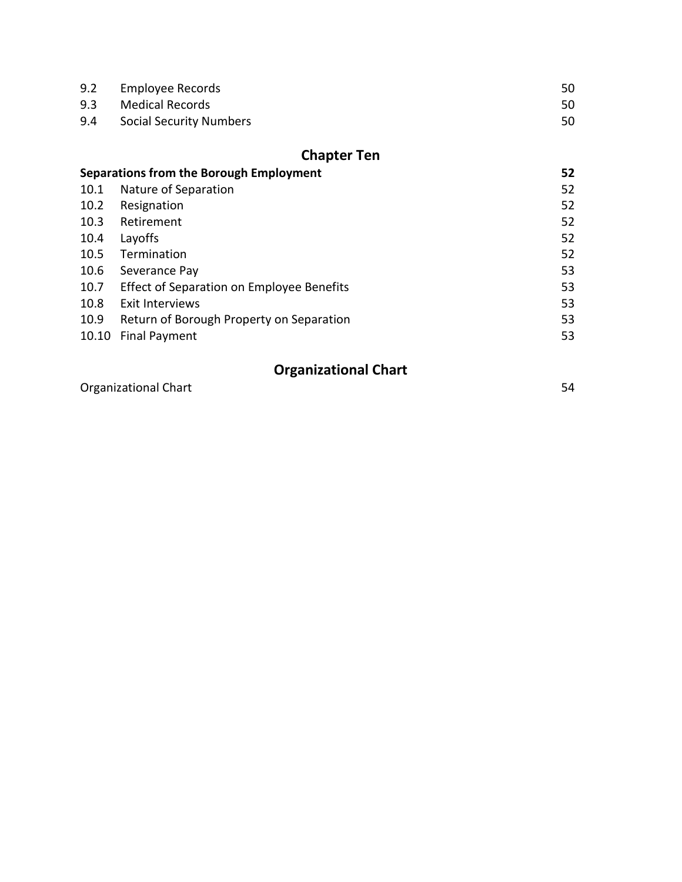| | | |
|---|---|---|
| 9.2 | Employee Records | 50 |
| 9.3 | Medical Records | 50 |
| 9.4 | Social Security Numbers | 50 |

## Chapter Ten

| | | |
|---|---|---|
| **Separations from the Borough Employment** | | **52** |
| 10.1 | Nature of Separation | 52 |
| 10.2 | Resignation | 52 |
| 10.3 | Retirement | 52 |
| 10.4 | Layoffs | 52 |
| 10.5 | Termination | 52 |
| 10.6 | Severance Pay | 53 |
| 10.7 | Effect of Separation on Employee Benefits | 53 |
| 10.8 | Exit Interviews | 53 |
| 10.9 | Return of Borough Property on Separation | 53 |
| 10.10 | Final Payment | 53 |

## Organizational Chart

| | |
|---|---|
| Organizational Chart | 54 |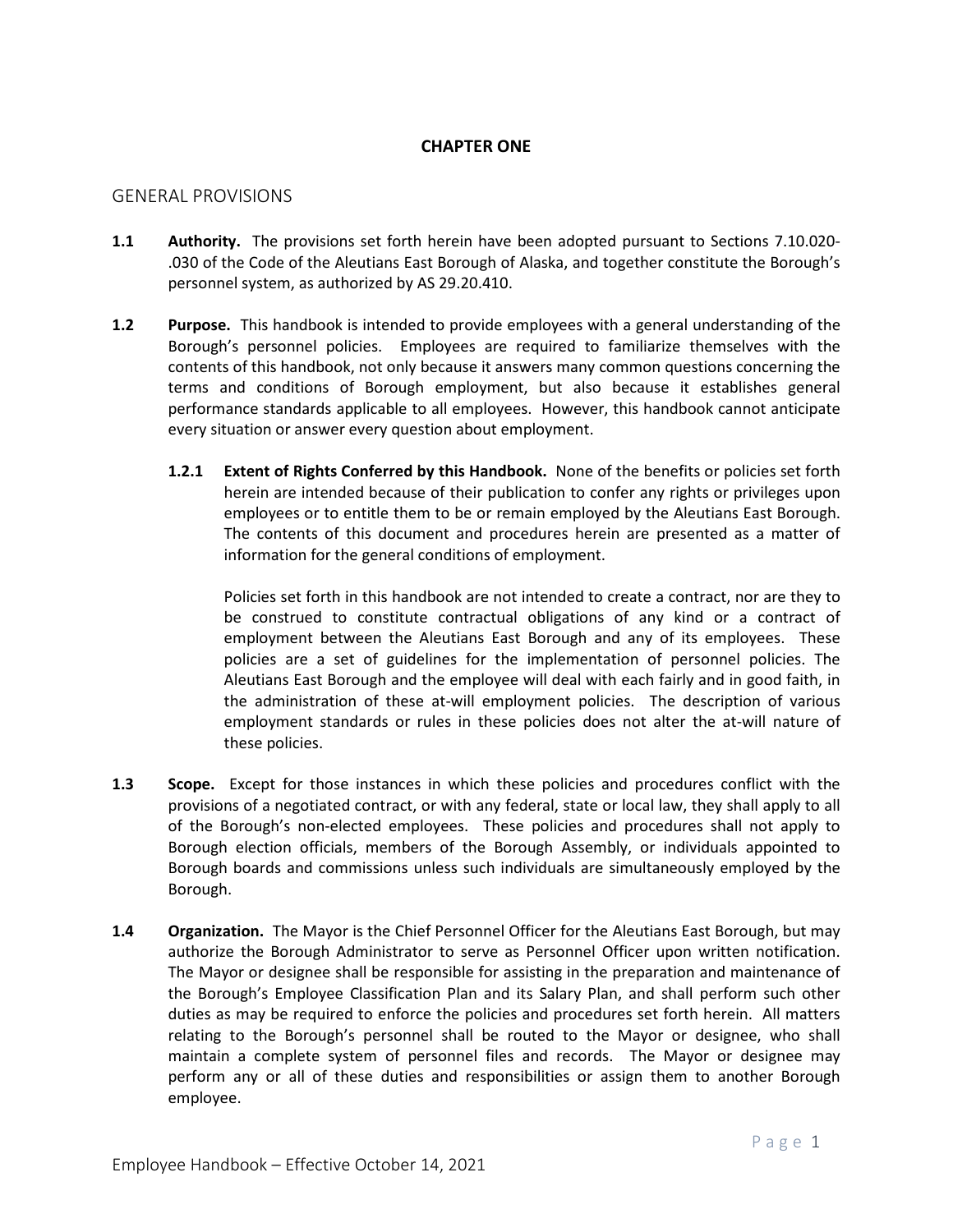# CHAPTER ONE

## GENERAL PROVISIONS

**1.1 Authority.** The provisions set forth herein have been adopted pursuant to Sections 7.10.020-.030 of the Code of the Aleutians East Borough of Alaska, and together constitute the Borough's personnel system, as authorized by AS 29.20.410.

**1.2 Purpose.** This handbook is intended to provide employees with a general understanding of the Borough's personnel policies. Employees are required to familiarize themselves with the contents of this handbook, not only because it answers many common questions concerning the terms and conditions of Borough employment, but also because it establishes general performance standards applicable to all employees. However, this handbook cannot anticipate every situation or answer every question about employment.

**1.2.1 Extent of Rights Conferred by this Handbook.** None of the benefits or policies set forth herein are intended because of their publication to confer any rights or privileges upon employees or to entitle them to be or remain employed by the Aleutians East Borough. The contents of this document and procedures herein are presented as a matter of information for the general conditions of employment.

Policies set forth in this handbook are not intended to create a contract, nor are they to be construed to constitute contractual obligations of any kind or a contract of employment between the Aleutians East Borough and any of its employees. These policies are a set of guidelines for the implementation of personnel policies. The Aleutians East Borough and the employee will deal with each fairly and in good faith, in the administration of these at-will employment policies. The description of various employment standards or rules in these policies does not alter the at-will nature of these policies.

**1.3 Scope.** Except for those instances in which these policies and procedures conflict with the provisions of a negotiated contract, or with any federal, state or local law, they shall apply to all of the Borough's non-elected employees. These policies and procedures shall not apply to Borough election officials, members of the Borough Assembly, or individuals appointed to Borough boards and commissions unless such individuals are simultaneously employed by the Borough.

**1.4 Organization.** The Mayor is the Chief Personnel Officer for the Aleutians East Borough, but may authorize the Borough Administrator to serve as Personnel Officer upon written notification. The Mayor or designee shall be responsible for assisting in the preparation and maintenance of the Borough's Employee Classification Plan and its Salary Plan, and shall perform such other duties as may be required to enforce the policies and procedures set forth herein. All matters relating to the Borough's personnel shall be routed to the Mayor or designee, who shall maintain a complete system of personnel files and records. The Mayor or designee may perform any or all of these duties and responsibilities or assign them to another Borough employee.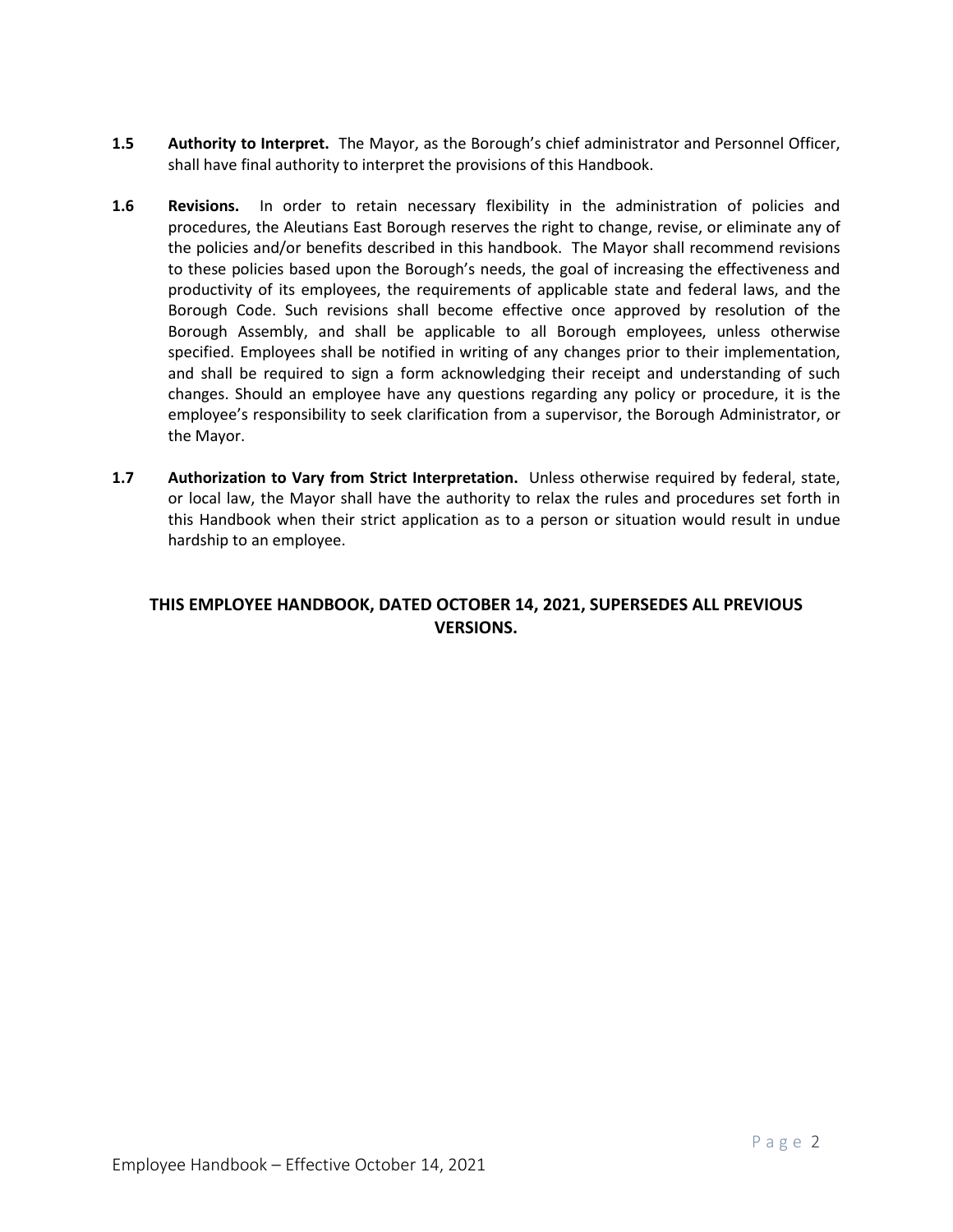**1.5 Authority to Interpret.** The Mayor, as the Borough's chief administrator and Personnel Officer, shall have final authority to interpret the provisions of this Handbook.

**1.6 Revisions.** In order to retain necessary flexibility in the administration of policies and procedures, the Aleutians East Borough reserves the right to change, revise, or eliminate any of the policies and/or benefits described in this handbook. The Mayor shall recommend revisions to these policies based upon the Borough's needs, the goal of increasing the effectiveness and productivity of its employees, the requirements of applicable state and federal laws, and the Borough Code. Such revisions shall become effective once approved by resolution of the Borough Assembly, and shall be applicable to all Borough employees, unless otherwise specified. Employees shall be notified in writing of any changes prior to their implementation, and shall be required to sign a form acknowledging their receipt and understanding of such changes. Should an employee have any questions regarding any policy or procedure, it is the employee's responsibility to seek clarification from a supervisor, the Borough Administrator, or the Mayor.

**1.7 Authorization to Vary from Strict Interpretation.** Unless otherwise required by federal, state, or local law, the Mayor shall have the authority to relax the rules and procedures set forth in this Handbook when their strict application as to a person or situation would result in undue hardship to an employee.

**THIS EMPLOYEE HANDBOOK, DATED OCTOBER 14, 2021, SUPERSEDES ALL PREVIOUS VERSIONS.**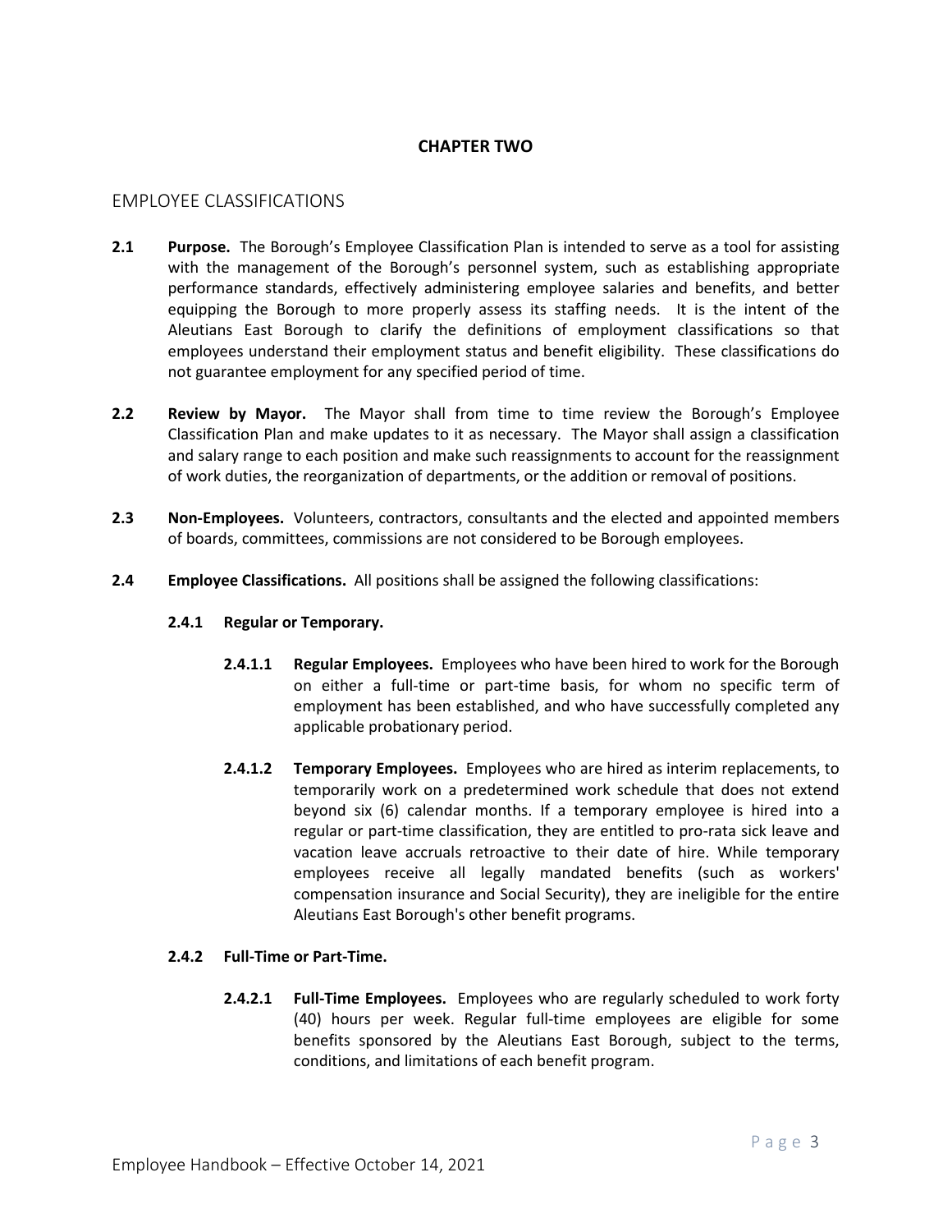# CHAPTER TWO

## EMPLOYEE CLASSIFICATIONS

**2.1 Purpose.** The Borough's Employee Classification Plan is intended to serve as a tool for assisting with the management of the Borough's personnel system, such as establishing appropriate performance standards, effectively administering employee salaries and benefits, and better equipping the Borough to more properly assess its staffing needs. It is the intent of the Aleutians East Borough to clarify the definitions of employment classifications so that employees understand their employment status and benefit eligibility. These classifications do not guarantee employment for any specified period of time.

**2.2 Review by Mayor.** The Mayor shall from time to time review the Borough's Employee Classification Plan and make updates to it as necessary. The Mayor shall assign a classification and salary range to each position and make such reassignments to account for the reassignment of work duties, the reorganization of departments, or the addition or removal of positions.

**2.3 Non-Employees.** Volunteers, contractors, consultants and the elected and appointed members of boards, committees, commissions are not considered to be Borough employees.

**2.4 Employee Classifications.** All positions shall be assigned the following classifications:

**2.4.1 Regular or Temporary.**

**2.4.1.1 Regular Employees.** Employees who have been hired to work for the Borough on either a full-time or part-time basis, for whom no specific term of employment has been established, and who have successfully completed any applicable probationary period.

**2.4.1.2 Temporary Employees.** Employees who are hired as interim replacements, to temporarily work on a predetermined work schedule that does not extend beyond six (6) calendar months. If a temporary employee is hired into a regular or part-time classification, they are entitled to pro-rata sick leave and vacation leave accruals retroactive to their date of hire. While temporary employees receive all legally mandated benefits (such as workers' compensation insurance and Social Security), they are ineligible for the entire Aleutians East Borough's other benefit programs.

**2.4.2 Full-Time or Part-Time.**

**2.4.2.1 Full-Time Employees.** Employees who are regularly scheduled to work forty (40) hours per week. Regular full-time employees are eligible for some benefits sponsored by the Aleutians East Borough, subject to the terms, conditions, and limitations of each benefit program.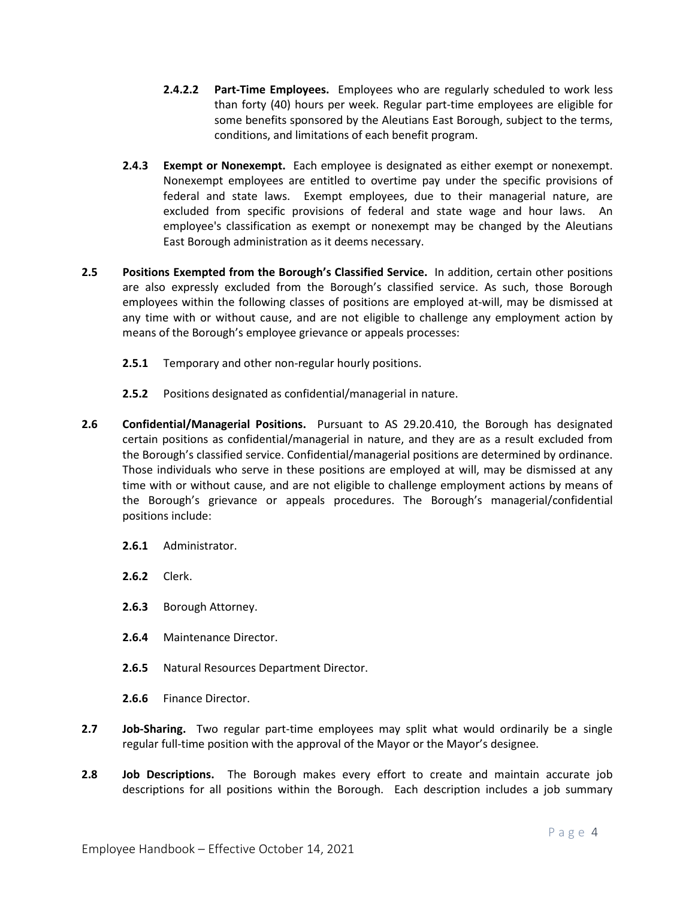**2.4.2.2 Part-Time Employees.** Employees who are regularly scheduled to work less than forty (40) hours per week. Regular part-time employees are eligible for some benefits sponsored by the Aleutians East Borough, subject to the terms, conditions, and limitations of each benefit program.

**2.4.3 Exempt or Nonexempt.** Each employee is designated as either exempt or nonexempt. Nonexempt employees are entitled to overtime pay under the specific provisions of federal and state laws. Exempt employees, due to their managerial nature, are excluded from specific provisions of federal and state wage and hour laws. An employee's classification as exempt or nonexempt may be changed by the Aleutians East Borough administration as it deems necessary.

**2.5 Positions Exempted from the Borough's Classified Service.** In addition, certain other positions are also expressly excluded from the Borough's classified service. As such, those Borough employees within the following classes of positions are employed at-will, may be dismissed at any time with or without cause, and are not eligible to challenge any employment action by means of the Borough's employee grievance or appeals processes:

**2.5.1** Temporary and other non-regular hourly positions.

**2.5.2** Positions designated as confidential/managerial in nature.

**2.6 Confidential/Managerial Positions.** Pursuant to AS 29.20.410, the Borough has designated certain positions as confidential/managerial in nature, and they are as a result excluded from the Borough's classified service. Confidential/managerial positions are determined by ordinance. Those individuals who serve in these positions are employed at will, may be dismissed at any time with or without cause, and are not eligible to challenge employment actions by means of the Borough's grievance or appeals procedures. The Borough's managerial/confidential positions include:

**2.6.1** Administrator.

**2.6.2** Clerk.

**2.6.3** Borough Attorney.

**2.6.4** Maintenance Director.

**2.6.5** Natural Resources Department Director.

**2.6.6** Finance Director.

**2.7 Job-Sharing.** Two regular part-time employees may split what would ordinarily be a single regular full-time position with the approval of the Mayor or the Mayor's designee.

**2.8 Job Descriptions.** The Borough makes every effort to create and maintain accurate job descriptions for all positions within the Borough. Each description includes a job summary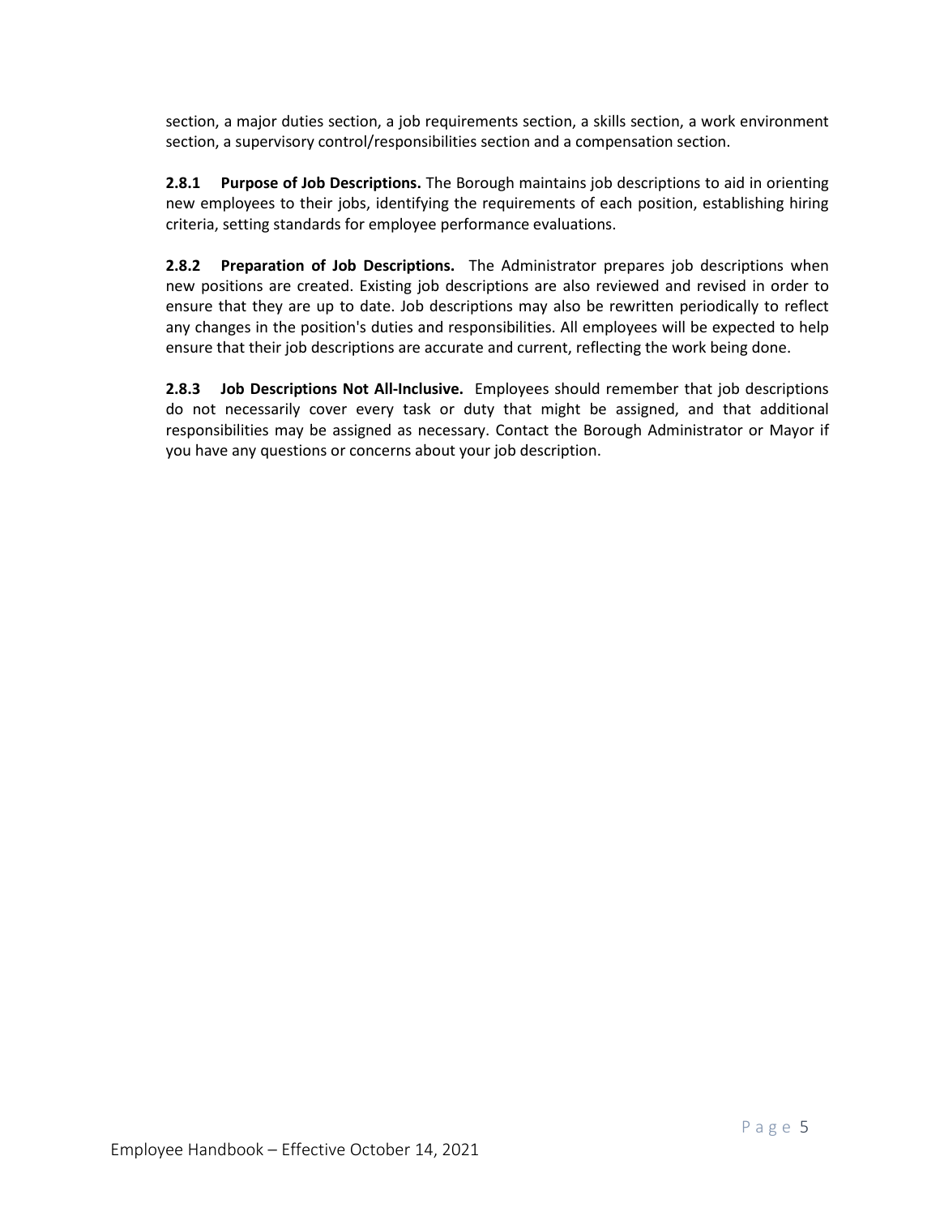section, a major duties section, a job requirements section, a skills section, a work environment section, a supervisory control/responsibilities section and a compensation section.

**2.8.1 Purpose of Job Descriptions.** The Borough maintains job descriptions to aid in orienting new employees to their jobs, identifying the requirements of each position, establishing hiring criteria, setting standards for employee performance evaluations.

**2.8.2 Preparation of Job Descriptions.** The Administrator prepares job descriptions when new positions are created. Existing job descriptions are also reviewed and revised in order to ensure that they are up to date. Job descriptions may also be rewritten periodically to reflect any changes in the position's duties and responsibilities. All employees will be expected to help ensure that their job descriptions are accurate and current, reflecting the work being done.

**2.8.3 Job Descriptions Not All-Inclusive.** Employees should remember that job descriptions do not necessarily cover every task or duty that might be assigned, and that additional responsibilities may be assigned as necessary. Contact the Borough Administrator or Mayor if you have any questions or concerns about your job description.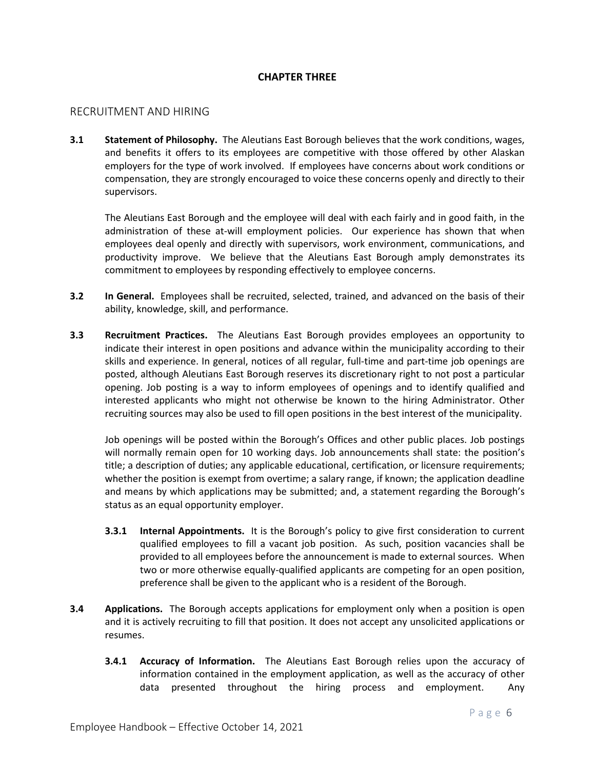## CHAPTER THREE

### RECRUITMENT AND HIRING

**3.1 Statement of Philosophy.** The Aleutians East Borough believes that the work conditions, wages, and benefits it offers to its employees are competitive with those offered by other Alaskan employers for the type of work involved. If employees have concerns about work conditions or compensation, they are strongly encouraged to voice these concerns openly and directly to their supervisors.

The Aleutians East Borough and the employee will deal with each fairly and in good faith, in the administration of these at-will employment policies. Our experience has shown that when employees deal openly and directly with supervisors, work environment, communications, and productivity improve. We believe that the Aleutians East Borough amply demonstrates its commitment to employees by responding effectively to employee concerns.

**3.2 In General.** Employees shall be recruited, selected, trained, and advanced on the basis of their ability, knowledge, skill, and performance.

**3.3 Recruitment Practices.** The Aleutians East Borough provides employees an opportunity to indicate their interest in open positions and advance within the municipality according to their skills and experience. In general, notices of all regular, full-time and part-time job openings are posted, although Aleutians East Borough reserves its discretionary right to not post a particular opening. Job posting is a way to inform employees of openings and to identify qualified and interested applicants who might not otherwise be known to the hiring Administrator. Other recruiting sources may also be used to fill open positions in the best interest of the municipality.

Job openings will be posted within the Borough's Offices and other public places. Job postings will normally remain open for 10 working days. Job announcements shall state: the position's title; a description of duties; any applicable educational, certification, or licensure requirements; whether the position is exempt from overtime; a salary range, if known; the application deadline and means by which applications may be submitted; and, a statement regarding the Borough's status as an equal opportunity employer.

**3.3.1 Internal Appointments.** It is the Borough's policy to give first consideration to current qualified employees to fill a vacant job position. As such, position vacancies shall be provided to all employees before the announcement is made to external sources. When two or more otherwise equally-qualified applicants are competing for an open position, preference shall be given to the applicant who is a resident of the Borough.

**3.4 Applications.** The Borough accepts applications for employment only when a position is open and it is actively recruiting to fill that position. It does not accept any unsolicited applications or resumes.

**3.4.1 Accuracy of Information.** The Aleutians East Borough relies upon the accuracy of information contained in the employment application, as well as the accuracy of other data presented throughout the hiring process and employment. Any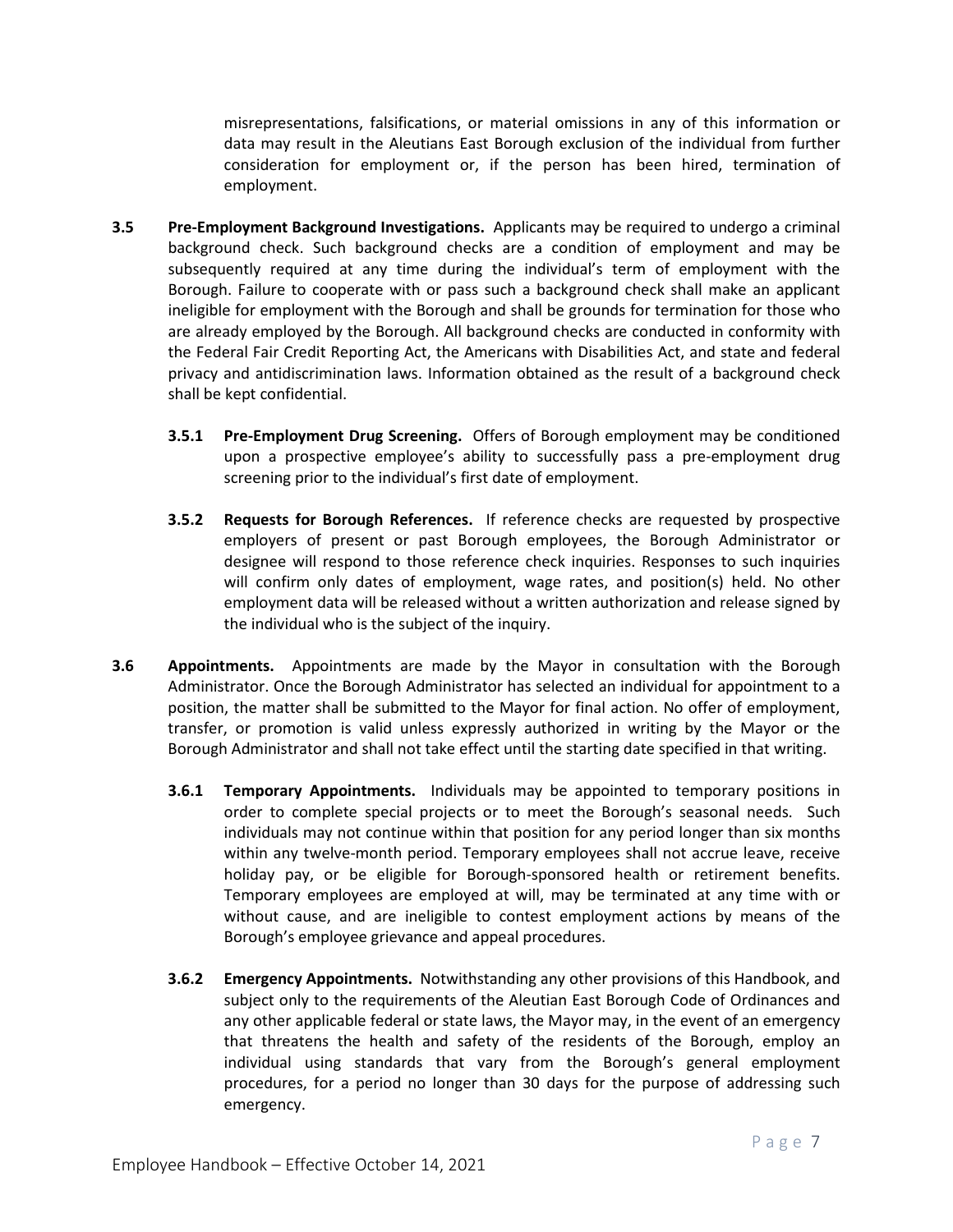misrepresentations, falsifications, or material omissions in any of this information or data may result in the Aleutians East Borough exclusion of the individual from further consideration for employment or, if the person has been hired, termination of employment.

**3.5 Pre-Employment Background Investigations.** Applicants may be required to undergo a criminal background check. Such background checks are a condition of employment and may be subsequently required at any time during the individual's term of employment with the Borough. Failure to cooperate with or pass such a background check shall make an applicant ineligible for employment with the Borough and shall be grounds for termination for those who are already employed by the Borough. All background checks are conducted in conformity with the Federal Fair Credit Reporting Act, the Americans with Disabilities Act, and state and federal privacy and antidiscrimination laws. Information obtained as the result of a background check shall be kept confidential.

**3.5.1 Pre-Employment Drug Screening.** Offers of Borough employment may be conditioned upon a prospective employee's ability to successfully pass a pre-employment drug screening prior to the individual's first date of employment.

**3.5.2 Requests for Borough References.** If reference checks are requested by prospective employers of present or past Borough employees, the Borough Administrator or designee will respond to those reference check inquiries. Responses to such inquiries will confirm only dates of employment, wage rates, and position(s) held. No other employment data will be released without a written authorization and release signed by the individual who is the subject of the inquiry.

**3.6 Appointments.** Appointments are made by the Mayor in consultation with the Borough Administrator. Once the Borough Administrator has selected an individual for appointment to a position, the matter shall be submitted to the Mayor for final action. No offer of employment, transfer, or promotion is valid unless expressly authorized in writing by the Mayor or the Borough Administrator and shall not take effect until the starting date specified in that writing.

**3.6.1 Temporary Appointments.** Individuals may be appointed to temporary positions in order to complete special projects or to meet the Borough's seasonal needs. Such individuals may not continue within that position for any period longer than six months within any twelve-month period. Temporary employees shall not accrue leave, receive holiday pay, or be eligible for Borough-sponsored health or retirement benefits. Temporary employees are employed at will, may be terminated at any time with or without cause, and are ineligible to contest employment actions by means of the Borough's employee grievance and appeal procedures.

**3.6.2 Emergency Appointments.** Notwithstanding any other provisions of this Handbook, and subject only to the requirements of the Aleutian East Borough Code of Ordinances and any other applicable federal or state laws, the Mayor may, in the event of an emergency that threatens the health and safety of the residents of the Borough, employ an individual using standards that vary from the Borough's general employment procedures, for a period no longer than 30 days for the purpose of addressing such emergency.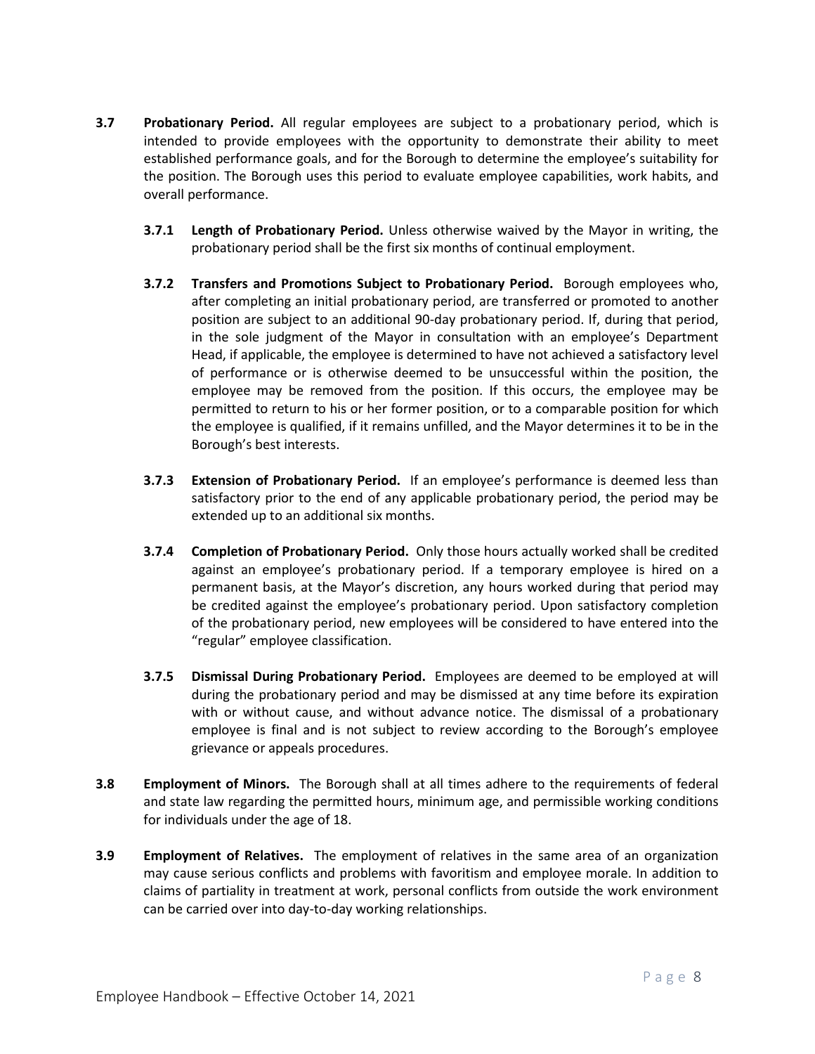**3.7 Probationary Period.** All regular employees are subject to a probationary period, which is intended to provide employees with the opportunity to demonstrate their ability to meet established performance goals, and for the Borough to determine the employee's suitability for the position. The Borough uses this period to evaluate employee capabilities, work habits, and overall performance.

**3.7.1 Length of Probationary Period.** Unless otherwise waived by the Mayor in writing, the probationary period shall be the first six months of continual employment.

**3.7.2 Transfers and Promotions Subject to Probationary Period.** Borough employees who, after completing an initial probationary period, are transferred or promoted to another position are subject to an additional 90-day probationary period. If, during that period, in the sole judgment of the Mayor in consultation with an employee's Department Head, if applicable, the employee is determined to have not achieved a satisfactory level of performance or is otherwise deemed to be unsuccessful within the position, the employee may be removed from the position. If this occurs, the employee may be permitted to return to his or her former position, or to a comparable position for which the employee is qualified, if it remains unfilled, and the Mayor determines it to be in the Borough's best interests.

**3.7.3 Extension of Probationary Period.** If an employee's performance is deemed less than satisfactory prior to the end of any applicable probationary period, the period may be extended up to an additional six months.

**3.7.4 Completion of Probationary Period.** Only those hours actually worked shall be credited against an employee's probationary period. If a temporary employee is hired on a permanent basis, at the Mayor's discretion, any hours worked during that period may be credited against the employee's probationary period. Upon satisfactory completion of the probationary period, new employees will be considered to have entered into the "regular" employee classification.

**3.7.5 Dismissal During Probationary Period.** Employees are deemed to be employed at will during the probationary period and may be dismissed at any time before its expiration with or without cause, and without advance notice. The dismissal of a probationary employee is final and is not subject to review according to the Borough's employee grievance or appeals procedures.

**3.8 Employment of Minors.** The Borough shall at all times adhere to the requirements of federal and state law regarding the permitted hours, minimum age, and permissible working conditions for individuals under the age of 18.

**3.9 Employment of Relatives.** The employment of relatives in the same area of an organization may cause serious conflicts and problems with favoritism and employee morale. In addition to claims of partiality in treatment at work, personal conflicts from outside the work environment can be carried over into day-to-day working relationships.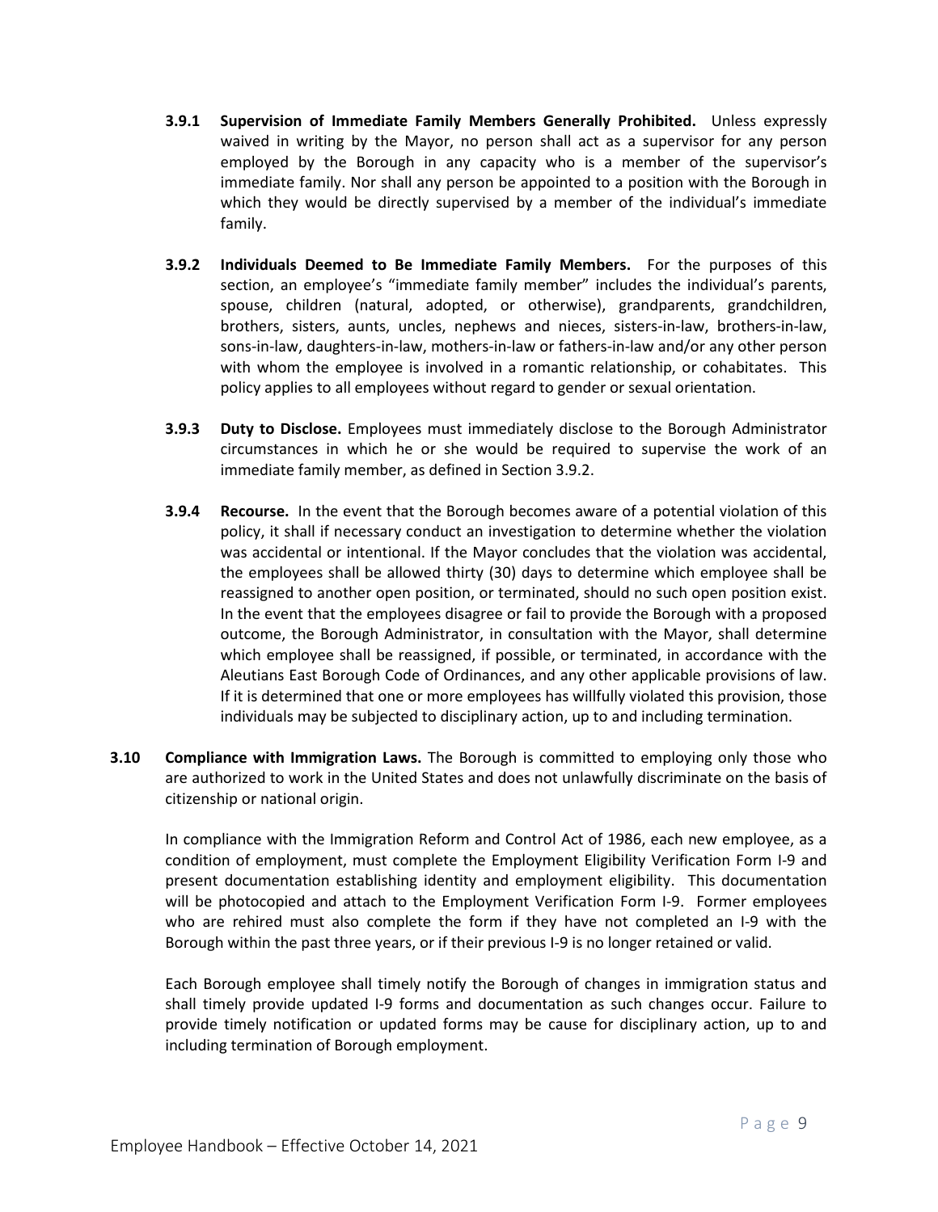**3.9.1 Supervision of Immediate Family Members Generally Prohibited.** Unless expressly waived in writing by the Mayor, no person shall act as a supervisor for any person employed by the Borough in any capacity who is a member of the supervisor's immediate family. Nor shall any person be appointed to a position with the Borough in which they would be directly supervised by a member of the individual's immediate family.

**3.9.2 Individuals Deemed to Be Immediate Family Members.** For the purposes of this section, an employee's "immediate family member" includes the individual's parents, spouse, children (natural, adopted, or otherwise), grandparents, grandchildren, brothers, sisters, aunts, uncles, nephews and nieces, sisters-in-law, brothers-in-law, sons-in-law, daughters-in-law, mothers-in-law or fathers-in-law and/or any other person with whom the employee is involved in a romantic relationship, or cohabitates. This policy applies to all employees without regard to gender or sexual orientation.

**3.9.3 Duty to Disclose.** Employees must immediately disclose to the Borough Administrator circumstances in which he or she would be required to supervise the work of an immediate family member, as defined in Section 3.9.2.

**3.9.4 Recourse.** In the event that the Borough becomes aware of a potential violation of this policy, it shall if necessary conduct an investigation to determine whether the violation was accidental or intentional. If the Mayor concludes that the violation was accidental, the employees shall be allowed thirty (30) days to determine which employee shall be reassigned to another open position, or terminated, should no such open position exist. In the event that the employees disagree or fail to provide the Borough with a proposed outcome, the Borough Administrator, in consultation with the Mayor, shall determine which employee shall be reassigned, if possible, or terminated, in accordance with the Aleutians East Borough Code of Ordinances, and any other applicable provisions of law. If it is determined that one or more employees has willfully violated this provision, those individuals may be subjected to disciplinary action, up to and including termination.

**3.10 Compliance with Immigration Laws.** The Borough is committed to employing only those who are authorized to work in the United States and does not unlawfully discriminate on the basis of citizenship or national origin.

In compliance with the Immigration Reform and Control Act of 1986, each new employee, as a condition of employment, must complete the Employment Eligibility Verification Form I-9 and present documentation establishing identity and employment eligibility. This documentation will be photocopied and attach to the Employment Verification Form I-9. Former employees who are rehired must also complete the form if they have not completed an I-9 with the Borough within the past three years, or if their previous I-9 is no longer retained or valid.

Each Borough employee shall timely notify the Borough of changes in immigration status and shall timely provide updated I-9 forms and documentation as such changes occur. Failure to provide timely notification or updated forms may be cause for disciplinary action, up to and including termination of Borough employment.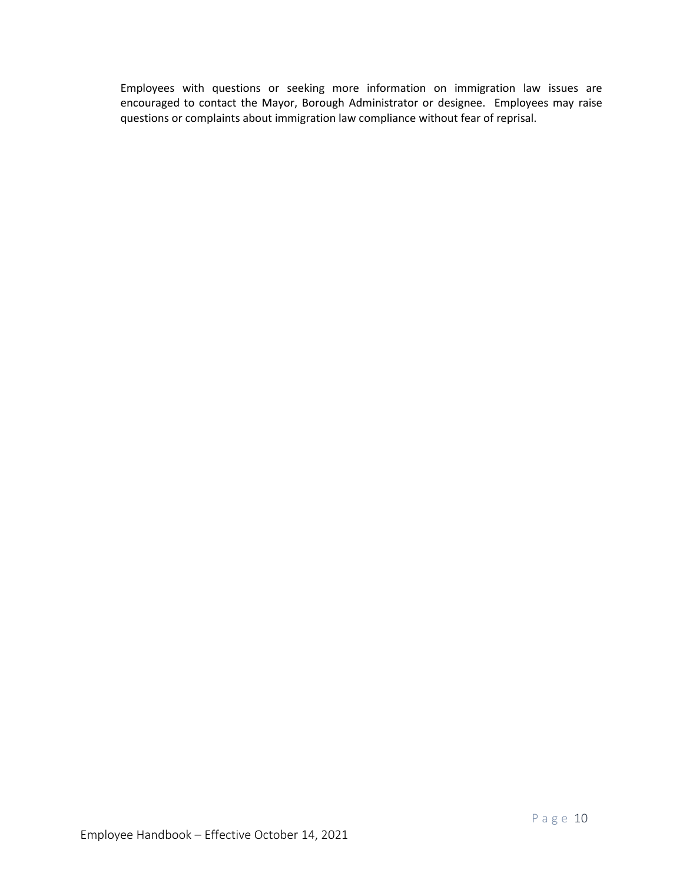Employees with questions or seeking more information on immigration law issues are encouraged to contact the Mayor, Borough Administrator or designee. Employees may raise questions or complaints about immigration law compliance without fear of reprisal.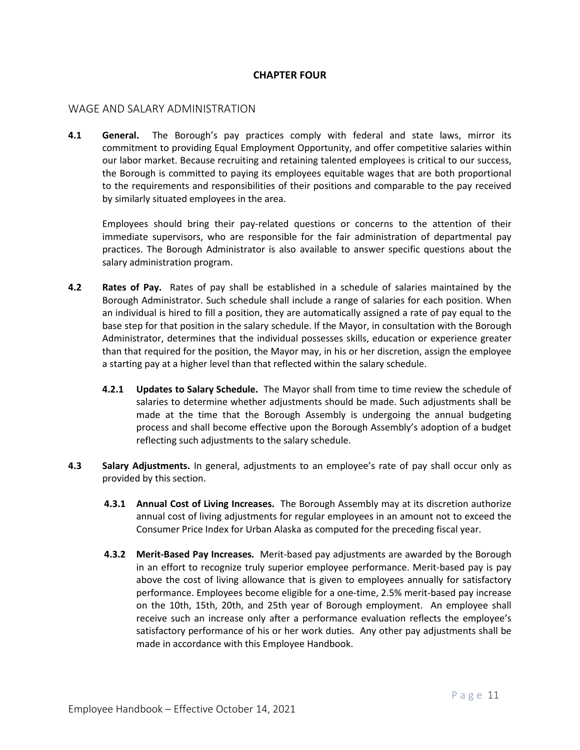# CHAPTER FOUR

## WAGE AND SALARY ADMINISTRATION

**4.1 General.** The Borough's pay practices comply with federal and state laws, mirror its commitment to providing Equal Employment Opportunity, and offer competitive salaries within our labor market. Because recruiting and retaining talented employees is critical to our success, the Borough is committed to paying its employees equitable wages that are both proportional to the requirements and responsibilities of their positions and comparable to the pay received by similarly situated employees in the area.

Employees should bring their pay-related questions or concerns to the attention of their immediate supervisors, who are responsible for the fair administration of departmental pay practices. The Borough Administrator is also available to answer specific questions about the salary administration program.

**4.2 Rates of Pay.** Rates of pay shall be established in a schedule of salaries maintained by the Borough Administrator. Such schedule shall include a range of salaries for each position. When an individual is hired to fill a position, they are automatically assigned a rate of pay equal to the base step for that position in the salary schedule. If the Mayor, in consultation with the Borough Administrator, determines that the individual possesses skills, education or experience greater than that required for the position, the Mayor may, in his or her discretion, assign the employee a starting pay at a higher level than that reflected within the salary schedule.

**4.2.1 Updates to Salary Schedule.** The Mayor shall from time to time review the schedule of salaries to determine whether adjustments should be made. Such adjustments shall be made at the time that the Borough Assembly is undergoing the annual budgeting process and shall become effective upon the Borough Assembly's adoption of a budget reflecting such adjustments to the salary schedule.

**4.3 Salary Adjustments.** In general, adjustments to an employee's rate of pay shall occur only as provided by this section.

**4.3.1 Annual Cost of Living Increases.** The Borough Assembly may at its discretion authorize annual cost of living adjustments for regular employees in an amount not to exceed the Consumer Price Index for Urban Alaska as computed for the preceding fiscal year.

**4.3.2 Merit-Based Pay Increases.** Merit-based pay adjustments are awarded by the Borough in an effort to recognize truly superior employee performance. Merit-based pay is pay above the cost of living allowance that is given to employees annually for satisfactory performance. Employees become eligible for a one-time, 2.5% merit-based pay increase on the 10th, 15th, 20th, and 25th year of Borough employment. An employee shall receive such an increase only after a performance evaluation reflects the employee's satisfactory performance of his or her work duties. Any other pay adjustments shall be made in accordance with this Employee Handbook.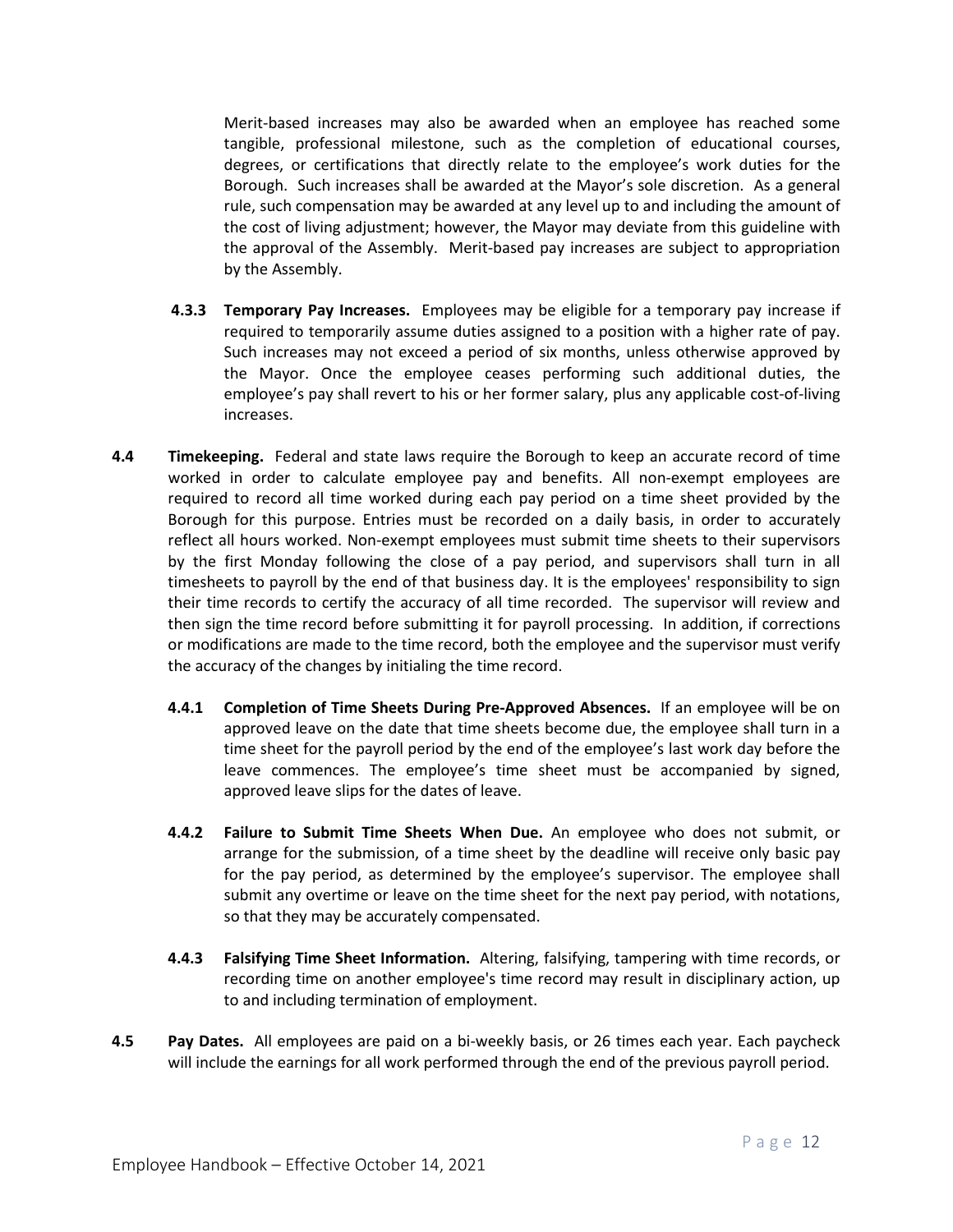Merit-based increases may also be awarded when an employee has reached some tangible, professional milestone, such as the completion of educational courses, degrees, or certifications that directly relate to the employee's work duties for the Borough. Such increases shall be awarded at the Mayor's sole discretion. As a general rule, such compensation may be awarded at any level up to and including the amount of the cost of living adjustment; however, the Mayor may deviate from this guideline with the approval of the Assembly. Merit-based pay increases are subject to appropriation by the Assembly.

**4.3.3 Temporary Pay Increases.** Employees may be eligible for a temporary pay increase if required to temporarily assume duties assigned to a position with a higher rate of pay. Such increases may not exceed a period of six months, unless otherwise approved by the Mayor. Once the employee ceases performing such additional duties, the employee's pay shall revert to his or her former salary, plus any applicable cost-of-living increases.

**4.4 Timekeeping.** Federal and state laws require the Borough to keep an accurate record of time worked in order to calculate employee pay and benefits. All non-exempt employees are required to record all time worked during each pay period on a time sheet provided by the Borough for this purpose. Entries must be recorded on a daily basis, in order to accurately reflect all hours worked. Non-exempt employees must submit time sheets to their supervisors by the first Monday following the close of a pay period, and supervisors shall turn in all timesheets to payroll by the end of that business day. It is the employees' responsibility to sign their time records to certify the accuracy of all time recorded. The supervisor will review and then sign the time record before submitting it for payroll processing. In addition, if corrections or modifications are made to the time record, both the employee and the supervisor must verify the accuracy of the changes by initialing the time record.

**4.4.1 Completion of Time Sheets During Pre-Approved Absences.** If an employee will be on approved leave on the date that time sheets become due, the employee shall turn in a time sheet for the payroll period by the end of the employee's last work day before the leave commences. The employee's time sheet must be accompanied by signed, approved leave slips for the dates of leave.

**4.4.2 Failure to Submit Time Sheets When Due.** An employee who does not submit, or arrange for the submission, of a time sheet by the deadline will receive only basic pay for the pay period, as determined by the employee's supervisor. The employee shall submit any overtime or leave on the time sheet for the next pay period, with notations, so that they may be accurately compensated.

**4.4.3 Falsifying Time Sheet Information.** Altering, falsifying, tampering with time records, or recording time on another employee's time record may result in disciplinary action, up to and including termination of employment.

**4.5 Pay Dates.** All employees are paid on a bi-weekly basis, or 26 times each year. Each paycheck will include the earnings for all work performed through the end of the previous payroll period.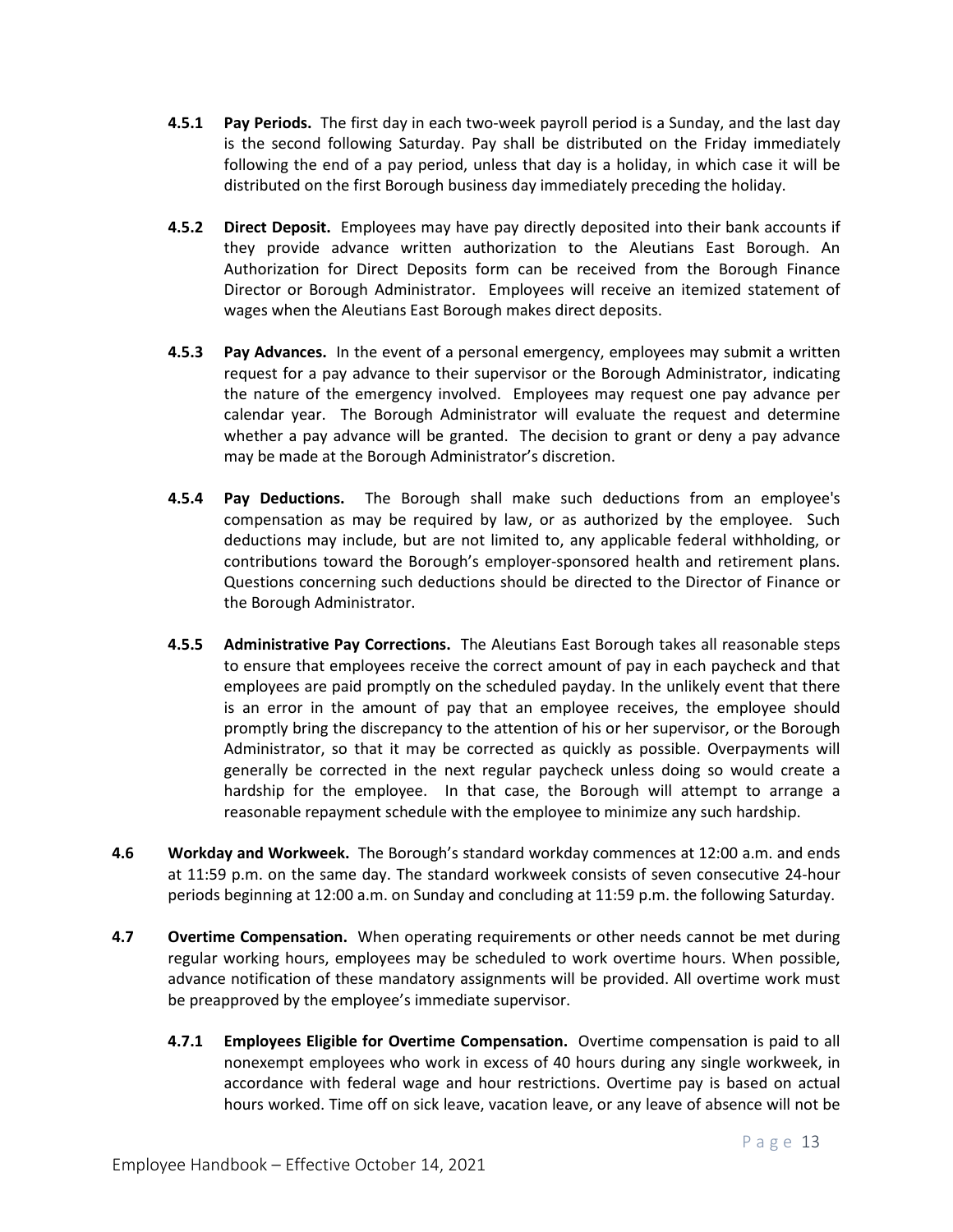**4.5.1 Pay Periods.** The first day in each two-week payroll period is a Sunday, and the last day is the second following Saturday. Pay shall be distributed on the Friday immediately following the end of a pay period, unless that day is a holiday, in which case it will be distributed on the first Borough business day immediately preceding the holiday.

**4.5.2 Direct Deposit.** Employees may have pay directly deposited into their bank accounts if they provide advance written authorization to the Aleutians East Borough. An Authorization for Direct Deposits form can be received from the Borough Finance Director or Borough Administrator. Employees will receive an itemized statement of wages when the Aleutians East Borough makes direct deposits.

**4.5.3 Pay Advances.** In the event of a personal emergency, employees may submit a written request for a pay advance to their supervisor or the Borough Administrator, indicating the nature of the emergency involved. Employees may request one pay advance per calendar year. The Borough Administrator will evaluate the request and determine whether a pay advance will be granted. The decision to grant or deny a pay advance may be made at the Borough Administrator's discretion.

**4.5.4 Pay Deductions.** The Borough shall make such deductions from an employee's compensation as may be required by law, or as authorized by the employee. Such deductions may include, but are not limited to, any applicable federal withholding, or contributions toward the Borough's employer-sponsored health and retirement plans. Questions concerning such deductions should be directed to the Director of Finance or the Borough Administrator.

**4.5.5 Administrative Pay Corrections.** The Aleutians East Borough takes all reasonable steps to ensure that employees receive the correct amount of pay in each paycheck and that employees are paid promptly on the scheduled payday. In the unlikely event that there is an error in the amount of pay that an employee receives, the employee should promptly bring the discrepancy to the attention of his or her supervisor, or the Borough Administrator, so that it may be corrected as quickly as possible. Overpayments will generally be corrected in the next regular paycheck unless doing so would create a hardship for the employee. In that case, the Borough will attempt to arrange a reasonable repayment schedule with the employee to minimize any such hardship.

**4.6 Workday and Workweek.** The Borough's standard workday commences at 12:00 a.m. and ends at 11:59 p.m. on the same day. The standard workweek consists of seven consecutive 24-hour periods beginning at 12:00 a.m. on Sunday and concluding at 11:59 p.m. the following Saturday.

**4.7 Overtime Compensation.** When operating requirements or other needs cannot be met during regular working hours, employees may be scheduled to work overtime hours. When possible, advance notification of these mandatory assignments will be provided. All overtime work must be preapproved by the employee's immediate supervisor.

**4.7.1 Employees Eligible for Overtime Compensation.** Overtime compensation is paid to all nonexempt employees who work in excess of 40 hours during any single workweek, in accordance with federal wage and hour restrictions. Overtime pay is based on actual hours worked. Time off on sick leave, vacation leave, or any leave of absence will not be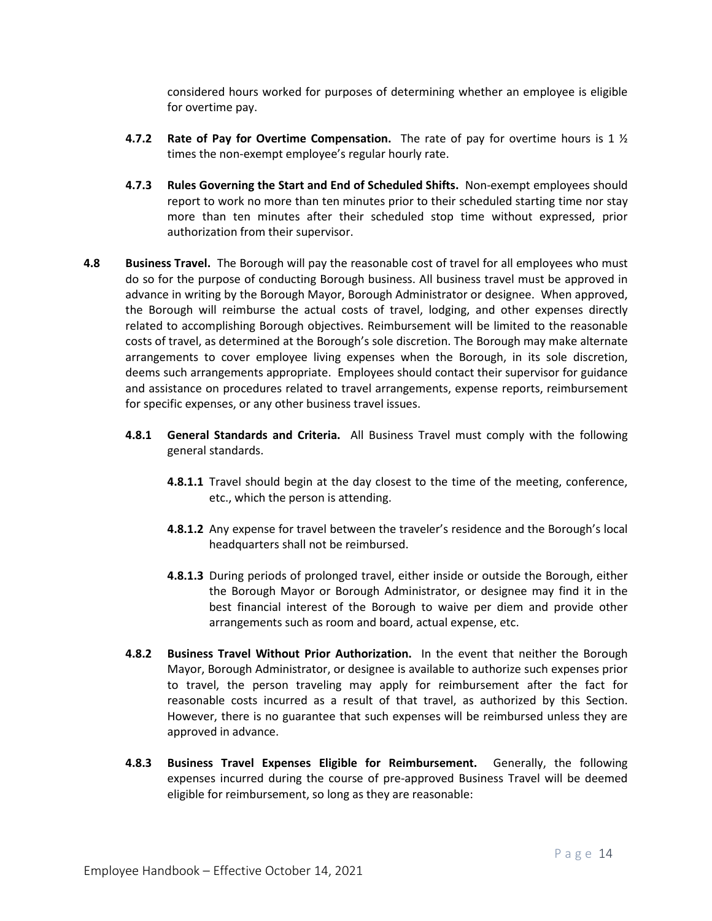considered hours worked for purposes of determining whether an employee is eligible for overtime pay.

**4.7.2 Rate of Pay for Overtime Compensation.** The rate of pay for overtime hours is 1 ½ times the non-exempt employee's regular hourly rate.

**4.7.3 Rules Governing the Start and End of Scheduled Shifts.** Non-exempt employees should report to work no more than ten minutes prior to their scheduled starting time nor stay more than ten minutes after their scheduled stop time without expressed, prior authorization from their supervisor.

**4.8 Business Travel.** The Borough will pay the reasonable cost of travel for all employees who must do so for the purpose of conducting Borough business. All business travel must be approved in advance in writing by the Borough Mayor, Borough Administrator or designee. When approved, the Borough will reimburse the actual costs of travel, lodging, and other expenses directly related to accomplishing Borough objectives. Reimbursement will be limited to the reasonable costs of travel, as determined at the Borough's sole discretion. The Borough may make alternate arrangements to cover employee living expenses when the Borough, in its sole discretion, deems such arrangements appropriate. Employees should contact their supervisor for guidance and assistance on procedures related to travel arrangements, expense reports, reimbursement for specific expenses, or any other business travel issues.

**4.8.1 General Standards and Criteria.** All Business Travel must comply with the following general standards.

**4.8.1.1** Travel should begin at the day closest to the time of the meeting, conference, etc., which the person is attending.

**4.8.1.2** Any expense for travel between the traveler's residence and the Borough's local headquarters shall not be reimbursed.

**4.8.1.3** During periods of prolonged travel, either inside or outside the Borough, either the Borough Mayor or Borough Administrator, or designee may find it in the best financial interest of the Borough to waive per diem and provide other arrangements such as room and board, actual expense, etc.

**4.8.2 Business Travel Without Prior Authorization.** In the event that neither the Borough Mayor, Borough Administrator, or designee is available to authorize such expenses prior to travel, the person traveling may apply for reimbursement after the fact for reasonable costs incurred as a result of that travel, as authorized by this Section. However, there is no guarantee that such expenses will be reimbursed unless they are approved in advance.

**4.8.3 Business Travel Expenses Eligible for Reimbursement.** Generally, the following expenses incurred during the course of pre-approved Business Travel will be deemed eligible for reimbursement, so long as they are reasonable: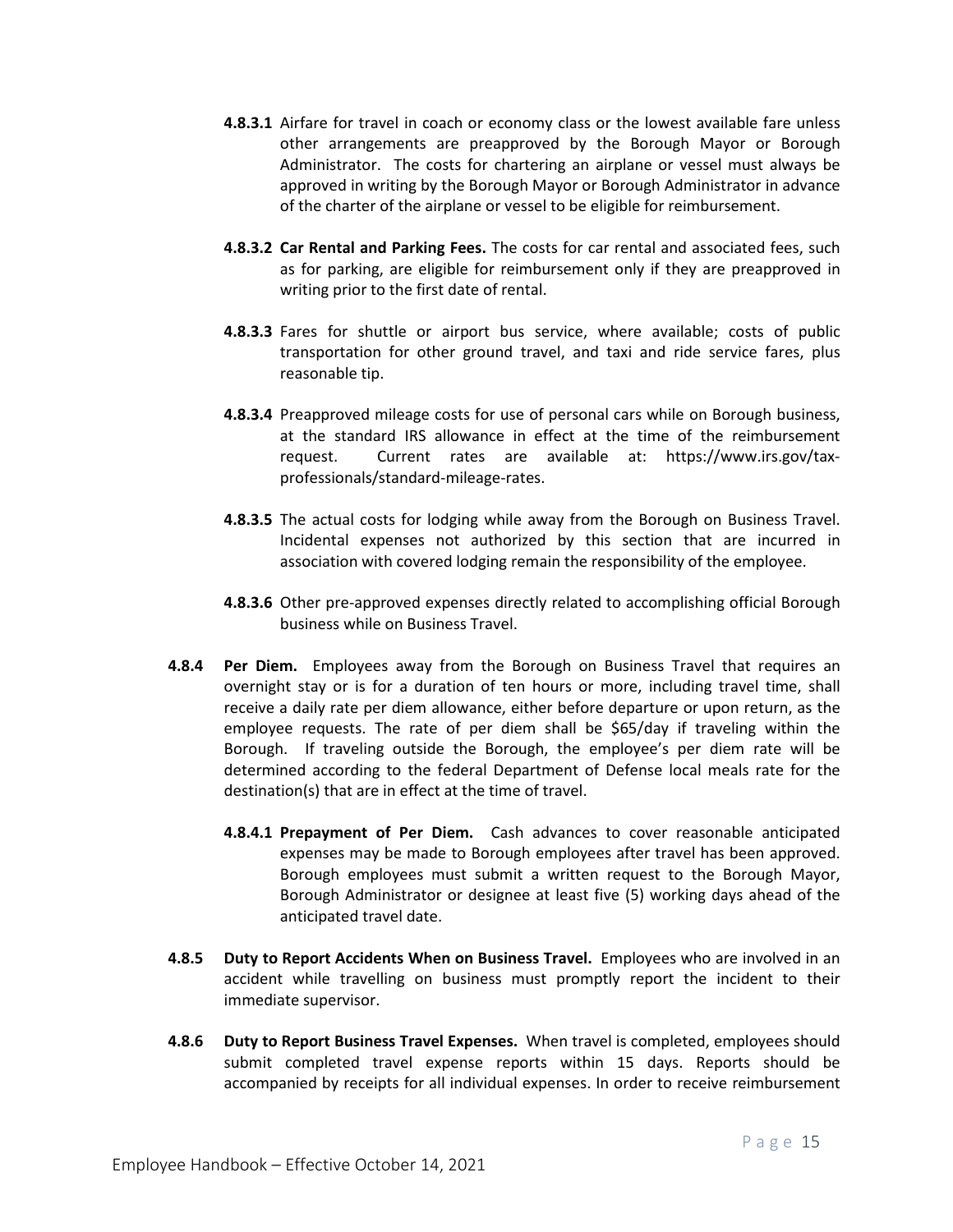**4.8.3.1** Airfare for travel in coach or economy class or the lowest available fare unless other arrangements are preapproved by the Borough Mayor or Borough Administrator. The costs for chartering an airplane or vessel must always be approved in writing by the Borough Mayor or Borough Administrator in advance of the charter of the airplane or vessel to be eligible for reimbursement.

**4.8.3.2 Car Rental and Parking Fees.** The costs for car rental and associated fees, such as for parking, are eligible for reimbursement only if they are preapproved in writing prior to the first date of rental.

**4.8.3.3** Fares for shuttle or airport bus service, where available; costs of public transportation for other ground travel, and taxi and ride service fares, plus reasonable tip.

**4.8.3.4** Preapproved mileage costs for use of personal cars while on Borough business, at the standard IRS allowance in effect at the time of the reimbursement request. Current rates are available at: https://www.irs.gov/tax-professionals/standard-mileage-rates.

**4.8.3.5** The actual costs for lodging while away from the Borough on Business Travel. Incidental expenses not authorized by this section that are incurred in association with covered lodging remain the responsibility of the employee.

**4.8.3.6** Other pre-approved expenses directly related to accomplishing official Borough business while on Business Travel.

**4.8.4 Per Diem.** Employees away from the Borough on Business Travel that requires an overnight stay or is for a duration of ten hours or more, including travel time, shall receive a daily rate per diem allowance, either before departure or upon return, as the employee requests. The rate of per diem shall be $65/day if traveling within the Borough. If traveling outside the Borough, the employee's per diem rate will be determined according to the federal Department of Defense local meals rate for the destination(s) that are in effect at the time of travel.

**4.8.4.1 Prepayment of Per Diem.** Cash advances to cover reasonable anticipated expenses may be made to Borough employees after travel has been approved. Borough employees must submit a written request to the Borough Mayor, Borough Administrator or designee at least five (5) working days ahead of the anticipated travel date.

**4.8.5 Duty to Report Accidents When on Business Travel.** Employees who are involved in an accident while travelling on business must promptly report the incident to their immediate supervisor.

**4.8.6 Duty to Report Business Travel Expenses.** When travel is completed, employees should submit completed travel expense reports within 15 days. Reports should be accompanied by receipts for all individual expenses. In order to receive reimbursement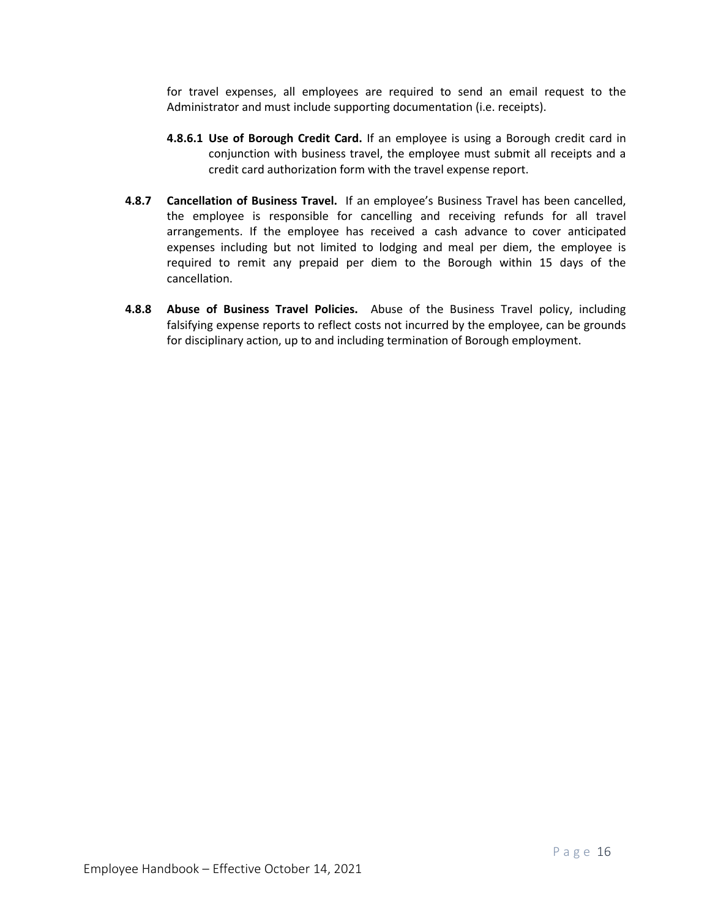for travel expenses, all employees are required to send an email request to the Administrator and must include supporting documentation (i.e. receipts).

**4.8.6.1 Use of Borough Credit Card.** If an employee is using a Borough credit card in conjunction with business travel, the employee must submit all receipts and a credit card authorization form with the travel expense report.

**4.8.7 Cancellation of Business Travel.** If an employee's Business Travel has been cancelled, the employee is responsible for cancelling and receiving refunds for all travel arrangements. If the employee has received a cash advance to cover anticipated expenses including but not limited to lodging and meal per diem, the employee is required to remit any prepaid per diem to the Borough within 15 days of the cancellation.

**4.8.8 Abuse of Business Travel Policies.** Abuse of the Business Travel policy, including falsifying expense reports to reflect costs not incurred by the employee, can be grounds for disciplinary action, up to and including termination of Borough employment.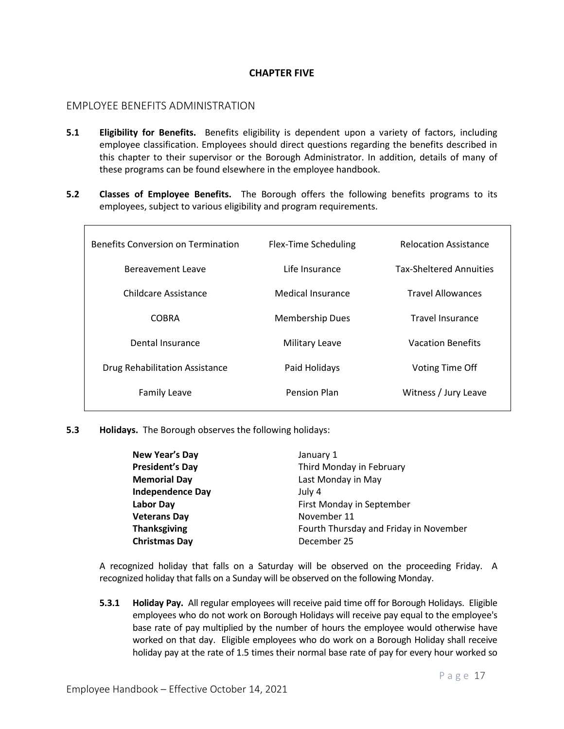# CHAPTER FIVE

## EMPLOYEE BENEFITS ADMINISTRATION

**5.1 Eligibility for Benefits.** Benefits eligibility is dependent upon a variety of factors, including employee classification. Employees should direct questions regarding the benefits described in this chapter to their supervisor or the Borough Administrator. In addition, details of many of these programs can be found elsewhere in the employee handbook.

**5.2 Classes of Employee Benefits.** The Borough offers the following benefits programs to its employees, subject to various eligibility and program requirements.

| | | |
|---|---|---|
| Benefits Conversion on Termination | Flex-Time Scheduling | Relocation Assistance |
| Bereavement Leave | Life Insurance | Tax-Sheltered Annuities |
| Childcare Assistance | Medical Insurance | Travel Allowances |
| COBRA | Membership Dues | Travel Insurance |
| Dental Insurance | Military Leave | Vacation Benefits |
| Drug Rehabilitation Assistance | Paid Holidays | Voting Time Off |
| Family Leave | Pension Plan | Witness / Jury Leave |

**5.3 Holidays.** The Borough observes the following holidays:

| | |
|---|---|
| **New Year's Day** | January 1 |
| **President's Day** | Third Monday in February |
| **Memorial Day** | Last Monday in May |
| **Independence Day** | July 4 |
| **Labor Day** | First Monday in September |
| **Veterans Day** | November 11 |
| **Thanksgiving** | Fourth Thursday and Friday in November |
| **Christmas Day** | December 25 |

A recognized holiday that falls on a Saturday will be observed on the proceeding Friday. A recognized holiday that falls on a Sunday will be observed on the following Monday.

**5.3.1 Holiday Pay.** All regular employees will receive paid time off for Borough Holidays. Eligible employees who do not work on Borough Holidays will receive pay equal to the employee's base rate of pay multiplied by the number of hours the employee would otherwise have worked on that day. Eligible employees who do work on a Borough Holiday shall receive holiday pay at the rate of 1.5 times their normal base rate of pay for every hour worked so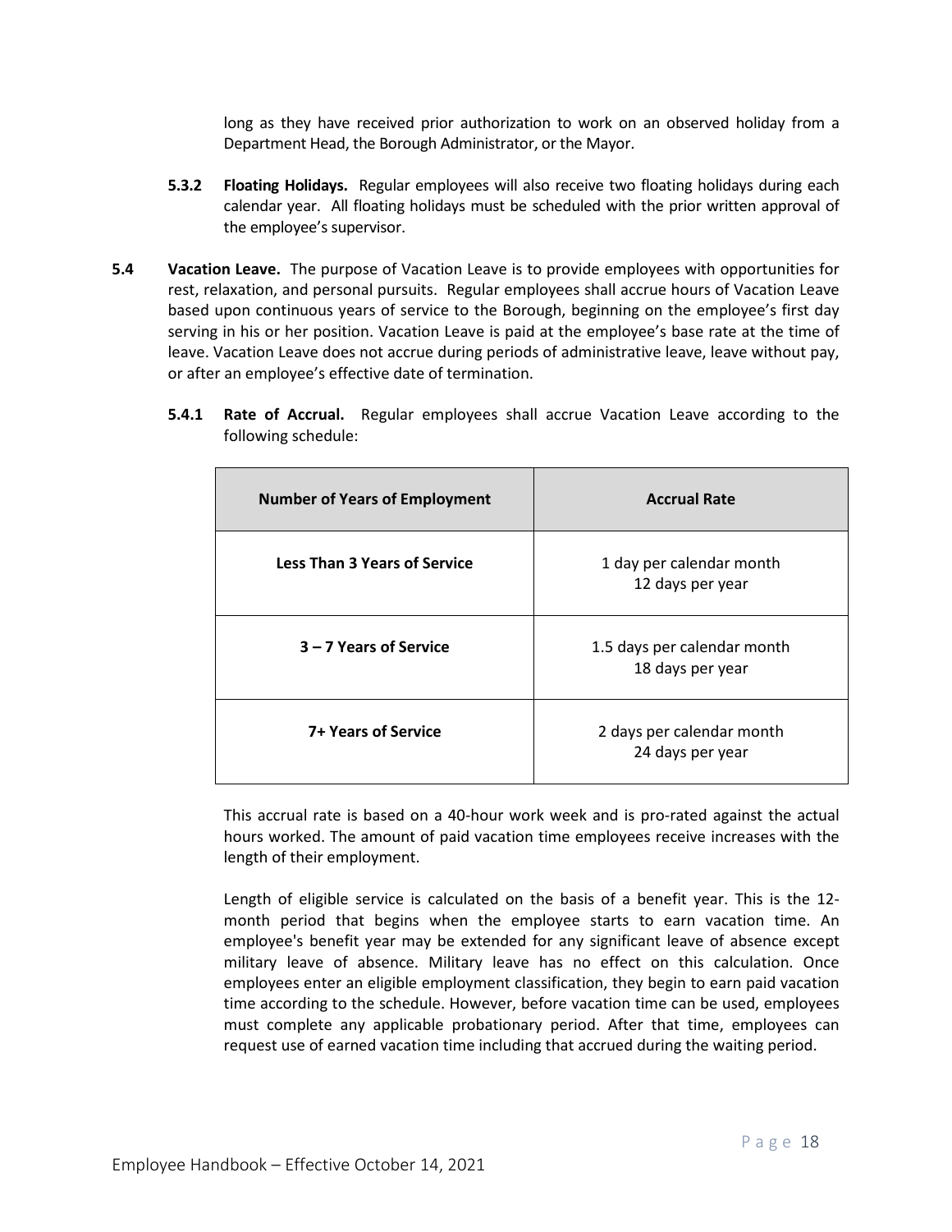long as they have received prior authorization to work on an observed holiday from a Department Head, the Borough Administrator, or the Mayor.

**5.3.2 Floating Holidays.** Regular employees will also receive two floating holidays during each calendar year. All floating holidays must be scheduled with the prior written approval of the employee's supervisor.

**5.4 Vacation Leave.** The purpose of Vacation Leave is to provide employees with opportunities for rest, relaxation, and personal pursuits. Regular employees shall accrue hours of Vacation Leave based upon continuous years of service to the Borough, beginning on the employee's first day serving in his or her position. Vacation Leave is paid at the employee's base rate at the time of leave. Vacation Leave does not accrue during periods of administrative leave, leave without pay, or after an employee's effective date of termination.

**5.4.1 Rate of Accrual.** Regular employees shall accrue Vacation Leave according to the following schedule:

| Number of Years of Employment | Accrual Rate |
|---|---|
| **Less Than 3 Years of Service** | 1 day per calendar month<br>12 days per year |
| **3 – 7 Years of Service** | 1.5 days per calendar month<br>18 days per year |
| **7+ Years of Service** | 2 days per calendar month<br>24 days per year |

This accrual rate is based on a 40-hour work week and is pro-rated against the actual hours worked. The amount of paid vacation time employees receive increases with the length of their employment.

Length of eligible service is calculated on the basis of a benefit year. This is the 12-month period that begins when the employee starts to earn vacation time. An employee's benefit year may be extended for any significant leave of absence except military leave of absence. Military leave has no effect on this calculation. Once employees enter an eligible employment classification, they begin to earn paid vacation time according to the schedule. However, before vacation time can be used, employees must complete any applicable probationary period. After that time, employees can request use of earned vacation time including that accrued during the waiting period.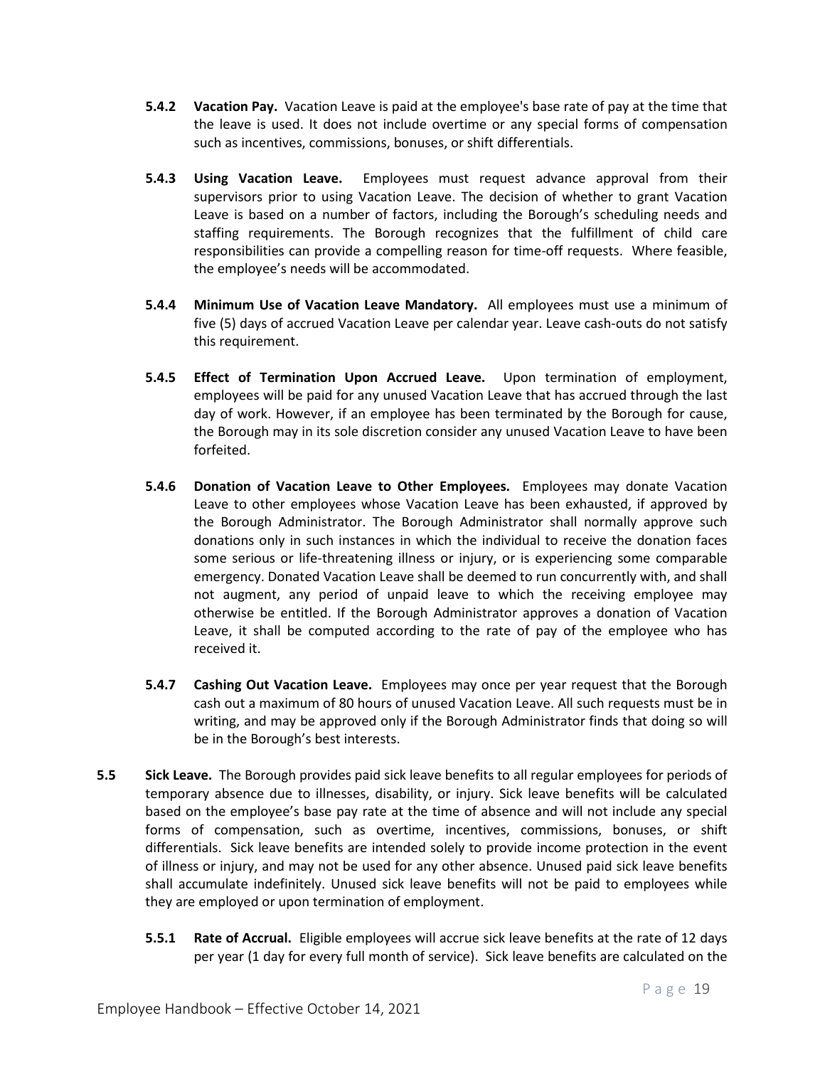**5.4.2 Vacation Pay.** Vacation Leave is paid at the employee's base rate of pay at the time that the leave is used. It does not include overtime or any special forms of compensation such as incentives, commissions, bonuses, or shift differentials.

**5.4.3 Using Vacation Leave.** Employees must request advance approval from their supervisors prior to using Vacation Leave. The decision of whether to grant Vacation Leave is based on a number of factors, including the Borough's scheduling needs and staffing requirements. The Borough recognizes that the fulfillment of child care responsibilities can provide a compelling reason for time-off requests. Where feasible, the employee's needs will be accommodated.

**5.4.4 Minimum Use of Vacation Leave Mandatory.** All employees must use a minimum of five (5) days of accrued Vacation Leave per calendar year. Leave cash-outs do not satisfy this requirement.

**5.4.5 Effect of Termination Upon Accrued Leave.** Upon termination of employment, employees will be paid for any unused Vacation Leave that has accrued through the last day of work. However, if an employee has been terminated by the Borough for cause, the Borough may in its sole discretion consider any unused Vacation Leave to have been forfeited.

**5.4.6 Donation of Vacation Leave to Other Employees.** Employees may donate Vacation Leave to other employees whose Vacation Leave has been exhausted, if approved by the Borough Administrator. The Borough Administrator shall normally approve such donations only in such instances in which the individual to receive the donation faces some serious or life-threatening illness or injury, or is experiencing some comparable emergency. Donated Vacation Leave shall be deemed to run concurrently with, and shall not augment, any period of unpaid leave to which the receiving employee may otherwise be entitled. If the Borough Administrator approves a donation of Vacation Leave, it shall be computed according to the rate of pay of the employee who has received it.

**5.4.7 Cashing Out Vacation Leave.** Employees may once per year request that the Borough cash out a maximum of 80 hours of unused Vacation Leave. All such requests must be in writing, and may be approved only if the Borough Administrator finds that doing so will be in the Borough's best interests.

**5.5 Sick Leave.** The Borough provides paid sick leave benefits to all regular employees for periods of temporary absence due to illnesses, disability, or injury. Sick leave benefits will be calculated based on the employee's base pay rate at the time of absence and will not include any special forms of compensation, such as overtime, incentives, commissions, bonuses, or shift differentials. Sick leave benefits are intended solely to provide income protection in the event of illness or injury, and may not be used for any other absence. Unused paid sick leave benefits shall accumulate indefinitely. Unused sick leave benefits will not be paid to employees while they are employed or upon termination of employment.

**5.5.1 Rate of Accrual.** Eligible employees will accrue sick leave benefits at the rate of 12 days per year (1 day for every full month of service). Sick leave benefits are calculated on the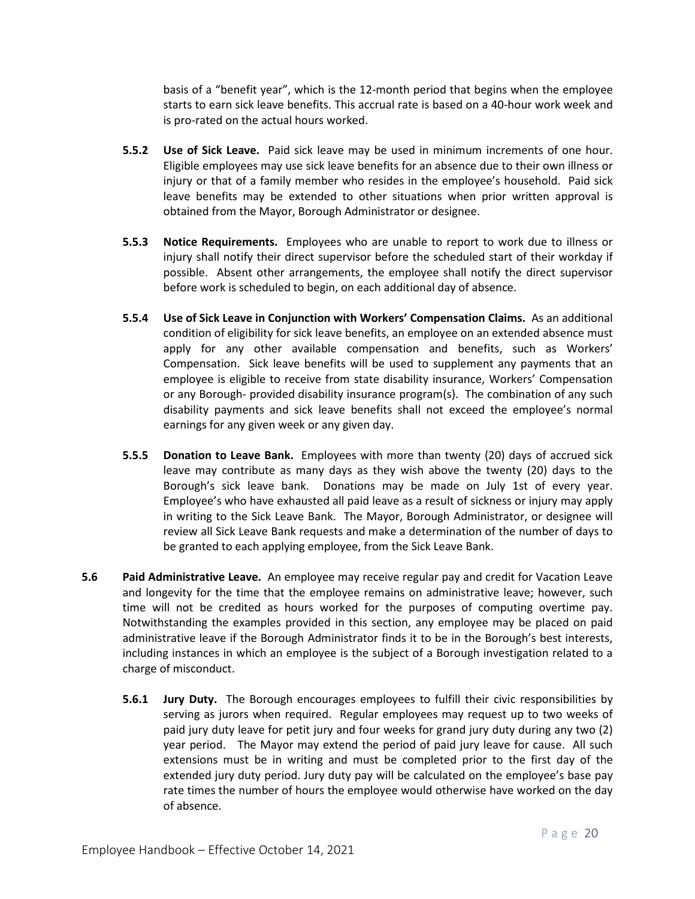basis of a "benefit year", which is the 12-month period that begins when the employee starts to earn sick leave benefits. This accrual rate is based on a 40-hour work week and is pro-rated on the actual hours worked.

**5.5.2 Use of Sick Leave.** Paid sick leave may be used in minimum increments of one hour. Eligible employees may use sick leave benefits for an absence due to their own illness or injury or that of a family member who resides in the employee's household. Paid sick leave benefits may be extended to other situations when prior written approval is obtained from the Mayor, Borough Administrator or designee.

**5.5.3 Notice Requirements.** Employees who are unable to report to work due to illness or injury shall notify their direct supervisor before the scheduled start of their workday if possible. Absent other arrangements, the employee shall notify the direct supervisor before work is scheduled to begin, on each additional day of absence.

**5.5.4 Use of Sick Leave in Conjunction with Workers' Compensation Claims.** As an additional condition of eligibility for sick leave benefits, an employee on an extended absence must apply for any other available compensation and benefits, such as Workers' Compensation. Sick leave benefits will be used to supplement any payments that an employee is eligible to receive from state disability insurance, Workers' Compensation or any Borough- provided disability insurance program(s). The combination of any such disability payments and sick leave benefits shall not exceed the employee's normal earnings for any given week or any given day.

**5.5.5 Donation to Leave Bank.** Employees with more than twenty (20) days of accrued sick leave may contribute as many days as they wish above the twenty (20) days to the Borough's sick leave bank. Donations may be made on July 1st of every year. Employee's who have exhausted all paid leave as a result of sickness or injury may apply in writing to the Sick Leave Bank. The Mayor, Borough Administrator, or designee will review all Sick Leave Bank requests and make a determination of the number of days to be granted to each applying employee, from the Sick Leave Bank.

**5.6 Paid Administrative Leave.** An employee may receive regular pay and credit for Vacation Leave and longevity for the time that the employee remains on administrative leave; however, such time will not be credited as hours worked for the purposes of computing overtime pay. Notwithstanding the examples provided in this section, any employee may be placed on paid administrative leave if the Borough Administrator finds it to be in the Borough's best interests, including instances in which an employee is the subject of a Borough investigation related to a charge of misconduct.

**5.6.1 Jury Duty.** The Borough encourages employees to fulfill their civic responsibilities by serving as jurors when required. Regular employees may request up to two weeks of paid jury duty leave for petit jury and four weeks for grand jury duty during any two (2) year period. The Mayor may extend the period of paid jury leave for cause. All such extensions must be in writing and must be completed prior to the first day of the extended jury duty period. Jury duty pay will be calculated on the employee's base pay rate times the number of hours the employee would otherwise have worked on the day of absence.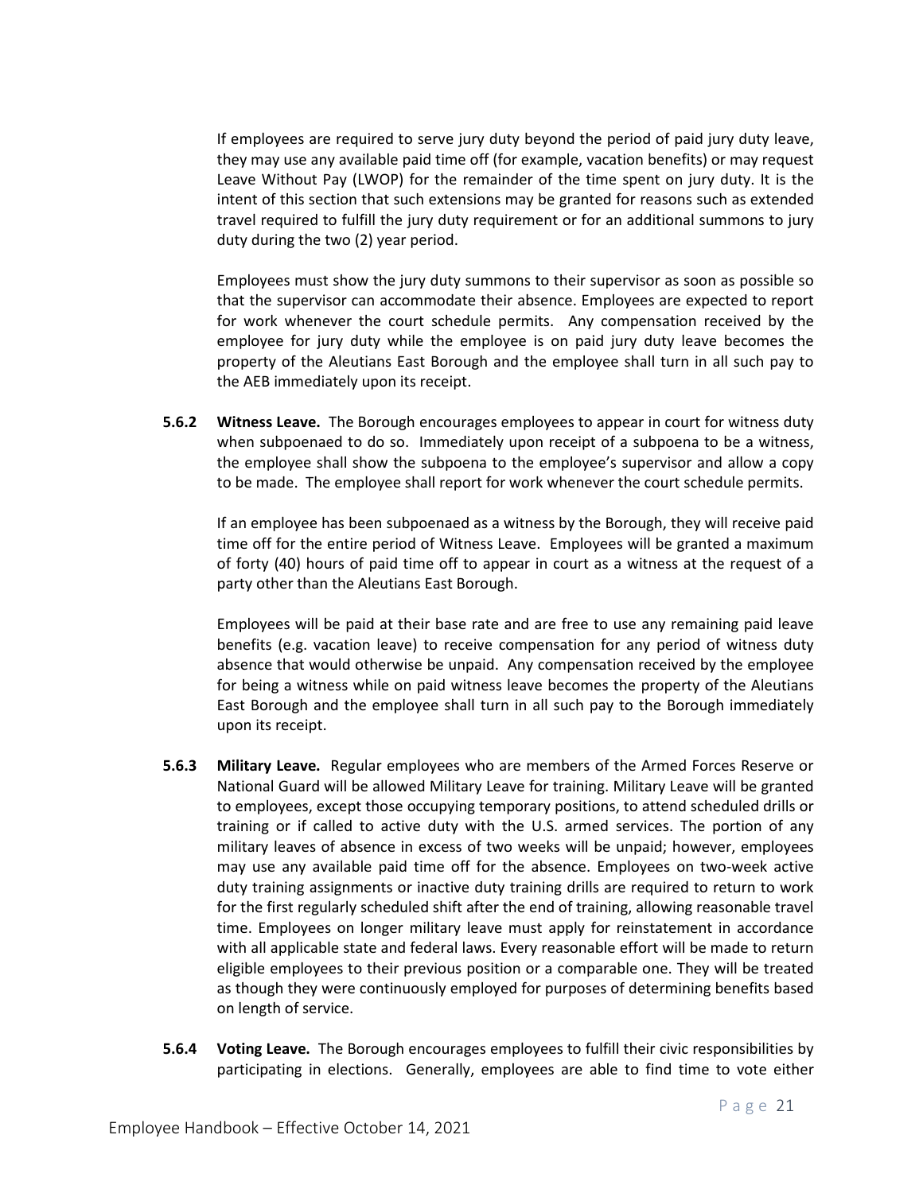If employees are required to serve jury duty beyond the period of paid jury duty leave, they may use any available paid time off (for example, vacation benefits) or may request Leave Without Pay (LWOP) for the remainder of the time spent on jury duty. It is the intent of this section that such extensions may be granted for reasons such as extended travel required to fulfill the jury duty requirement or for an additional summons to jury duty during the two (2) year period.

Employees must show the jury duty summons to their supervisor as soon as possible so that the supervisor can accommodate their absence. Employees are expected to report for work whenever the court schedule permits. Any compensation received by the employee for jury duty while the employee is on paid jury duty leave becomes the property of the Aleutians East Borough and the employee shall turn in all such pay to the AEB immediately upon its receipt.

**5.6.2 Witness Leave.** The Borough encourages employees to appear in court for witness duty when subpoenaed to do so. Immediately upon receipt of a subpoena to be a witness, the employee shall show the subpoena to the employee's supervisor and allow a copy to be made. The employee shall report for work whenever the court schedule permits.

If an employee has been subpoenaed as a witness by the Borough, they will receive paid time off for the entire period of Witness Leave. Employees will be granted a maximum of forty (40) hours of paid time off to appear in court as a witness at the request of a party other than the Aleutians East Borough.

Employees will be paid at their base rate and are free to use any remaining paid leave benefits (e.g. vacation leave) to receive compensation for any period of witness duty absence that would otherwise be unpaid. Any compensation received by the employee for being a witness while on paid witness leave becomes the property of the Aleutians East Borough and the employee shall turn in all such pay to the Borough immediately upon its receipt.

**5.6.3 Military Leave.** Regular employees who are members of the Armed Forces Reserve or National Guard will be allowed Military Leave for training. Military Leave will be granted to employees, except those occupying temporary positions, to attend scheduled drills or training or if called to active duty with the U.S. armed services. The portion of any military leaves of absence in excess of two weeks will be unpaid; however, employees may use any available paid time off for the absence. Employees on two-week active duty training assignments or inactive duty training drills are required to return to work for the first regularly scheduled shift after the end of training, allowing reasonable travel time. Employees on longer military leave must apply for reinstatement in accordance with all applicable state and federal laws. Every reasonable effort will be made to return eligible employees to their previous position or a comparable one. They will be treated as though they were continuously employed for purposes of determining benefits based on length of service.

**5.6.4 Voting Leave.** The Borough encourages employees to fulfill their civic responsibilities by participating in elections. Generally, employees are able to find time to vote either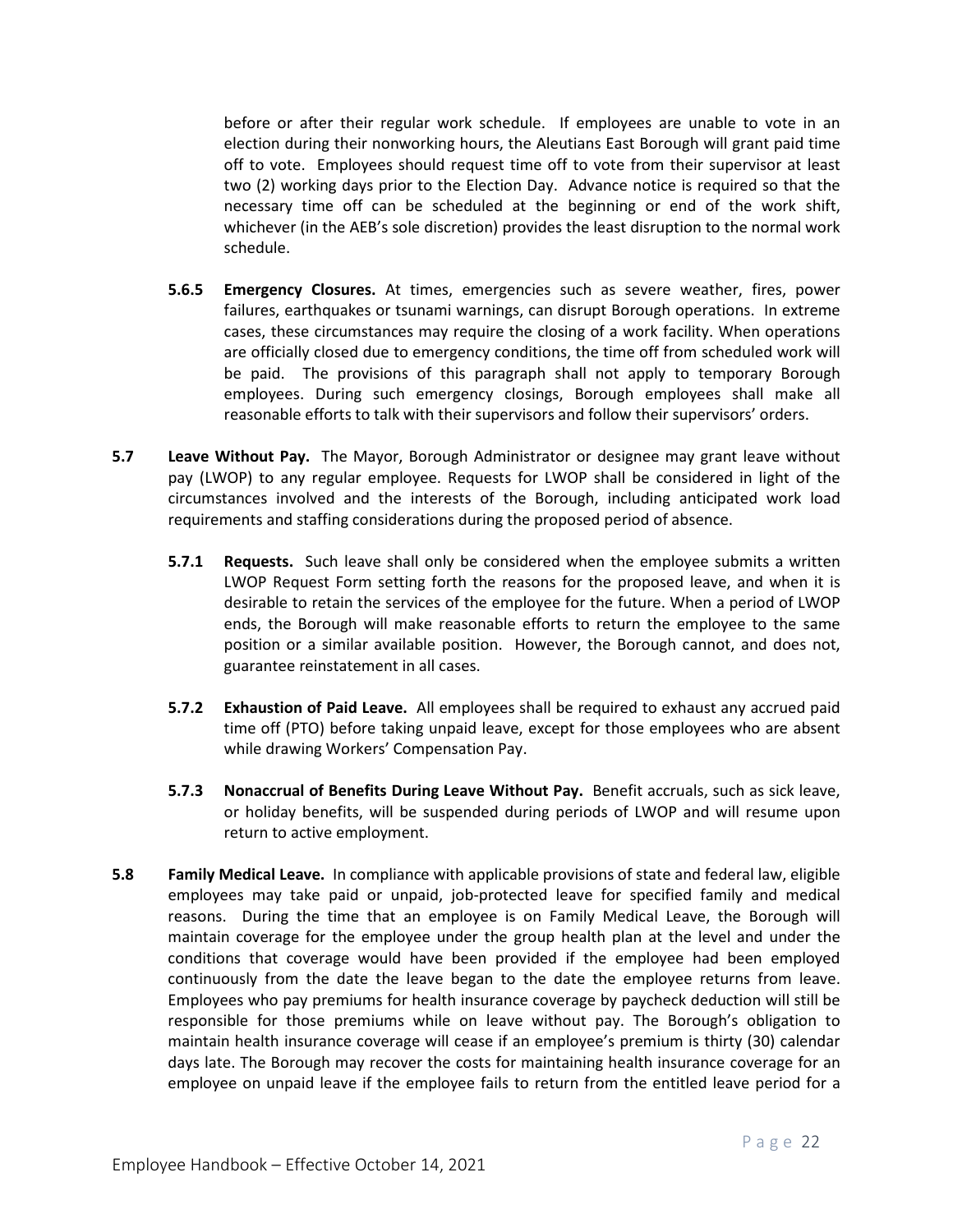before or after their regular work schedule. If employees are unable to vote in an election during their nonworking hours, the Aleutians East Borough will grant paid time off to vote. Employees should request time off to vote from their supervisor at least two (2) working days prior to the Election Day. Advance notice is required so that the necessary time off can be scheduled at the beginning or end of the work shift, whichever (in the AEB's sole discretion) provides the least disruption to the normal work schedule.

**5.6.5 Emergency Closures.** At times, emergencies such as severe weather, fires, power failures, earthquakes or tsunami warnings, can disrupt Borough operations. In extreme cases, these circumstances may require the closing of a work facility. When operations are officially closed due to emergency conditions, the time off from scheduled work will be paid. The provisions of this paragraph shall not apply to temporary Borough employees. During such emergency closings, Borough employees shall make all reasonable efforts to talk with their supervisors and follow their supervisors' orders.

**5.7 Leave Without Pay.** The Mayor, Borough Administrator or designee may grant leave without pay (LWOP) to any regular employee. Requests for LWOP shall be considered in light of the circumstances involved and the interests of the Borough, including anticipated work load requirements and staffing considerations during the proposed period of absence.

**5.7.1 Requests.** Such leave shall only be considered when the employee submits a written LWOP Request Form setting forth the reasons for the proposed leave, and when it is desirable to retain the services of the employee for the future. When a period of LWOP ends, the Borough will make reasonable efforts to return the employee to the same position or a similar available position. However, the Borough cannot, and does not, guarantee reinstatement in all cases.

**5.7.2 Exhaustion of Paid Leave.** All employees shall be required to exhaust any accrued paid time off (PTO) before taking unpaid leave, except for those employees who are absent while drawing Workers' Compensation Pay.

**5.7.3 Nonaccrual of Benefits During Leave Without Pay.** Benefit accruals, such as sick leave, or holiday benefits, will be suspended during periods of LWOP and will resume upon return to active employment.

**5.8 Family Medical Leave.** In compliance with applicable provisions of state and federal law, eligible employees may take paid or unpaid, job-protected leave for specified family and medical reasons. During the time that an employee is on Family Medical Leave, the Borough will maintain coverage for the employee under the group health plan at the level and under the conditions that coverage would have been provided if the employee had been employed continuously from the date the leave began to the date the employee returns from leave. Employees who pay premiums for health insurance coverage by paycheck deduction will still be responsible for those premiums while on leave without pay. The Borough's obligation to maintain health insurance coverage will cease if an employee's premium is thirty (30) calendar days late. The Borough may recover the costs for maintaining health insurance coverage for an employee on unpaid leave if the employee fails to return from the entitled leave period for a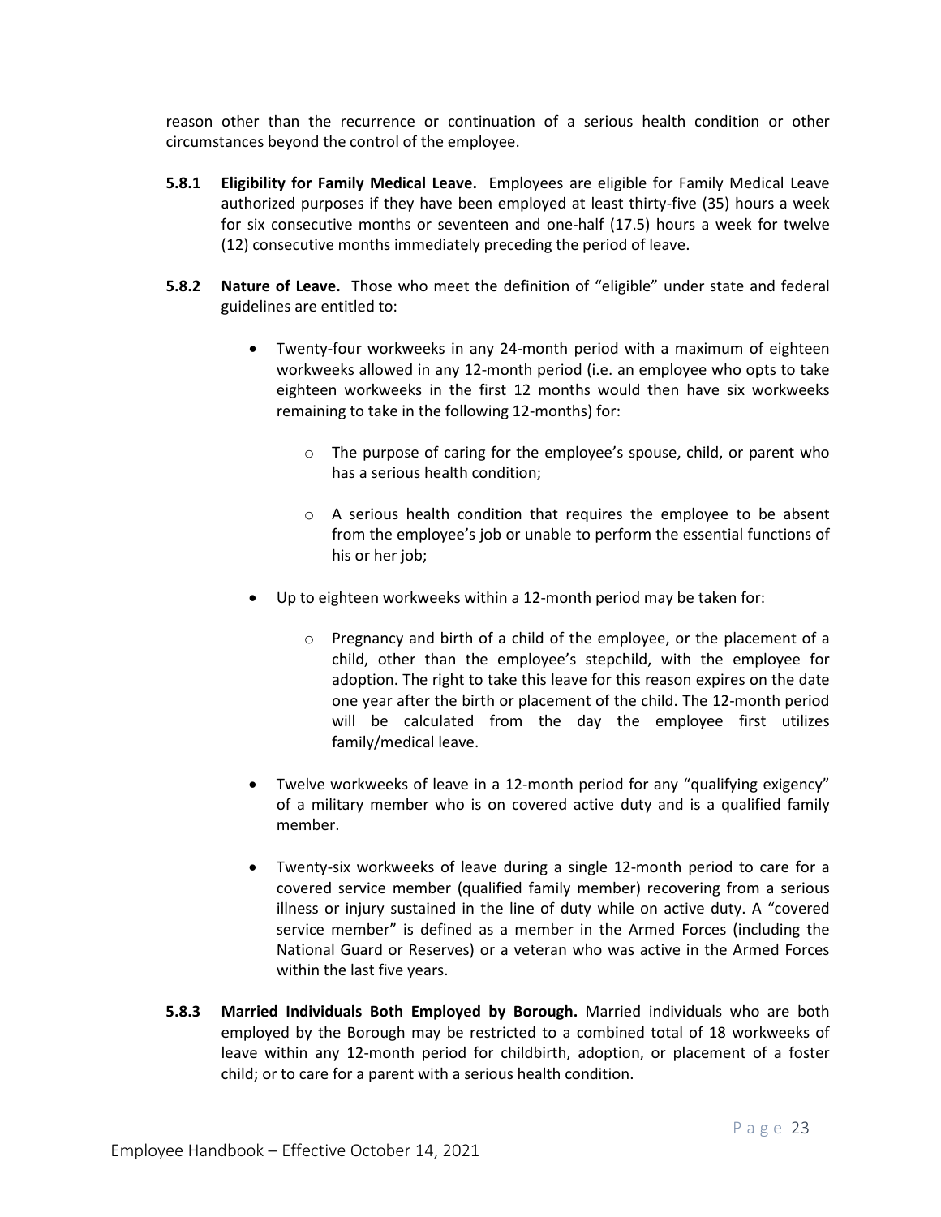reason other than the recurrence or continuation of a serious health condition or other circumstances beyond the control of the employee.

**5.8.1 Eligibility for Family Medical Leave.** Employees are eligible for Family Medical Leave authorized purposes if they have been employed at least thirty-five (35) hours a week for six consecutive months or seventeen and one-half (17.5) hours a week for twelve (12) consecutive months immediately preceding the period of leave.

**5.8.2 Nature of Leave.** Those who meet the definition of "eligible" under state and federal guidelines are entitled to:

- Twenty-four workweeks in any 24-month period with a maximum of eighteen workweeks allowed in any 12-month period (i.e. an employee who opts to take eighteen workweeks in the first 12 months would then have six workweeks remaining to take in the following 12-months) for:
  - The purpose of caring for the employee's spouse, child, or parent who has a serious health condition;
  - A serious health condition that requires the employee to be absent from the employee's job or unable to perform the essential functions of his or her job;
- Up to eighteen workweeks within a 12-month period may be taken for:
  - Pregnancy and birth of a child of the employee, or the placement of a child, other than the employee's stepchild, with the employee for adoption. The right to take this leave for this reason expires on the date one year after the birth or placement of the child. The 12-month period will be calculated from the day the employee first utilizes family/medical leave.
- Twelve workweeks of leave in a 12-month period for any "qualifying exigency" of a military member who is on covered active duty and is a qualified family member.
- Twenty-six workweeks of leave during a single 12-month period to care for a covered service member (qualified family member) recovering from a serious illness or injury sustained in the line of duty while on active duty. A "covered service member" is defined as a member in the Armed Forces (including the National Guard or Reserves) or a veteran who was active in the Armed Forces within the last five years.

**5.8.3 Married Individuals Both Employed by Borough.** Married individuals who are both employed by the Borough may be restricted to a combined total of 18 workweeks of leave within any 12-month period for childbirth, adoption, or placement of a foster child; or to care for a parent with a serious health condition.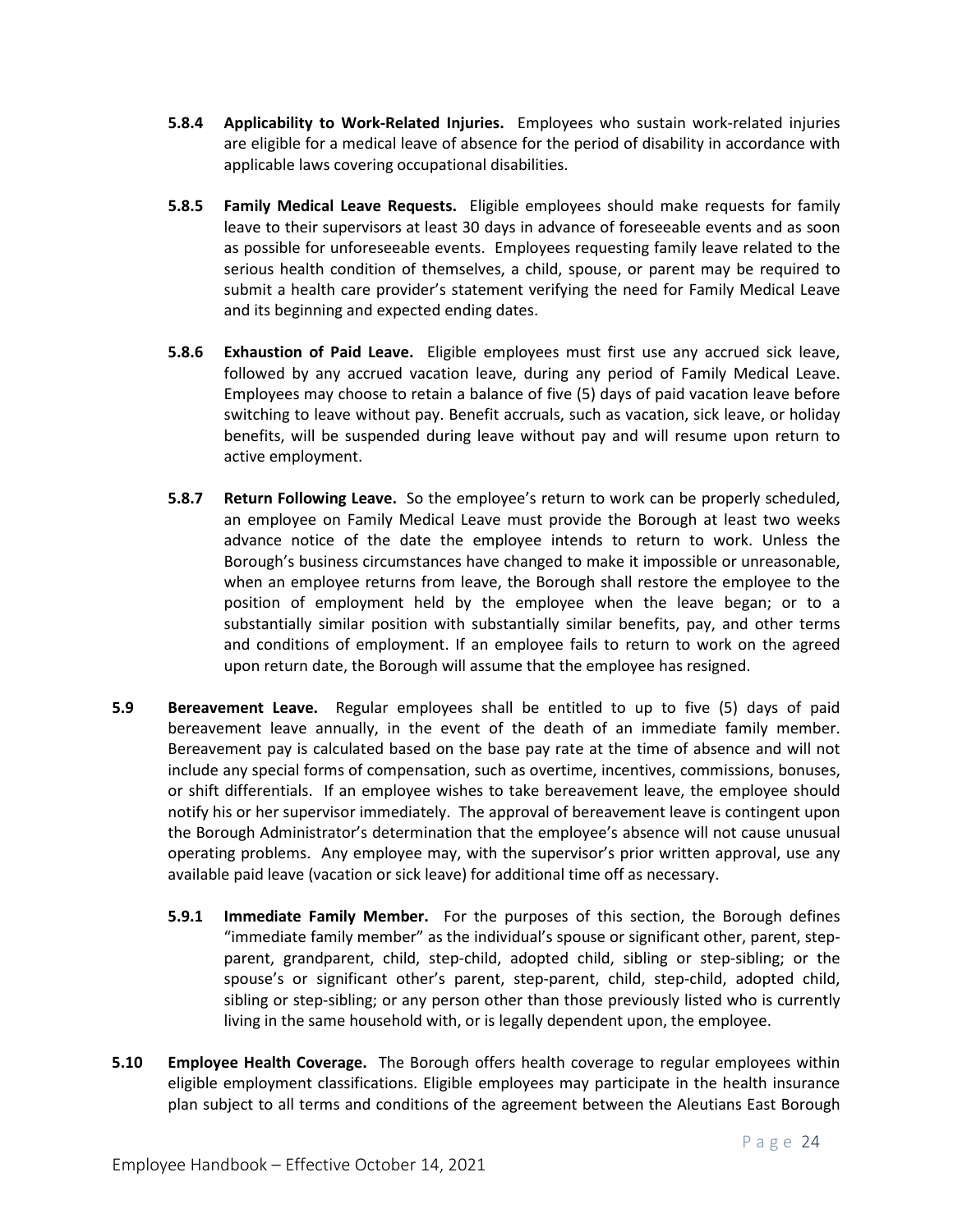**5.8.4 Applicability to Work-Related Injuries.** Employees who sustain work-related injuries are eligible for a medical leave of absence for the period of disability in accordance with applicable laws covering occupational disabilities.

**5.8.5 Family Medical Leave Requests.** Eligible employees should make requests for family leave to their supervisors at least 30 days in advance of foreseeable events and as soon as possible for unforeseeable events. Employees requesting family leave related to the serious health condition of themselves, a child, spouse, or parent may be required to submit a health care provider's statement verifying the need for Family Medical Leave and its beginning and expected ending dates.

**5.8.6 Exhaustion of Paid Leave.** Eligible employees must first use any accrued sick leave, followed by any accrued vacation leave, during any period of Family Medical Leave. Employees may choose to retain a balance of five (5) days of paid vacation leave before switching to leave without pay. Benefit accruals, such as vacation, sick leave, or holiday benefits, will be suspended during leave without pay and will resume upon return to active employment.

**5.8.7 Return Following Leave.** So the employee's return to work can be properly scheduled, an employee on Family Medical Leave must provide the Borough at least two weeks advance notice of the date the employee intends to return to work. Unless the Borough's business circumstances have changed to make it impossible or unreasonable, when an employee returns from leave, the Borough shall restore the employee to the position of employment held by the employee when the leave began; or to a substantially similar position with substantially similar benefits, pay, and other terms and conditions of employment. If an employee fails to return to work on the agreed upon return date, the Borough will assume that the employee has resigned.

**5.9 Bereavement Leave.** Regular employees shall be entitled to up to five (5) days of paid bereavement leave annually, in the event of the death of an immediate family member. Bereavement pay is calculated based on the base pay rate at the time of absence and will not include any special forms of compensation, such as overtime, incentives, commissions, bonuses, or shift differentials. If an employee wishes to take bereavement leave, the employee should notify his or her supervisor immediately. The approval of bereavement leave is contingent upon the Borough Administrator's determination that the employee's absence will not cause unusual operating problems. Any employee may, with the supervisor's prior written approval, use any available paid leave (vacation or sick leave) for additional time off as necessary.

**5.9.1 Immediate Family Member.** For the purposes of this section, the Borough defines "immediate family member" as the individual's spouse or significant other, parent, step-parent, grandparent, child, step-child, adopted child, sibling or step-sibling; or the spouse's or significant other's parent, step-parent, child, step-child, adopted child, sibling or step-sibling; or any person other than those previously listed who is currently living in the same household with, or is legally dependent upon, the employee.

**5.10 Employee Health Coverage.** The Borough offers health coverage to regular employees within eligible employment classifications. Eligible employees may participate in the health insurance plan subject to all terms and conditions of the agreement between the Aleutians East Borough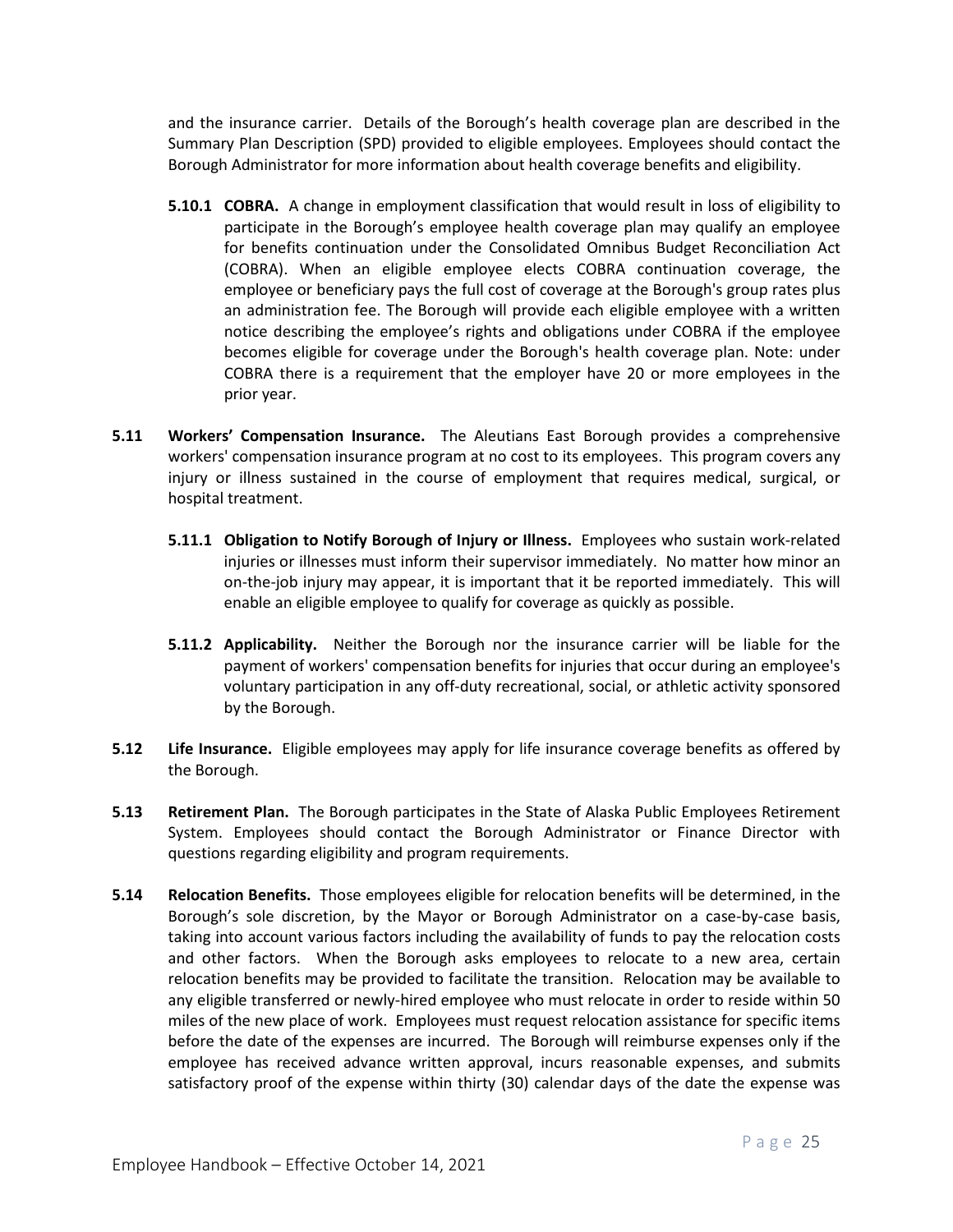and the insurance carrier. Details of the Borough's health coverage plan are described in the Summary Plan Description (SPD) provided to eligible employees. Employees should contact the Borough Administrator for more information about health coverage benefits and eligibility.

**5.10.1 COBRA.** A change in employment classification that would result in loss of eligibility to participate in the Borough's employee health coverage plan may qualify an employee for benefits continuation under the Consolidated Omnibus Budget Reconciliation Act (COBRA). When an eligible employee elects COBRA continuation coverage, the employee or beneficiary pays the full cost of coverage at the Borough's group rates plus an administration fee. The Borough will provide each eligible employee with a written notice describing the employee's rights and obligations under COBRA if the employee becomes eligible for coverage under the Borough's health coverage plan. Note: under COBRA there is a requirement that the employer have 20 or more employees in the prior year.

**5.11 Workers' Compensation Insurance.** The Aleutians East Borough provides a comprehensive workers' compensation insurance program at no cost to its employees. This program covers any injury or illness sustained in the course of employment that requires medical, surgical, or hospital treatment.

**5.11.1 Obligation to Notify Borough of Injury or Illness.** Employees who sustain work-related injuries or illnesses must inform their supervisor immediately. No matter how minor an on-the-job injury may appear, it is important that it be reported immediately. This will enable an eligible employee to qualify for coverage as quickly as possible.

**5.11.2 Applicability.** Neither the Borough nor the insurance carrier will be liable for the payment of workers' compensation benefits for injuries that occur during an employee's voluntary participation in any off-duty recreational, social, or athletic activity sponsored by the Borough.

**5.12 Life Insurance.** Eligible employees may apply for life insurance coverage benefits as offered by the Borough.

**5.13 Retirement Plan.** The Borough participates in the State of Alaska Public Employees Retirement System. Employees should contact the Borough Administrator or Finance Director with questions regarding eligibility and program requirements.

**5.14 Relocation Benefits.** Those employees eligible for relocation benefits will be determined, in the Borough's sole discretion, by the Mayor or Borough Administrator on a case-by-case basis, taking into account various factors including the availability of funds to pay the relocation costs and other factors. When the Borough asks employees to relocate to a new area, certain relocation benefits may be provided to facilitate the transition. Relocation may be available to any eligible transferred or newly-hired employee who must relocate in order to reside within 50 miles of the new place of work. Employees must request relocation assistance for specific items before the date of the expenses are incurred. The Borough will reimburse expenses only if the employee has received advance written approval, incurs reasonable expenses, and submits satisfactory proof of the expense within thirty (30) calendar days of the date the expense was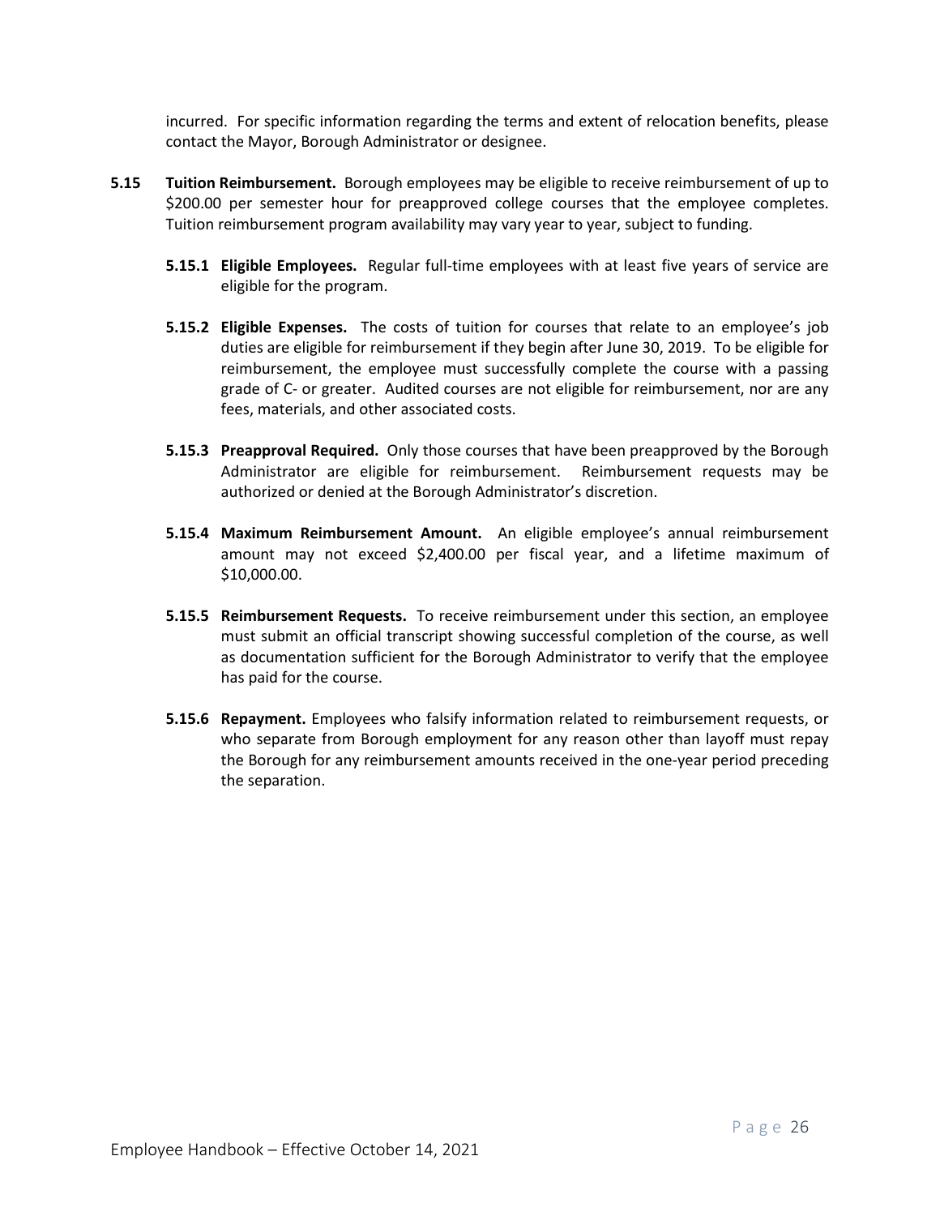incurred. For specific information regarding the terms and extent of relocation benefits, please contact the Mayor, Borough Administrator or designee.

**5.15 Tuition Reimbursement.** Borough employees may be eligible to receive reimbursement of up to $200.00 per semester hour for preapproved college courses that the employee completes. Tuition reimbursement program availability may vary year to year, subject to funding.

**5.15.1 Eligible Employees.** Regular full-time employees with at least five years of service are eligible for the program.

**5.15.2 Eligible Expenses.** The costs of tuition for courses that relate to an employee's job duties are eligible for reimbursement if they begin after June 30, 2019. To be eligible for reimbursement, the employee must successfully complete the course with a passing grade of C- or greater. Audited courses are not eligible for reimbursement, nor are any fees, materials, and other associated costs.

**5.15.3 Preapproval Required.** Only those courses that have been preapproved by the Borough Administrator are eligible for reimbursement. Reimbursement requests may be authorized or denied at the Borough Administrator's discretion.

**5.15.4 Maximum Reimbursement Amount.** An eligible employee's annual reimbursement amount may not exceed $2,400.00 per fiscal year, and a lifetime maximum of $10,000.00.

**5.15.5 Reimbursement Requests.** To receive reimbursement under this section, an employee must submit an official transcript showing successful completion of the course, as well as documentation sufficient for the Borough Administrator to verify that the employee has paid for the course.

**5.15.6 Repayment.** Employees who falsify information related to reimbursement requests, or who separate from Borough employment for any reason other than layoff must repay the Borough for any reimbursement amounts received in the one-year period preceding the separation.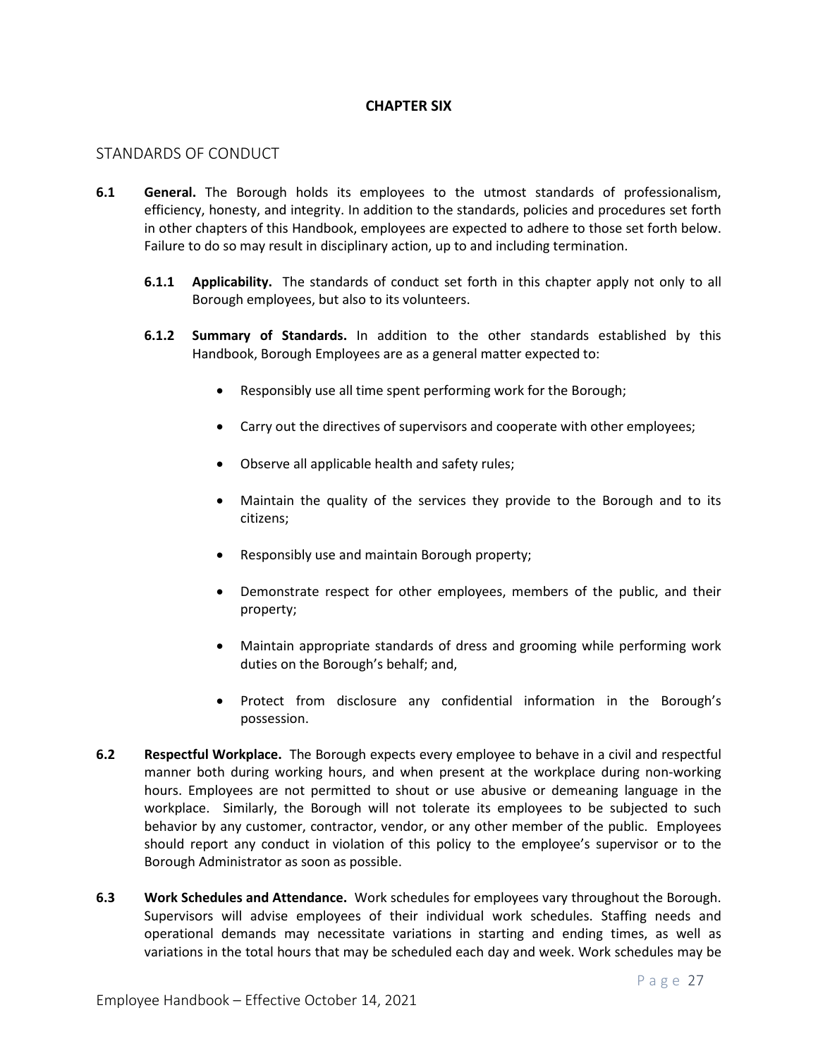# CHAPTER SIX

## STANDARDS OF CONDUCT

**6.1 General.** The Borough holds its employees to the utmost standards of professionalism, efficiency, honesty, and integrity. In addition to the standards, policies and procedures set forth in other chapters of this Handbook, employees are expected to adhere to those set forth below. Failure to do so may result in disciplinary action, up to and including termination.

**6.1.1 Applicability.** The standards of conduct set forth in this chapter apply not only to all Borough employees, but also to its volunteers.

**6.1.2 Summary of Standards.** In addition to the other standards established by this Handbook, Borough Employees are as a general matter expected to:

- Responsibly use all time spent performing work for the Borough;
- Carry out the directives of supervisors and cooperate with other employees;
- Observe all applicable health and safety rules;
- Maintain the quality of the services they provide to the Borough and to its citizens;
- Responsibly use and maintain Borough property;
- Demonstrate respect for other employees, members of the public, and their property;
- Maintain appropriate standards of dress and grooming while performing work duties on the Borough's behalf; and,
- Protect from disclosure any confidential information in the Borough's possession.

**6.2 Respectful Workplace.** The Borough expects every employee to behave in a civil and respectful manner both during working hours, and when present at the workplace during non-working hours. Employees are not permitted to shout or use abusive or demeaning language in the workplace. Similarly, the Borough will not tolerate its employees to be subjected to such behavior by any customer, contractor, vendor, or any other member of the public. Employees should report any conduct in violation of this policy to the employee's supervisor or to the Borough Administrator as soon as possible.

**6.3 Work Schedules and Attendance.** Work schedules for employees vary throughout the Borough. Supervisors will advise employees of their individual work schedules. Staffing needs and operational demands may necessitate variations in starting and ending times, as well as variations in the total hours that may be scheduled each day and week. Work schedules may be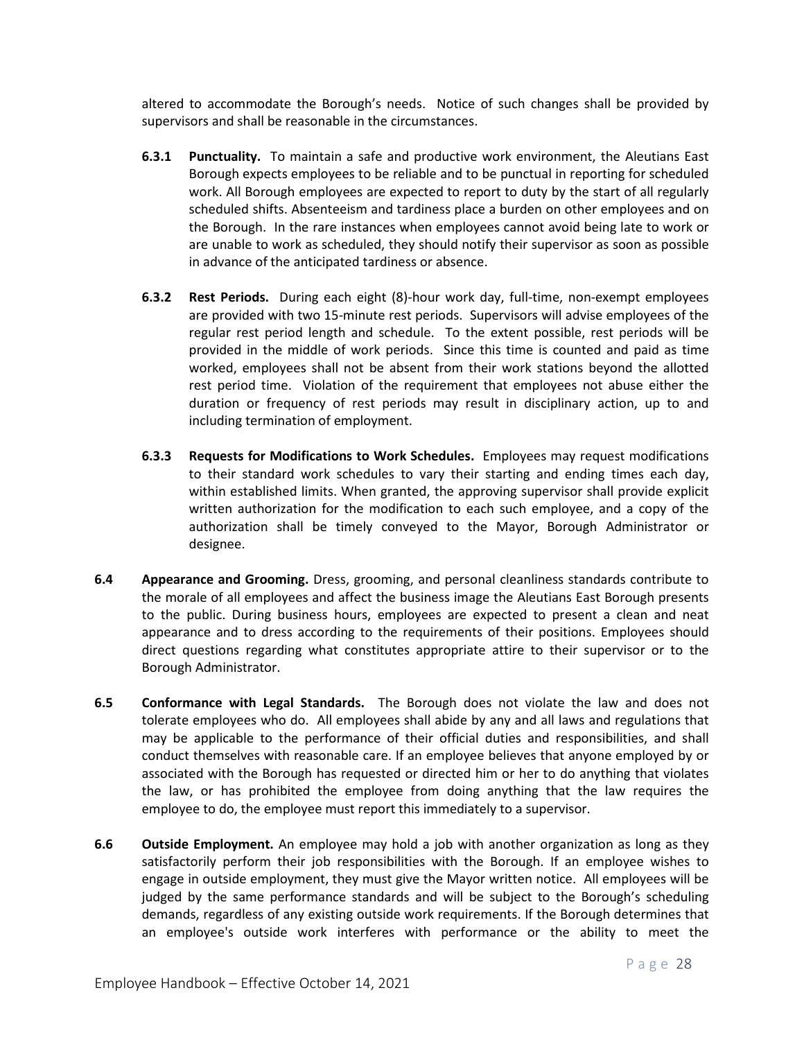altered to accommodate the Borough's needs. Notice of such changes shall be provided by supervisors and shall be reasonable in the circumstances.

**6.3.1 Punctuality.** To maintain a safe and productive work environment, the Aleutians East Borough expects employees to be reliable and to be punctual in reporting for scheduled work. All Borough employees are expected to report to duty by the start of all regularly scheduled shifts. Absenteeism and tardiness place a burden on other employees and on the Borough. In the rare instances when employees cannot avoid being late to work or are unable to work as scheduled, they should notify their supervisor as soon as possible in advance of the anticipated tardiness or absence.

**6.3.2 Rest Periods.** During each eight (8)-hour work day, full-time, non-exempt employees are provided with two 15-minute rest periods. Supervisors will advise employees of the regular rest period length and schedule. To the extent possible, rest periods will be provided in the middle of work periods. Since this time is counted and paid as time worked, employees shall not be absent from their work stations beyond the allotted rest period time. Violation of the requirement that employees not abuse either the duration or frequency of rest periods may result in disciplinary action, up to and including termination of employment.

**6.3.3 Requests for Modifications to Work Schedules.** Employees may request modifications to their standard work schedules to vary their starting and ending times each day, within established limits. When granted, the approving supervisor shall provide explicit written authorization for the modification to each such employee, and a copy of the authorization shall be timely conveyed to the Mayor, Borough Administrator or designee.

**6.4 Appearance and Grooming.** Dress, grooming, and personal cleanliness standards contribute to the morale of all employees and affect the business image the Aleutians East Borough presents to the public. During business hours, employees are expected to present a clean and neat appearance and to dress according to the requirements of their positions. Employees should direct questions regarding what constitutes appropriate attire to their supervisor or to the Borough Administrator.

**6.5 Conformance with Legal Standards.** The Borough does not violate the law and does not tolerate employees who do. All employees shall abide by any and all laws and regulations that may be applicable to the performance of their official duties and responsibilities, and shall conduct themselves with reasonable care. If an employee believes that anyone employed by or associated with the Borough has requested or directed him or her to do anything that violates the law, or has prohibited the employee from doing anything that the law requires the employee to do, the employee must report this immediately to a supervisor.

**6.6 Outside Employment.** An employee may hold a job with another organization as long as they satisfactorily perform their job responsibilities with the Borough. If an employee wishes to engage in outside employment, they must give the Mayor written notice. All employees will be judged by the same performance standards and will be subject to the Borough's scheduling demands, regardless of any existing outside work requirements. If the Borough determines that an employee's outside work interferes with performance or the ability to meet the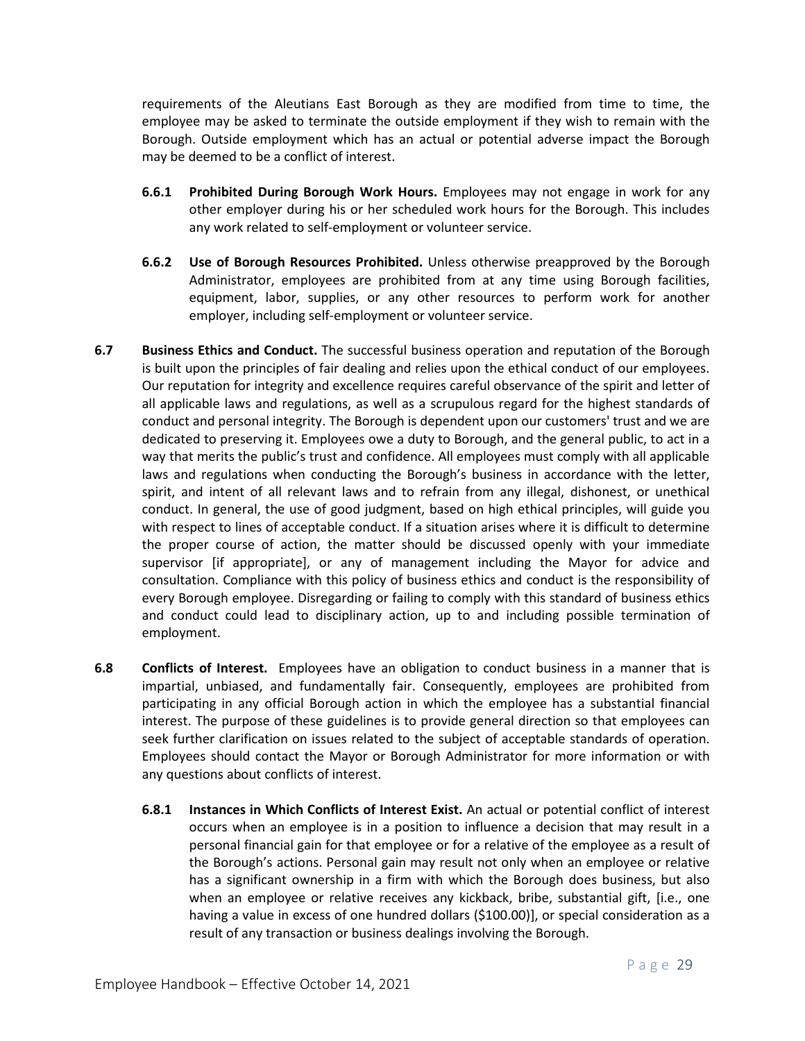requirements of the Aleutians East Borough as they are modified from time to time, the employee may be asked to terminate the outside employment if they wish to remain with the Borough. Outside employment which has an actual or potential adverse impact the Borough may be deemed to be a conflict of interest.

**6.6.1 Prohibited During Borough Work Hours.** Employees may not engage in work for any other employer during his or her scheduled work hours for the Borough. This includes any work related to self-employment or volunteer service.

**6.6.2 Use of Borough Resources Prohibited.** Unless otherwise preapproved by the Borough Administrator, employees are prohibited from at any time using Borough facilities, equipment, labor, supplies, or any other resources to perform work for another employer, including self-employment or volunteer service.

**6.7 Business Ethics and Conduct.** The successful business operation and reputation of the Borough is built upon the principles of fair dealing and relies upon the ethical conduct of our employees. Our reputation for integrity and excellence requires careful observance of the spirit and letter of all applicable laws and regulations, as well as a scrupulous regard for the highest standards of conduct and personal integrity. The Borough is dependent upon our customers' trust and we are dedicated to preserving it. Employees owe a duty to Borough, and the general public, to act in a way that merits the public's trust and confidence. All employees must comply with all applicable laws and regulations when conducting the Borough's business in accordance with the letter, spirit, and intent of all relevant laws and to refrain from any illegal, dishonest, or unethical conduct. In general, the use of good judgment, based on high ethical principles, will guide you with respect to lines of acceptable conduct. If a situation arises where it is difficult to determine the proper course of action, the matter should be discussed openly with your immediate supervisor [if appropriate], or any of management including the Mayor for advice and consultation. Compliance with this policy of business ethics and conduct is the responsibility of every Borough employee. Disregarding or failing to comply with this standard of business ethics and conduct could lead to disciplinary action, up to and including possible termination of employment.

**6.8 Conflicts of Interest.** Employees have an obligation to conduct business in a manner that is impartial, unbiased, and fundamentally fair. Consequently, employees are prohibited from participating in any official Borough action in which the employee has a substantial financial interest. The purpose of these guidelines is to provide general direction so that employees can seek further clarification on issues related to the subject of acceptable standards of operation. Employees should contact the Mayor or Borough Administrator for more information or with any questions about conflicts of interest.

**6.8.1 Instances in Which Conflicts of Interest Exist.** An actual or potential conflict of interest occurs when an employee is in a position to influence a decision that may result in a personal financial gain for that employee or for a relative of the employee as a result of the Borough's actions. Personal gain may result not only when an employee or relative has a significant ownership in a firm with which the Borough does business, but also when an employee or relative receives any kickback, bribe, substantial gift, [i.e., one having a value in excess of one hundred dollars ($100.00)], or special consideration as a result of any transaction or business dealings involving the Borough.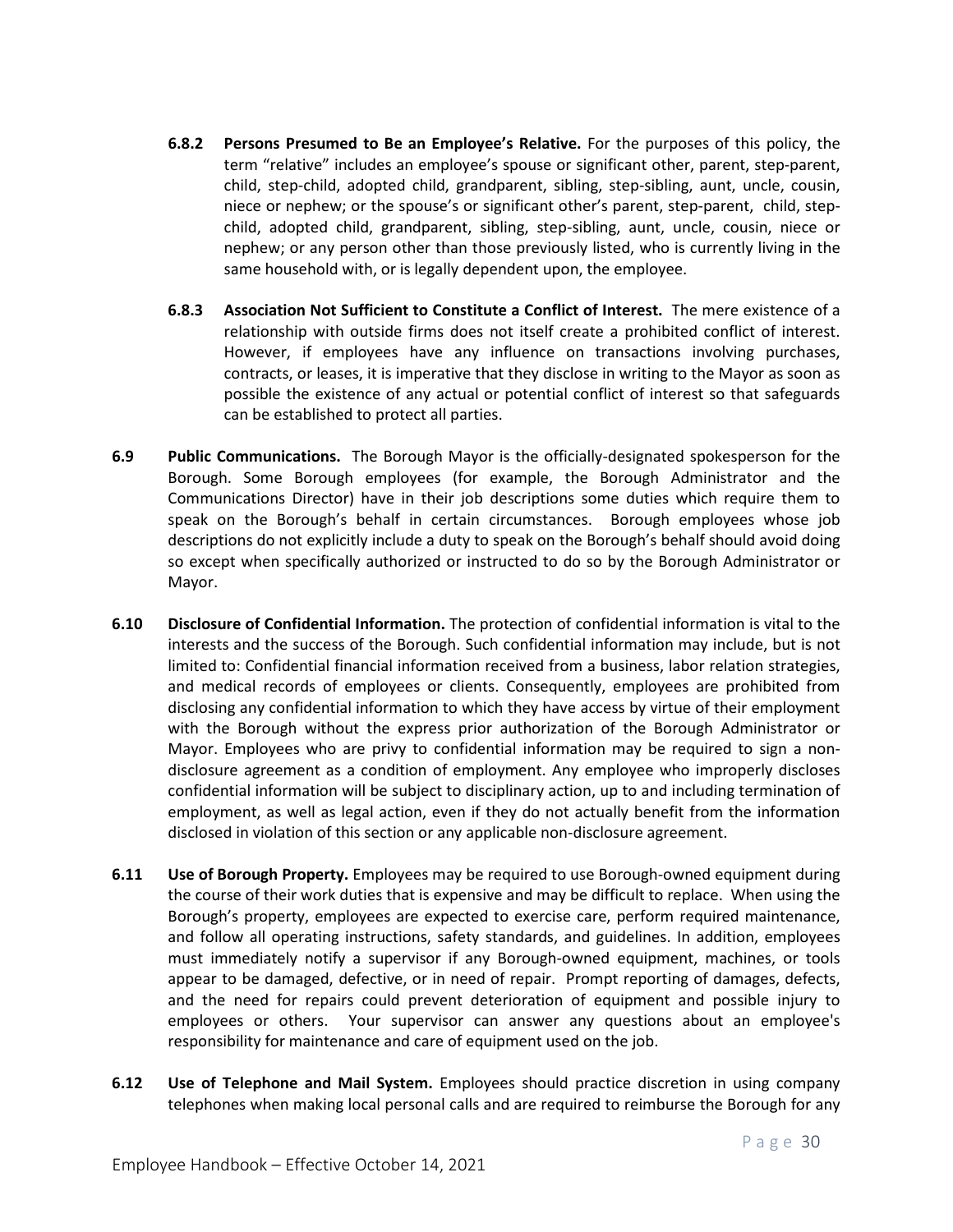**6.8.2 Persons Presumed to Be an Employee's Relative.** For the purposes of this policy, the term "relative" includes an employee's spouse or significant other, parent, step-parent, child, step-child, adopted child, grandparent, sibling, step-sibling, aunt, uncle, cousin, niece or nephew; or the spouse's or significant other's parent, step-parent, child, step-child, adopted child, grandparent, sibling, step-sibling, aunt, uncle, cousin, niece or nephew; or any person other than those previously listed, who is currently living in the same household with, or is legally dependent upon, the employee.

**6.8.3 Association Not Sufficient to Constitute a Conflict of Interest.** The mere existence of a relationship with outside firms does not itself create a prohibited conflict of interest. However, if employees have any influence on transactions involving purchases, contracts, or leases, it is imperative that they disclose in writing to the Mayor as soon as possible the existence of any actual or potential conflict of interest so that safeguards can be established to protect all parties.

**6.9 Public Communications.** The Borough Mayor is the officially-designated spokesperson for the Borough. Some Borough employees (for example, the Borough Administrator and the Communications Director) have in their job descriptions some duties which require them to speak on the Borough's behalf in certain circumstances. Borough employees whose job descriptions do not explicitly include a duty to speak on the Borough's behalf should avoid doing so except when specifically authorized or instructed to do so by the Borough Administrator or Mayor.

**6.10 Disclosure of Confidential Information.** The protection of confidential information is vital to the interests and the success of the Borough. Such confidential information may include, but is not limited to: Confidential financial information received from a business, labor relation strategies, and medical records of employees or clients. Consequently, employees are prohibited from disclosing any confidential information to which they have access by virtue of their employment with the Borough without the express prior authorization of the Borough Administrator or Mayor. Employees who are privy to confidential information may be required to sign a non-disclosure agreement as a condition of employment. Any employee who improperly discloses confidential information will be subject to disciplinary action, up to and including termination of employment, as well as legal action, even if they do not actually benefit from the information disclosed in violation of this section or any applicable non-disclosure agreement.

**6.11 Use of Borough Property.** Employees may be required to use Borough-owned equipment during the course of their work duties that is expensive and may be difficult to replace. When using the Borough's property, employees are expected to exercise care, perform required maintenance, and follow all operating instructions, safety standards, and guidelines. In addition, employees must immediately notify a supervisor if any Borough-owned equipment, machines, or tools appear to be damaged, defective, or in need of repair. Prompt reporting of damages, defects, and the need for repairs could prevent deterioration of equipment and possible injury to employees or others. Your supervisor can answer any questions about an employee's responsibility for maintenance and care of equipment used on the job.

**6.12 Use of Telephone and Mail System.** Employees should practice discretion in using company telephones when making local personal calls and are required to reimburse the Borough for any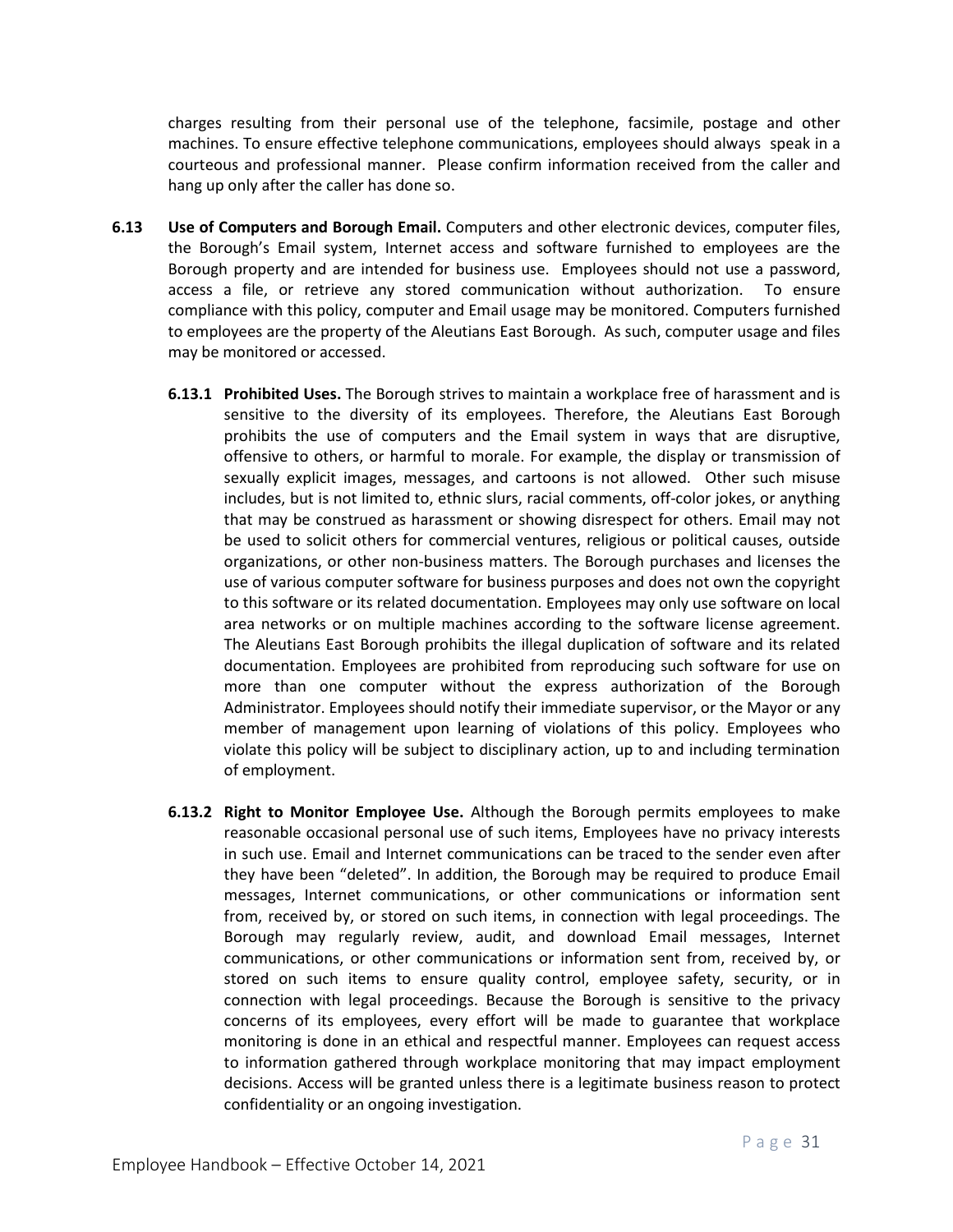charges resulting from their personal use of the telephone, facsimile, postage and other machines. To ensure effective telephone communications, employees should always speak in a courteous and professional manner. Please confirm information received from the caller and hang up only after the caller has done so.

**6.13 Use of Computers and Borough Email.** Computers and other electronic devices, computer files, the Borough's Email system, Internet access and software furnished to employees are the Borough property and are intended for business use. Employees should not use a password, access a file, or retrieve any stored communication without authorization. To ensure compliance with this policy, computer and Email usage may be monitored. Computers furnished to employees are the property of the Aleutians East Borough. As such, computer usage and files may be monitored or accessed.

**6.13.1 Prohibited Uses.** The Borough strives to maintain a workplace free of harassment and is sensitive to the diversity of its employees. Therefore, the Aleutians East Borough prohibits the use of computers and the Email system in ways that are disruptive, offensive to others, or harmful to morale. For example, the display or transmission of sexually explicit images, messages, and cartoons is not allowed. Other such misuse includes, but is not limited to, ethnic slurs, racial comments, off-color jokes, or anything that may be construed as harassment or showing disrespect for others. Email may not be used to solicit others for commercial ventures, religious or political causes, outside organizations, or other non-business matters. The Borough purchases and licenses the use of various computer software for business purposes and does not own the copyright to this software or its related documentation. Employees may only use software on local area networks or on multiple machines according to the software license agreement. The Aleutians East Borough prohibits the illegal duplication of software and its related documentation. Employees are prohibited from reproducing such software for use on more than one computer without the express authorization of the Borough Administrator. Employees should notify their immediate supervisor, or the Mayor or any member of management upon learning of violations of this policy. Employees who violate this policy will be subject to disciplinary action, up to and including termination of employment.

**6.13.2 Right to Monitor Employee Use.** Although the Borough permits employees to make reasonable occasional personal use of such items, Employees have no privacy interests in such use. Email and Internet communications can be traced to the sender even after they have been "deleted". In addition, the Borough may be required to produce Email messages, Internet communications, or other communications or information sent from, received by, or stored on such items, in connection with legal proceedings. The Borough may regularly review, audit, and download Email messages, Internet communications, or other communications or information sent from, received by, or stored on such items to ensure quality control, employee safety, security, or in connection with legal proceedings. Because the Borough is sensitive to the privacy concerns of its employees, every effort will be made to guarantee that workplace monitoring is done in an ethical and respectful manner. Employees can request access to information gathered through workplace monitoring that may impact employment decisions. Access will be granted unless there is a legitimate business reason to protect confidentiality or an ongoing investigation.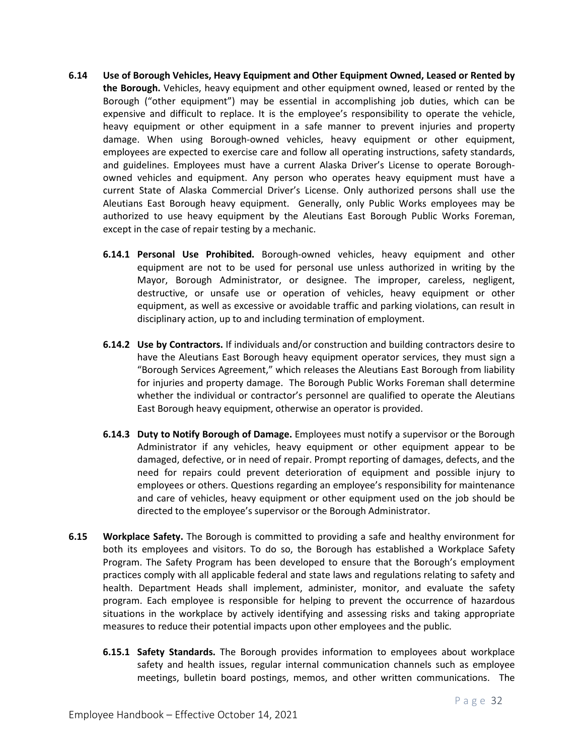**6.14 Use of Borough Vehicles, Heavy Equipment and Other Equipment Owned, Leased or Rented by the Borough.** Vehicles, heavy equipment and other equipment owned, leased or rented by the Borough ("other equipment") may be essential in accomplishing job duties, which can be expensive and difficult to replace. It is the employee's responsibility to operate the vehicle, heavy equipment or other equipment in a safe manner to prevent injuries and property damage. When using Borough-owned vehicles, heavy equipment or other equipment, employees are expected to exercise care and follow all operating instructions, safety standards, and guidelines. Employees must have a current Alaska Driver's License to operate Borough-owned vehicles and equipment. Any person who operates heavy equipment must have a current State of Alaska Commercial Driver's License. Only authorized persons shall use the Aleutians East Borough heavy equipment. Generally, only Public Works employees may be authorized to use heavy equipment by the Aleutians East Borough Public Works Foreman, except in the case of repair testing by a mechanic.

**6.14.1 Personal Use Prohibited.** Borough-owned vehicles, heavy equipment and other equipment are not to be used for personal use unless authorized in writing by the Mayor, Borough Administrator, or designee. The improper, careless, negligent, destructive, or unsafe use or operation of vehicles, heavy equipment or other equipment, as well as excessive or avoidable traffic and parking violations, can result in disciplinary action, up to and including termination of employment.

**6.14.2 Use by Contractors.** If individuals and/or construction and building contractors desire to have the Aleutians East Borough heavy equipment operator services, they must sign a "Borough Services Agreement," which releases the Aleutians East Borough from liability for injuries and property damage. The Borough Public Works Foreman shall determine whether the individual or contractor's personnel are qualified to operate the Aleutians East Borough heavy equipment, otherwise an operator is provided.

**6.14.3 Duty to Notify Borough of Damage.** Employees must notify a supervisor or the Borough Administrator if any vehicles, heavy equipment or other equipment appear to be damaged, defective, or in need of repair. Prompt reporting of damages, defects, and the need for repairs could prevent deterioration of equipment and possible injury to employees or others. Questions regarding an employee's responsibility for maintenance and care of vehicles, heavy equipment or other equipment used on the job should be directed to the employee's supervisor or the Borough Administrator.

**6.15 Workplace Safety.** The Borough is committed to providing a safe and healthy environment for both its employees and visitors. To do so, the Borough has established a Workplace Safety Program. The Safety Program has been developed to ensure that the Borough's employment practices comply with all applicable federal and state laws and regulations relating to safety and health. Department Heads shall implement, administer, monitor, and evaluate the safety program. Each employee is responsible for helping to prevent the occurrence of hazardous situations in the workplace by actively identifying and assessing risks and taking appropriate measures to reduce their potential impacts upon other employees and the public.

**6.15.1 Safety Standards.** The Borough provides information to employees about workplace safety and health issues, regular internal communication channels such as employee meetings, bulletin board postings, memos, and other written communications. The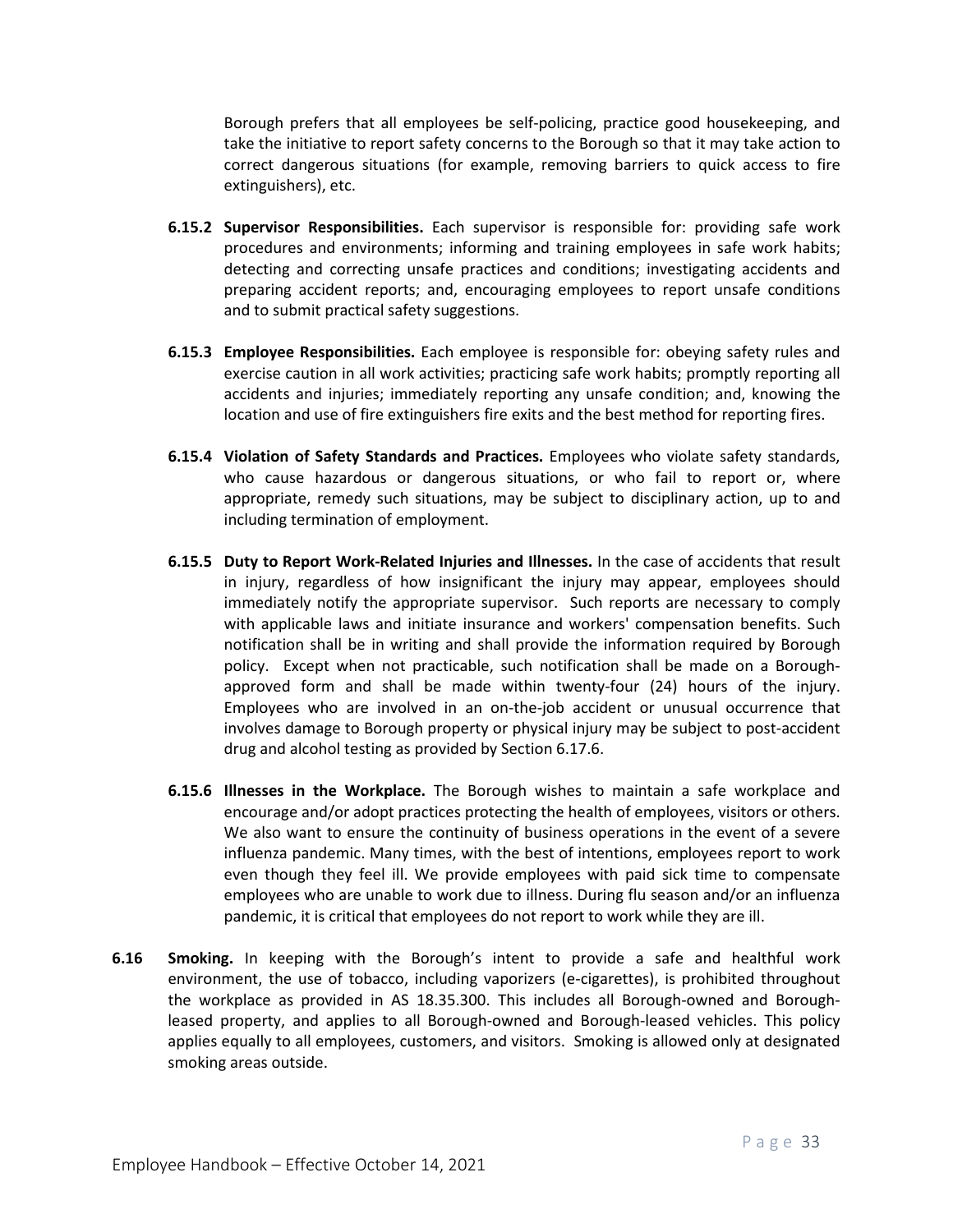Borough prefers that all employees be self-policing, practice good housekeeping, and take the initiative to report safety concerns to the Borough so that it may take action to correct dangerous situations (for example, removing barriers to quick access to fire extinguishers), etc.

**6.15.2 Supervisor Responsibilities.** Each supervisor is responsible for: providing safe work procedures and environments; informing and training employees in safe work habits; detecting and correcting unsafe practices and conditions; investigating accidents and preparing accident reports; and, encouraging employees to report unsafe conditions and to submit practical safety suggestions.

**6.15.3 Employee Responsibilities.** Each employee is responsible for: obeying safety rules and exercise caution in all work activities; practicing safe work habits; promptly reporting all accidents and injuries; immediately reporting any unsafe condition; and, knowing the location and use of fire extinguishers fire exits and the best method for reporting fires.

**6.15.4 Violation of Safety Standards and Practices.** Employees who violate safety standards, who cause hazardous or dangerous situations, or who fail to report or, where appropriate, remedy such situations, may be subject to disciplinary action, up to and including termination of employment.

**6.15.5 Duty to Report Work-Related Injuries and Illnesses.** In the case of accidents that result in injury, regardless of how insignificant the injury may appear, employees should immediately notify the appropriate supervisor. Such reports are necessary to comply with applicable laws and initiate insurance and workers' compensation benefits. Such notification shall be in writing and shall provide the information required by Borough policy. Except when not practicable, such notification shall be made on a Borough-approved form and shall be made within twenty-four (24) hours of the injury. Employees who are involved in an on-the-job accident or unusual occurrence that involves damage to Borough property or physical injury may be subject to post-accident drug and alcohol testing as provided by Section 6.17.6.

**6.15.6 Illnesses in the Workplace.** The Borough wishes to maintain a safe workplace and encourage and/or adopt practices protecting the health of employees, visitors or others. We also want to ensure the continuity of business operations in the event of a severe influenza pandemic. Many times, with the best of intentions, employees report to work even though they feel ill. We provide employees with paid sick time to compensate employees who are unable to work due to illness. During flu season and/or an influenza pandemic, it is critical that employees do not report to work while they are ill.

**6.16 Smoking.** In keeping with the Borough's intent to provide a safe and healthful work environment, the use of tobacco, including vaporizers (e-cigarettes), is prohibited throughout the workplace as provided in AS 18.35.300. This includes all Borough-owned and Borough-leased property, and applies to all Borough-owned and Borough-leased vehicles. This policy applies equally to all employees, customers, and visitors. Smoking is allowed only at designated smoking areas outside.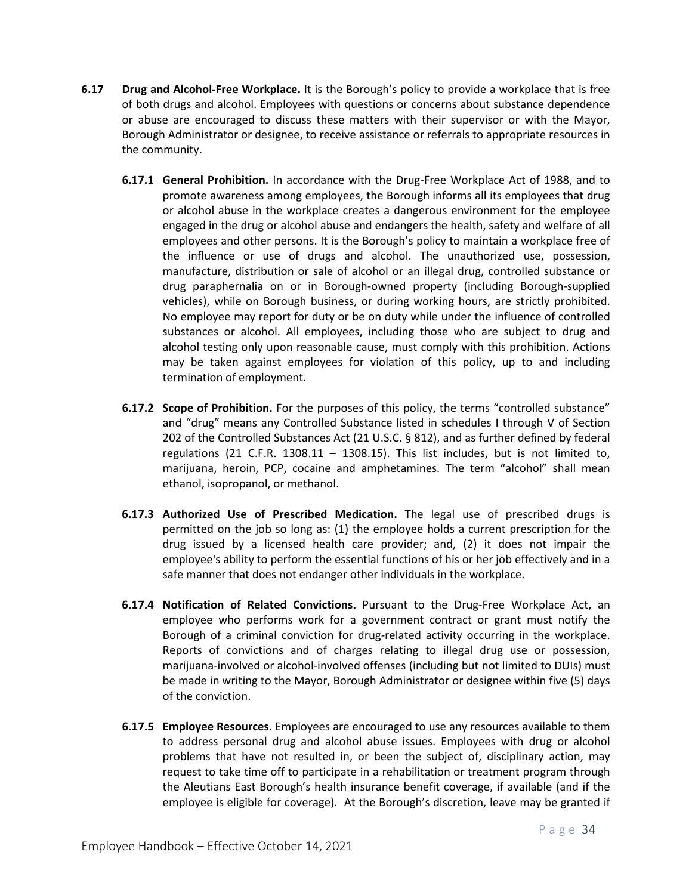**6.17 Drug and Alcohol-Free Workplace.** It is the Borough's policy to provide a workplace that is free of both drugs and alcohol. Employees with questions or concerns about substance dependence or abuse are encouraged to discuss these matters with their supervisor or with the Mayor, Borough Administrator or designee, to receive assistance or referrals to appropriate resources in the community.

**6.17.1 General Prohibition.** In accordance with the Drug-Free Workplace Act of 1988, and to promote awareness among employees, the Borough informs all its employees that drug or alcohol abuse in the workplace creates a dangerous environment for the employee engaged in the drug or alcohol abuse and endangers the health, safety and welfare of all employees and other persons. It is the Borough's policy to maintain a workplace free of the influence or use of drugs and alcohol. The unauthorized use, possession, manufacture, distribution or sale of alcohol or an illegal drug, controlled substance or drug paraphernalia on or in Borough-owned property (including Borough-supplied vehicles), while on Borough business, or during working hours, are strictly prohibited. No employee may report for duty or be on duty while under the influence of controlled substances or alcohol. All employees, including those who are subject to drug and alcohol testing only upon reasonable cause, must comply with this prohibition. Actions may be taken against employees for violation of this policy, up to and including termination of employment.

**6.17.2 Scope of Prohibition.** For the purposes of this policy, the terms "controlled substance" and "drug" means any Controlled Substance listed in schedules I through V of Section 202 of the Controlled Substances Act (21 U.S.C. § 812), and as further defined by federal regulations (21 C.F.R. 1308.11 – 1308.15). This list includes, but is not limited to, marijuana, heroin, PCP, cocaine and amphetamines. The term "alcohol" shall mean ethanol, isopropanol, or methanol.

**6.17.3 Authorized Use of Prescribed Medication.** The legal use of prescribed drugs is permitted on the job so long as: (1) the employee holds a current prescription for the drug issued by a licensed health care provider; and, (2) it does not impair the employee's ability to perform the essential functions of his or her job effectively and in a safe manner that does not endanger other individuals in the workplace.

**6.17.4 Notification of Related Convictions.** Pursuant to the Drug-Free Workplace Act, an employee who performs work for a government contract or grant must notify the Borough of a criminal conviction for drug-related activity occurring in the workplace. Reports of convictions and of charges relating to illegal drug use or possession, marijuana-involved or alcohol-involved offenses (including but not limited to DUIs) must be made in writing to the Mayor, Borough Administrator or designee within five (5) days of the conviction.

**6.17.5 Employee Resources.** Employees are encouraged to use any resources available to them to address personal drug and alcohol abuse issues. Employees with drug or alcohol problems that have not resulted in, or been the subject of, disciplinary action, may request to take time off to participate in a rehabilitation or treatment program through the Aleutians East Borough's health insurance benefit coverage, if available (and if the employee is eligible for coverage). At the Borough's discretion, leave may be granted if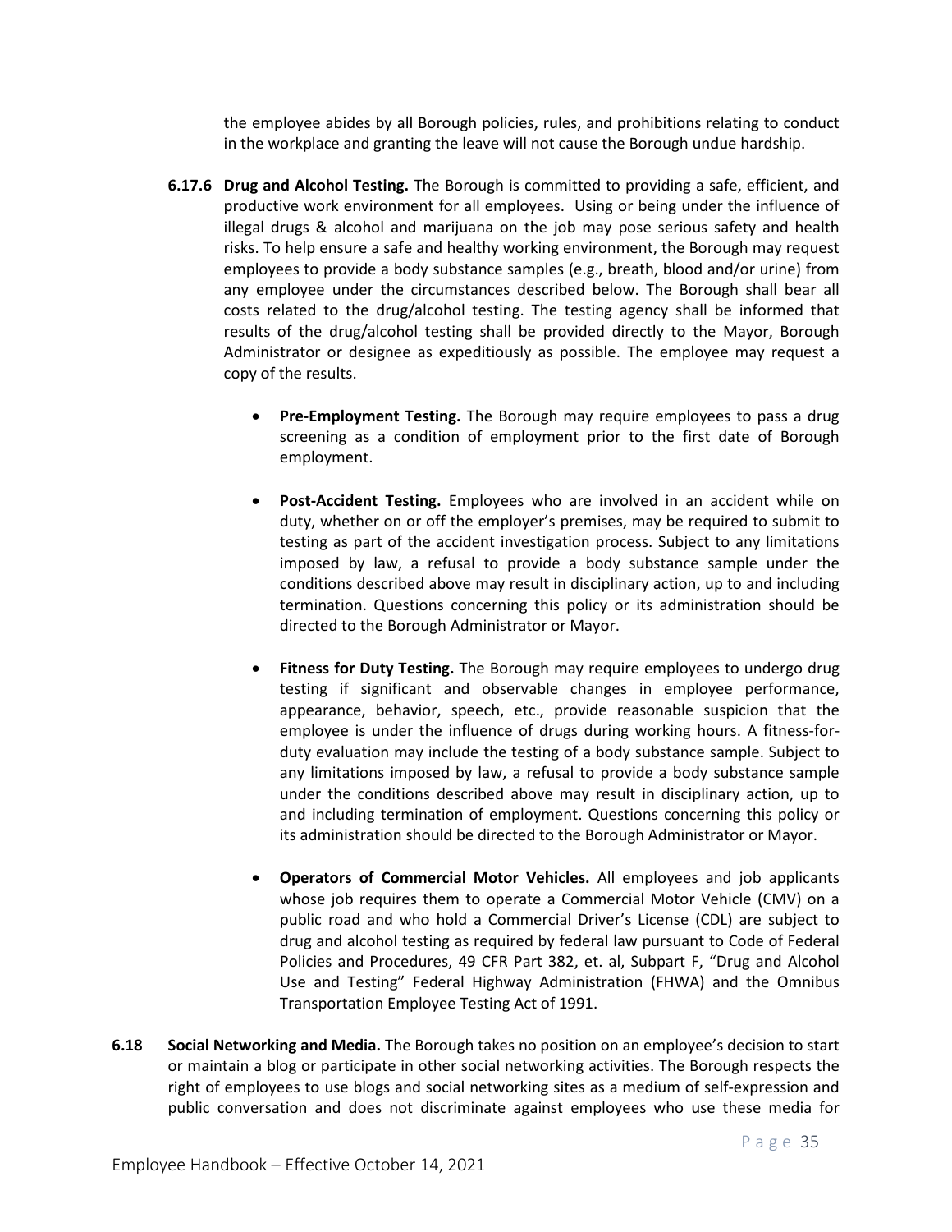the employee abides by all Borough policies, rules, and prohibitions relating to conduct in the workplace and granting the leave will not cause the Borough undue hardship.

**6.17.6 Drug and Alcohol Testing.** The Borough is committed to providing a safe, efficient, and productive work environment for all employees. Using or being under the influence of illegal drugs & alcohol and marijuana on the job may pose serious safety and health risks. To help ensure a safe and healthy working environment, the Borough may request employees to provide a body substance samples (e.g., breath, blood and/or urine) from any employee under the circumstances described below. The Borough shall bear all costs related to the drug/alcohol testing. The testing agency shall be informed that results of the drug/alcohol testing shall be provided directly to the Mayor, Borough Administrator or designee as expeditiously as possible. The employee may request a copy of the results.

- **Pre-Employment Testing.** The Borough may require employees to pass a drug screening as a condition of employment prior to the first date of Borough employment.

- **Post-Accident Testing.** Employees who are involved in an accident while on duty, whether on or off the employer's premises, may be required to submit to testing as part of the accident investigation process. Subject to any limitations imposed by law, a refusal to provide a body substance sample under the conditions described above may result in disciplinary action, up to and including termination. Questions concerning this policy or its administration should be directed to the Borough Administrator or Mayor.

- **Fitness for Duty Testing.** The Borough may require employees to undergo drug testing if significant and observable changes in employee performance, appearance, behavior, speech, etc., provide reasonable suspicion that the employee is under the influence of drugs during working hours. A fitness-for-duty evaluation may include the testing of a body substance sample. Subject to any limitations imposed by law, a refusal to provide a body substance sample under the conditions described above may result in disciplinary action, up to and including termination of employment. Questions concerning this policy or its administration should be directed to the Borough Administrator or Mayor.

- **Operators of Commercial Motor Vehicles.** All employees and job applicants whose job requires them to operate a Commercial Motor Vehicle (CMV) on a public road and who hold a Commercial Driver's License (CDL) are subject to drug and alcohol testing as required by federal law pursuant to Code of Federal Policies and Procedures, 49 CFR Part 382, et. al, Subpart F, "Drug and Alcohol Use and Testing" Federal Highway Administration (FHWA) and the Omnibus Transportation Employee Testing Act of 1991.

**6.18 Social Networking and Media.** The Borough takes no position on an employee's decision to start or maintain a blog or participate in other social networking activities. The Borough respects the right of employees to use blogs and social networking sites as a medium of self-expression and public conversation and does not discriminate against employees who use these media for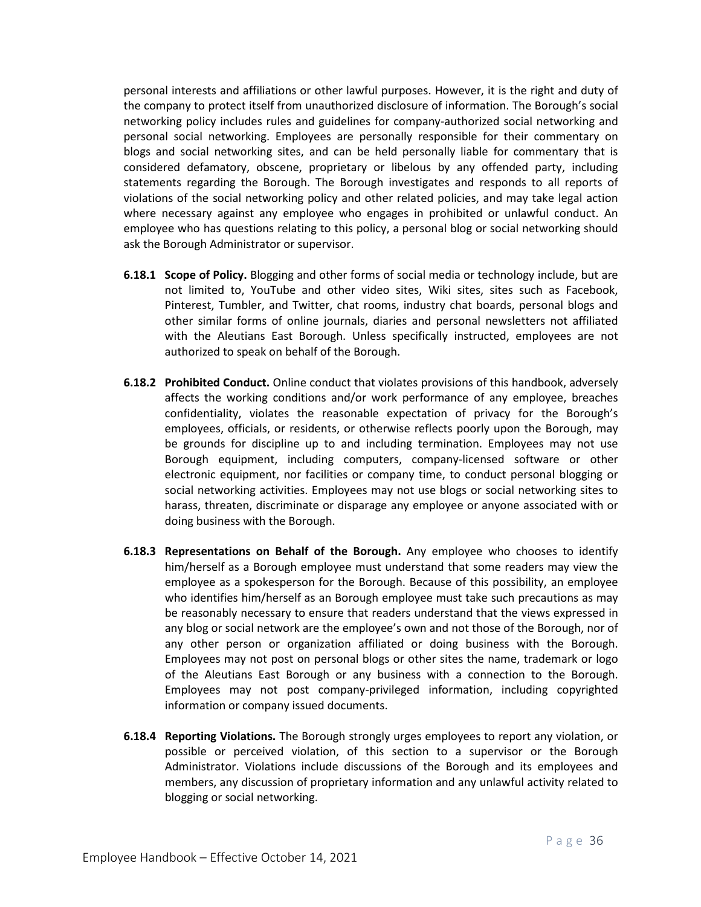personal interests and affiliations or other lawful purposes. However, it is the right and duty of the company to protect itself from unauthorized disclosure of information. The Borough's social networking policy includes rules and guidelines for company-authorized social networking and personal social networking. Employees are personally responsible for their commentary on blogs and social networking sites, and can be held personally liable for commentary that is considered defamatory, obscene, proprietary or libelous by any offended party, including statements regarding the Borough. The Borough investigates and responds to all reports of violations of the social networking policy and other related policies, and may take legal action where necessary against any employee who engages in prohibited or unlawful conduct. An employee who has questions relating to this policy, a personal blog or social networking should ask the Borough Administrator or supervisor.

**6.18.1 Scope of Policy.** Blogging and other forms of social media or technology include, but are not limited to, YouTube and other video sites, Wiki sites, sites such as Facebook, Pinterest, Tumbler, and Twitter, chat rooms, industry chat boards, personal blogs and other similar forms of online journals, diaries and personal newsletters not affiliated with the Aleutians East Borough. Unless specifically instructed, employees are not authorized to speak on behalf of the Borough.

**6.18.2 Prohibited Conduct.** Online conduct that violates provisions of this handbook, adversely affects the working conditions and/or work performance of any employee, breaches confidentiality, violates the reasonable expectation of privacy for the Borough's employees, officials, or residents, or otherwise reflects poorly upon the Borough, may be grounds for discipline up to and including termination. Employees may not use Borough equipment, including computers, company-licensed software or other electronic equipment, nor facilities or company time, to conduct personal blogging or social networking activities. Employees may not use blogs or social networking sites to harass, threaten, discriminate or disparage any employee or anyone associated with or doing business with the Borough.

**6.18.3 Representations on Behalf of the Borough.** Any employee who chooses to identify him/herself as a Borough employee must understand that some readers may view the employee as a spokesperson for the Borough. Because of this possibility, an employee who identifies him/herself as an Borough employee must take such precautions as may be reasonably necessary to ensure that readers understand that the views expressed in any blog or social network are the employee's own and not those of the Borough, nor of any other person or organization affiliated or doing business with the Borough. Employees may not post on personal blogs or other sites the name, trademark or logo of the Aleutians East Borough or any business with a connection to the Borough. Employees may not post company-privileged information, including copyrighted information or company issued documents.

**6.18.4 Reporting Violations.** The Borough strongly urges employees to report any violation, or possible or perceived violation, of this section to a supervisor or the Borough Administrator. Violations include discussions of the Borough and its employees and members, any discussion of proprietary information and any unlawful activity related to blogging or social networking.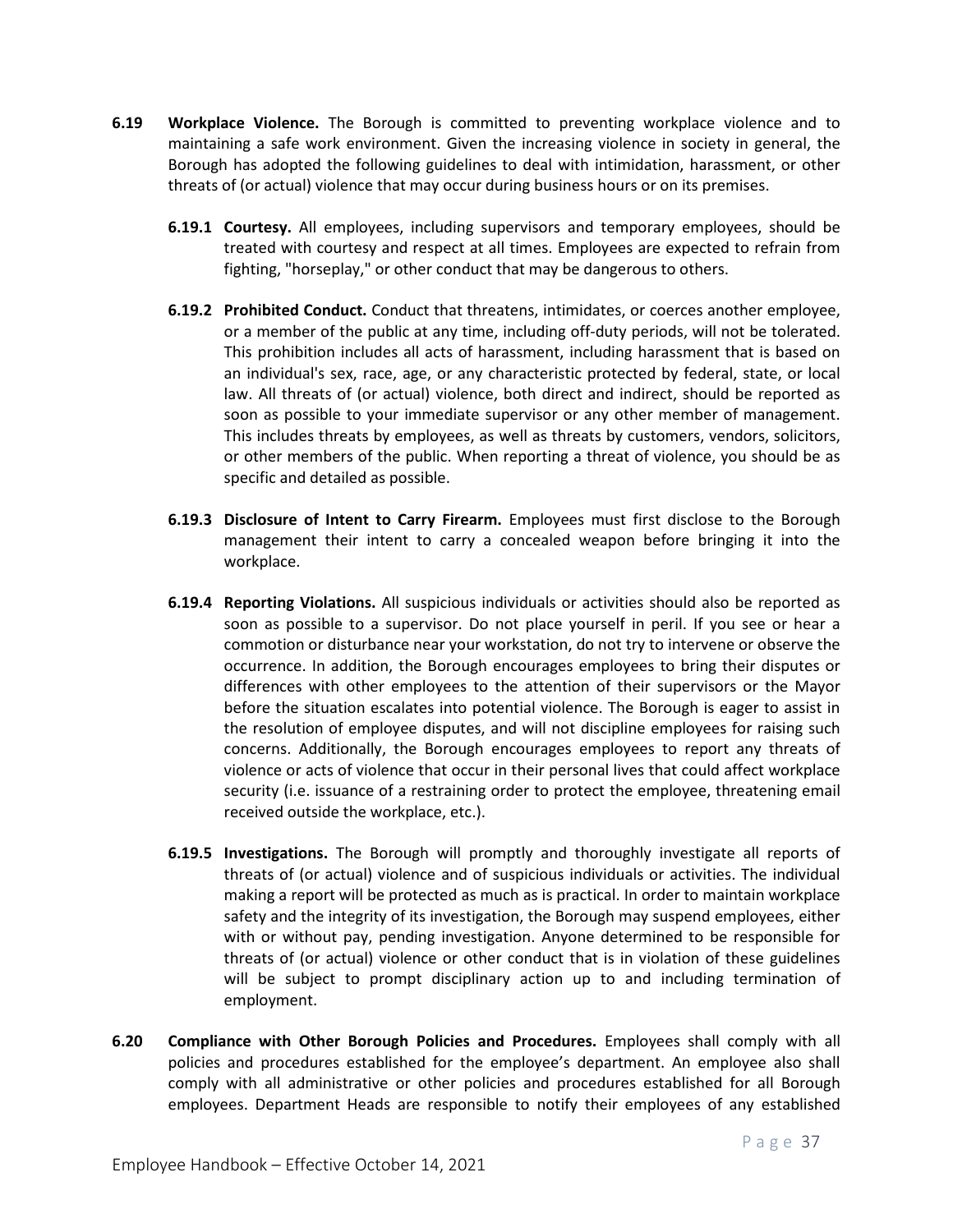**6.19 Workplace Violence.** The Borough is committed to preventing workplace violence and to maintaining a safe work environment. Given the increasing violence in society in general, the Borough has adopted the following guidelines to deal with intimidation, harassment, or other threats of (or actual) violence that may occur during business hours or on its premises.

**6.19.1 Courtesy.** All employees, including supervisors and temporary employees, should be treated with courtesy and respect at all times. Employees are expected to refrain from fighting, "horseplay," or other conduct that may be dangerous to others.

**6.19.2 Prohibited Conduct.** Conduct that threatens, intimidates, or coerces another employee, or a member of the public at any time, including off-duty periods, will not be tolerated. This prohibition includes all acts of harassment, including harassment that is based on an individual's sex, race, age, or any characteristic protected by federal, state, or local law. All threats of (or actual) violence, both direct and indirect, should be reported as soon as possible to your immediate supervisor or any other member of management. This includes threats by employees, as well as threats by customers, vendors, solicitors, or other members of the public. When reporting a threat of violence, you should be as specific and detailed as possible.

**6.19.3 Disclosure of Intent to Carry Firearm.** Employees must first disclose to the Borough management their intent to carry a concealed weapon before bringing it into the workplace.

**6.19.4 Reporting Violations.** All suspicious individuals or activities should also be reported as soon as possible to a supervisor. Do not place yourself in peril. If you see or hear a commotion or disturbance near your workstation, do not try to intervene or observe the occurrence. In addition, the Borough encourages employees to bring their disputes or differences with other employees to the attention of their supervisors or the Mayor before the situation escalates into potential violence. The Borough is eager to assist in the resolution of employee disputes, and will not discipline employees for raising such concerns. Additionally, the Borough encourages employees to report any threats of violence or acts of violence that occur in their personal lives that could affect workplace security (i.e. issuance of a restraining order to protect the employee, threatening email received outside the workplace, etc.).

**6.19.5 Investigations.** The Borough will promptly and thoroughly investigate all reports of threats of (or actual) violence and of suspicious individuals or activities. The individual making a report will be protected as much as is practical. In order to maintain workplace safety and the integrity of its investigation, the Borough may suspend employees, either with or without pay, pending investigation. Anyone determined to be responsible for threats of (or actual) violence or other conduct that is in violation of these guidelines will be subject to prompt disciplinary action up to and including termination of employment.

**6.20 Compliance with Other Borough Policies and Procedures.** Employees shall comply with all policies and procedures established for the employee's department. An employee also shall comply with all administrative or other policies and procedures established for all Borough employees. Department Heads are responsible to notify their employees of any established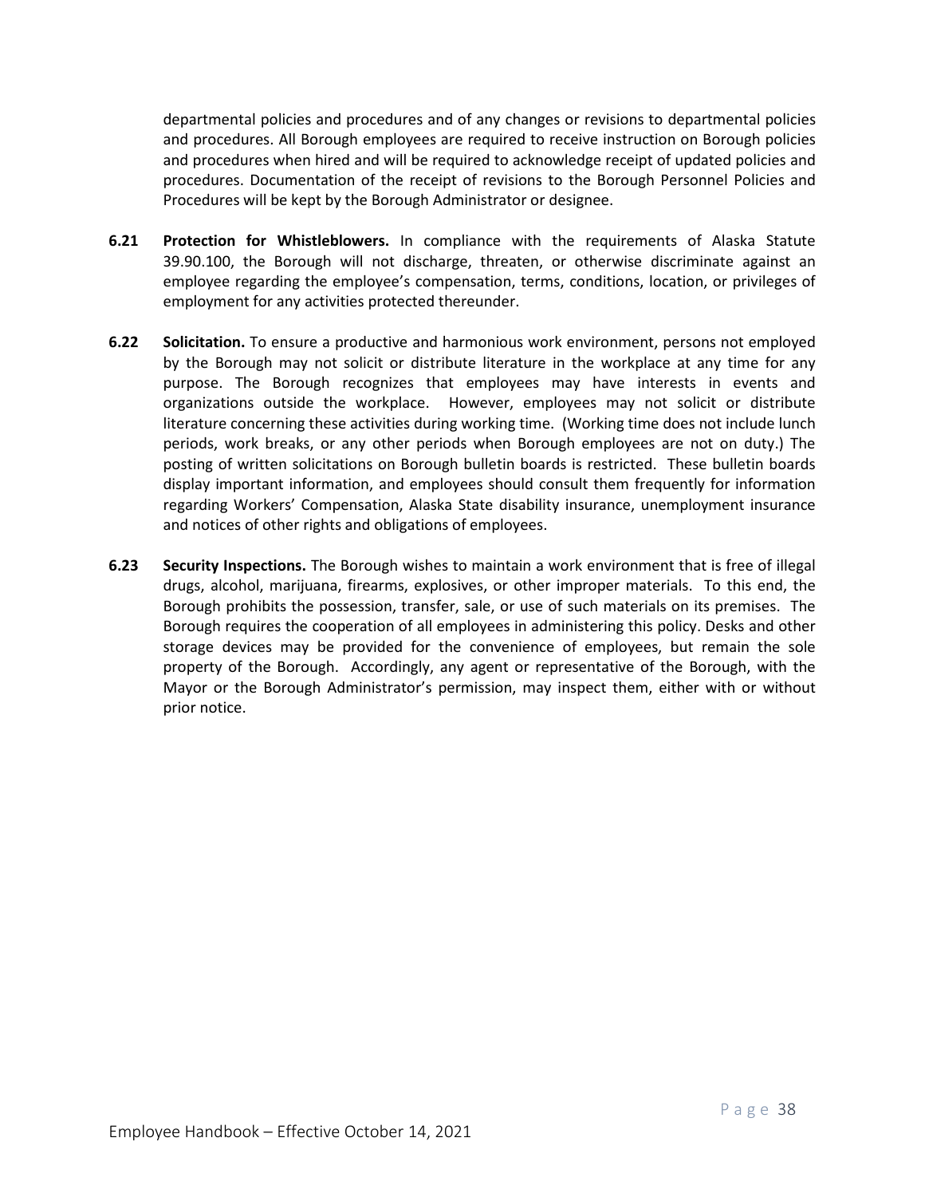departmental policies and procedures and of any changes or revisions to departmental policies and procedures. All Borough employees are required to receive instruction on Borough policies and procedures when hired and will be required to acknowledge receipt of updated policies and procedures. Documentation of the receipt of revisions to the Borough Personnel Policies and Procedures will be kept by the Borough Administrator or designee.

**6.21 Protection for Whistleblowers.** In compliance with the requirements of Alaska Statute 39.90.100, the Borough will not discharge, threaten, or otherwise discriminate against an employee regarding the employee's compensation, terms, conditions, location, or privileges of employment for any activities protected thereunder.

**6.22 Solicitation.** To ensure a productive and harmonious work environment, persons not employed by the Borough may not solicit or distribute literature in the workplace at any time for any purpose. The Borough recognizes that employees may have interests in events and organizations outside the workplace. However, employees may not solicit or distribute literature concerning these activities during working time. (Working time does not include lunch periods, work breaks, or any other periods when Borough employees are not on duty.) The posting of written solicitations on Borough bulletin boards is restricted. These bulletin boards display important information, and employees should consult them frequently for information regarding Workers' Compensation, Alaska State disability insurance, unemployment insurance and notices of other rights and obligations of employees.

**6.23 Security Inspections.** The Borough wishes to maintain a work environment that is free of illegal drugs, alcohol, marijuana, firearms, explosives, or other improper materials. To this end, the Borough prohibits the possession, transfer, sale, or use of such materials on its premises. The Borough requires the cooperation of all employees in administering this policy. Desks and other storage devices may be provided for the convenience of employees, but remain the sole property of the Borough. Accordingly, any agent or representative of the Borough, with the Mayor or the Borough Administrator's permission, may inspect them, either with or without prior notice.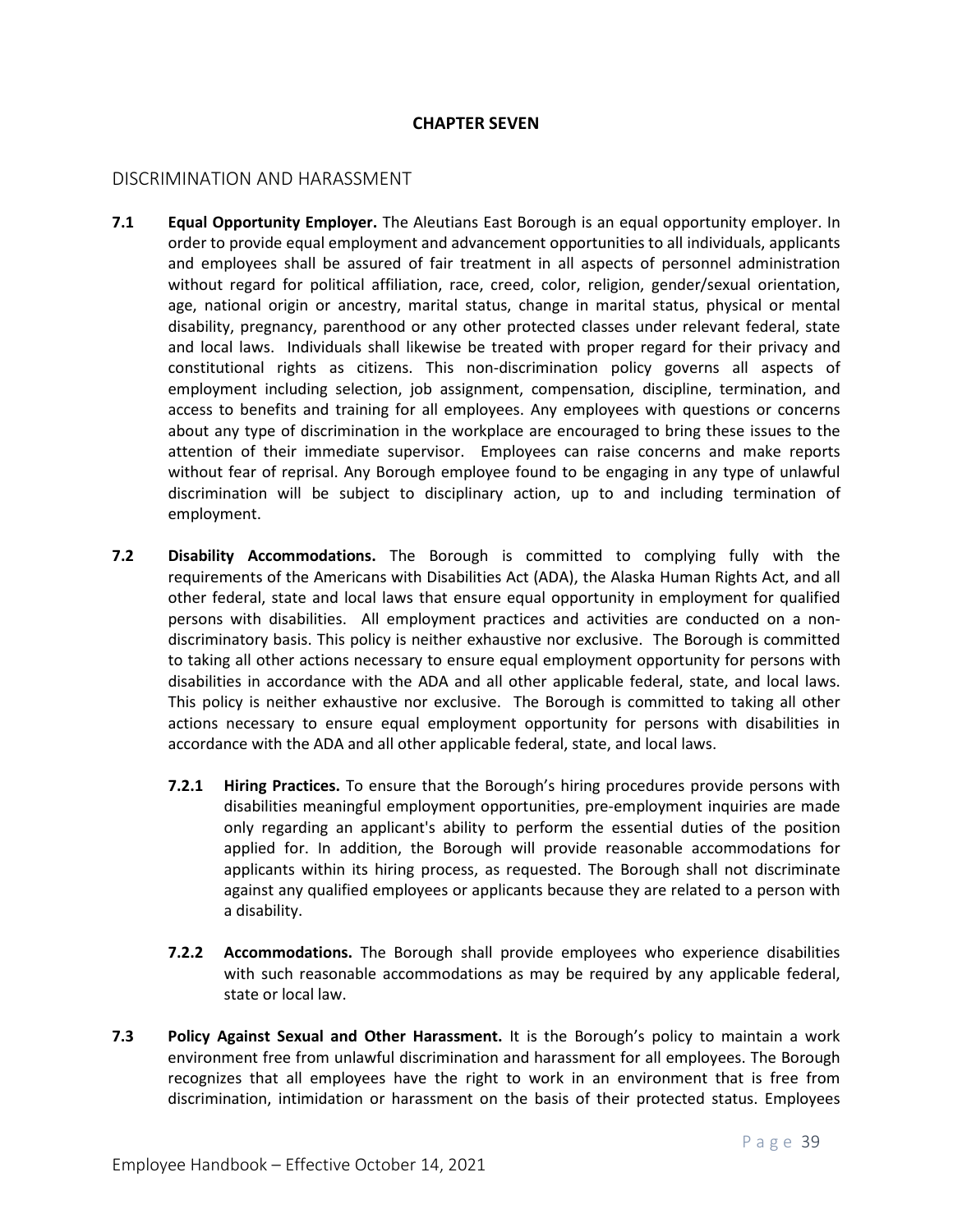## CHAPTER SEVEN

### DISCRIMINATION AND HARASSMENT

**7.1 Equal Opportunity Employer.** The Aleutians East Borough is an equal opportunity employer. In order to provide equal employment and advancement opportunities to all individuals, applicants and employees shall be assured of fair treatment in all aspects of personnel administration without regard for political affiliation, race, creed, color, religion, gender/sexual orientation, age, national origin or ancestry, marital status, change in marital status, physical or mental disability, pregnancy, parenthood or any other protected classes under relevant federal, state and local laws. Individuals shall likewise be treated with proper regard for their privacy and constitutional rights as citizens. This non-discrimination policy governs all aspects of employment including selection, job assignment, compensation, discipline, termination, and access to benefits and training for all employees. Any employees with questions or concerns about any type of discrimination in the workplace are encouraged to bring these issues to the attention of their immediate supervisor. Employees can raise concerns and make reports without fear of reprisal. Any Borough employee found to be engaging in any type of unlawful discrimination will be subject to disciplinary action, up to and including termination of employment.

**7.2 Disability Accommodations.** The Borough is committed to complying fully with the requirements of the Americans with Disabilities Act (ADA), the Alaska Human Rights Act, and all other federal, state and local laws that ensure equal opportunity in employment for qualified persons with disabilities. All employment practices and activities are conducted on a non-discriminatory basis. This policy is neither exhaustive nor exclusive. The Borough is committed to taking all other actions necessary to ensure equal employment opportunity for persons with disabilities in accordance with the ADA and all other applicable federal, state, and local laws. This policy is neither exhaustive nor exclusive. The Borough is committed to taking all other actions necessary to ensure equal employment opportunity for persons with disabilities in accordance with the ADA and all other applicable federal, state, and local laws.

**7.2.1 Hiring Practices.** To ensure that the Borough's hiring procedures provide persons with disabilities meaningful employment opportunities, pre-employment inquiries are made only regarding an applicant's ability to perform the essential duties of the position applied for. In addition, the Borough will provide reasonable accommodations for applicants within its hiring process, as requested. The Borough shall not discriminate against any qualified employees or applicants because they are related to a person with a disability.

**7.2.2 Accommodations.** The Borough shall provide employees who experience disabilities with such reasonable accommodations as may be required by any applicable federal, state or local law.

**7.3 Policy Against Sexual and Other Harassment.** It is the Borough's policy to maintain a work environment free from unlawful discrimination and harassment for all employees. The Borough recognizes that all employees have the right to work in an environment that is free from discrimination, intimidation or harassment on the basis of their protected status. Employees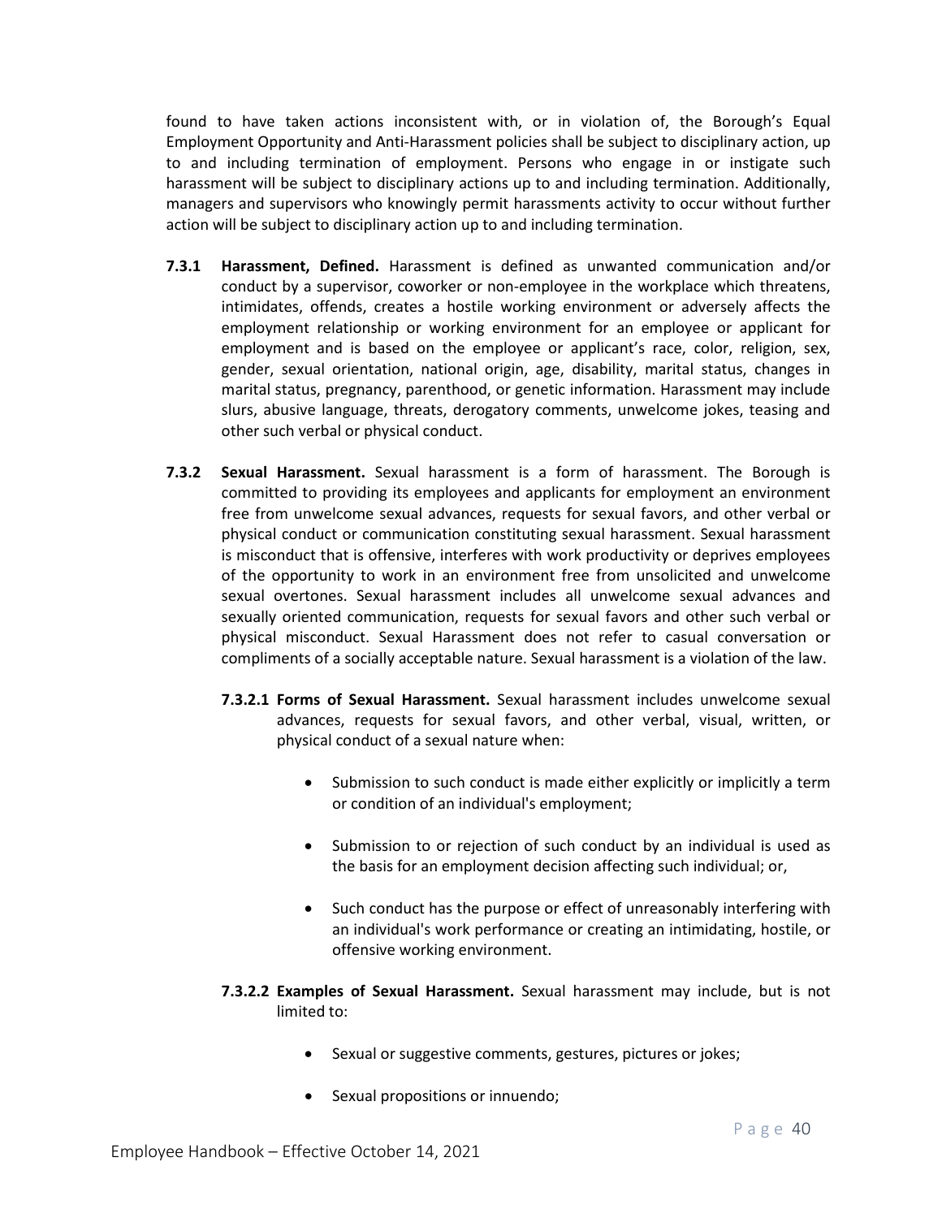found to have taken actions inconsistent with, or in violation of, the Borough's Equal Employment Opportunity and Anti-Harassment policies shall be subject to disciplinary action, up to and including termination of employment. Persons who engage in or instigate such harassment will be subject to disciplinary actions up to and including termination. Additionally, managers and supervisors who knowingly permit harassments activity to occur without further action will be subject to disciplinary action up to and including termination.

**7.3.1 Harassment, Defined.** Harassment is defined as unwanted communication and/or conduct by a supervisor, coworker or non-employee in the workplace which threatens, intimidates, offends, creates a hostile working environment or adversely affects the employment relationship or working environment for an employee or applicant for employment and is based on the employee or applicant's race, color, religion, sex, gender, sexual orientation, national origin, age, disability, marital status, changes in marital status, pregnancy, parenthood, or genetic information. Harassment may include slurs, abusive language, threats, derogatory comments, unwelcome jokes, teasing and other such verbal or physical conduct.

**7.3.2 Sexual Harassment.** Sexual harassment is a form of harassment. The Borough is committed to providing its employees and applicants for employment an environment free from unwelcome sexual advances, requests for sexual favors, and other verbal or physical conduct or communication constituting sexual harassment. Sexual harassment is misconduct that is offensive, interferes with work productivity or deprives employees of the opportunity to work in an environment free from unsolicited and unwelcome sexual overtones. Sexual harassment includes all unwelcome sexual advances and sexually oriented communication, requests for sexual favors and other such verbal or physical misconduct. Sexual Harassment does not refer to casual conversation or compliments of a socially acceptable nature. Sexual harassment is a violation of the law.

**7.3.2.1 Forms of Sexual Harassment.** Sexual harassment includes unwelcome sexual advances, requests for sexual favors, and other verbal, visual, written, or physical conduct of a sexual nature when:

- Submission to such conduct is made either explicitly or implicitly a term or condition of an individual's employment;
- Submission to or rejection of such conduct by an individual is used as the basis for an employment decision affecting such individual; or,
- Such conduct has the purpose or effect of unreasonably interfering with an individual's work performance or creating an intimidating, hostile, or offensive working environment.

**7.3.2.2 Examples of Sexual Harassment.** Sexual harassment may include, but is not limited to:

- Sexual or suggestive comments, gestures, pictures or jokes;
- Sexual propositions or innuendo;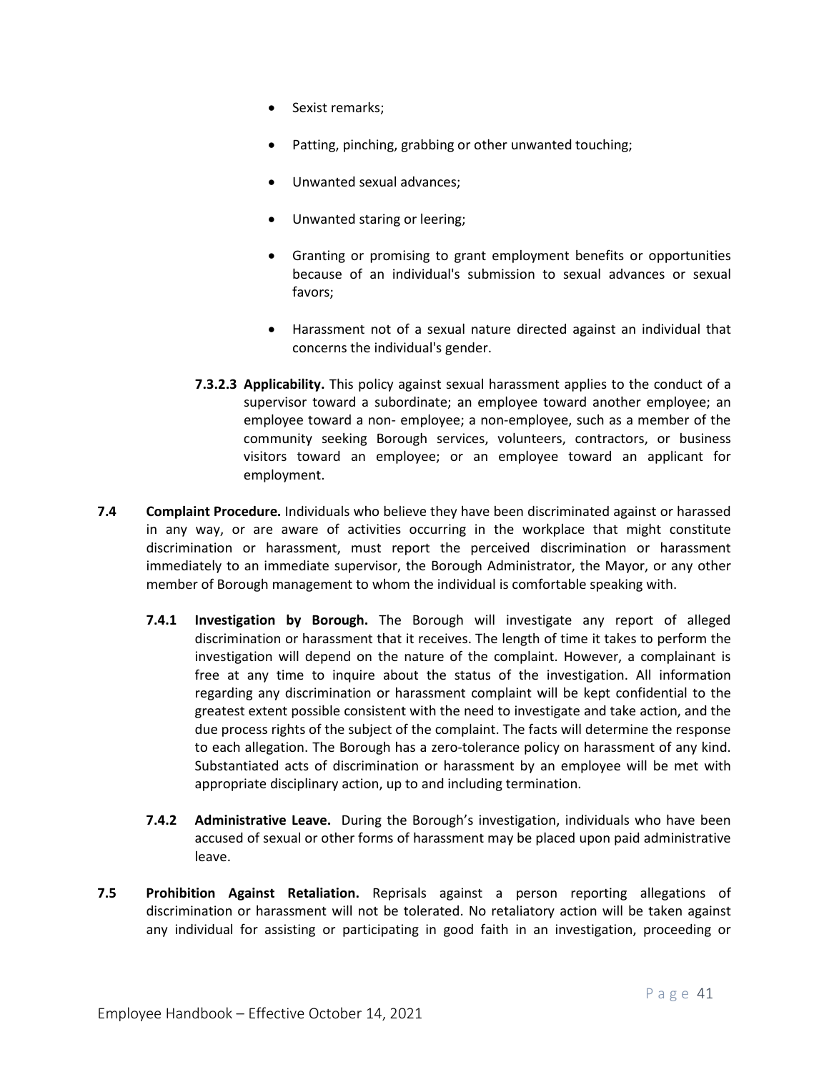- Sexist remarks;
- Patting, pinching, grabbing or other unwanted touching;
- Unwanted sexual advances;
- Unwanted staring or leering;
- Granting or promising to grant employment benefits or opportunities because of an individual's submission to sexual advances or sexual favors;
- Harassment not of a sexual nature directed against an individual that concerns the individual's gender.

**7.3.2.3 Applicability.** This policy against sexual harassment applies to the conduct of a supervisor toward a subordinate; an employee toward another employee; an employee toward a non- employee; a non-employee, such as a member of the community seeking Borough services, volunteers, contractors, or business visitors toward an employee; or an employee toward an applicant for employment.

**7.4 Complaint Procedure.** Individuals who believe they have been discriminated against or harassed in any way, or are aware of activities occurring in the workplace that might constitute discrimination or harassment, must report the perceived discrimination or harassment immediately to an immediate supervisor, the Borough Administrator, the Mayor, or any other member of Borough management to whom the individual is comfortable speaking with.

**7.4.1 Investigation by Borough.** The Borough will investigate any report of alleged discrimination or harassment that it receives. The length of time it takes to perform the investigation will depend on the nature of the complaint. However, a complainant is free at any time to inquire about the status of the investigation. All information regarding any discrimination or harassment complaint will be kept confidential to the greatest extent possible consistent with the need to investigate and take action, and the due process rights of the subject of the complaint. The facts will determine the response to each allegation. The Borough has a zero-tolerance policy on harassment of any kind. Substantiated acts of discrimination or harassment by an employee will be met with appropriate disciplinary action, up to and including termination.

**7.4.2 Administrative Leave.** During the Borough's investigation, individuals who have been accused of sexual or other forms of harassment may be placed upon paid administrative leave.

**7.5 Prohibition Against Retaliation.** Reprisals against a person reporting allegations of discrimination or harassment will not be tolerated. No retaliatory action will be taken against any individual for assisting or participating in good faith in an investigation, proceeding or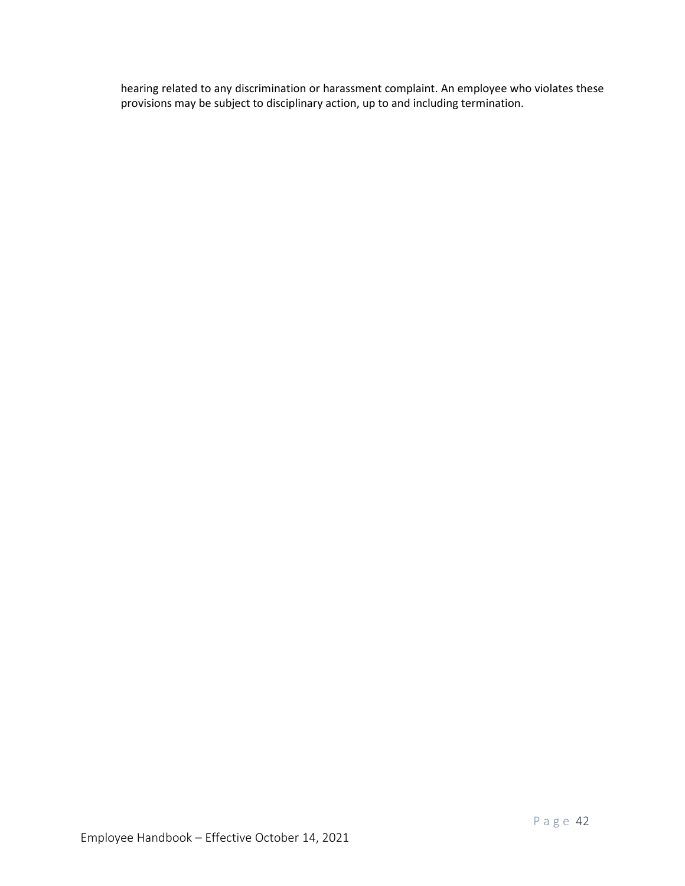hearing related to any discrimination or harassment complaint. An employee who violates these provisions may be subject to disciplinary action, up to and including termination.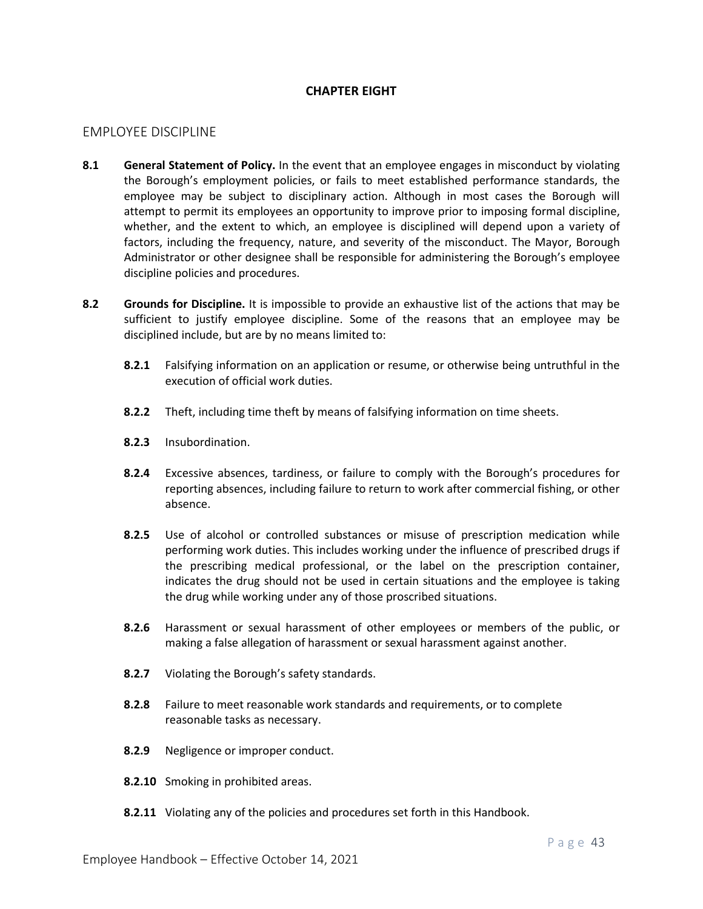## CHAPTER EIGHT

### EMPLOYEE DISCIPLINE

**8.1 General Statement of Policy.** In the event that an employee engages in misconduct by violating the Borough's employment policies, or fails to meet established performance standards, the employee may be subject to disciplinary action. Although in most cases the Borough will attempt to permit its employees an opportunity to improve prior to imposing formal discipline, whether, and the extent to which, an employee is disciplined will depend upon a variety of factors, including the frequency, nature, and severity of the misconduct. The Mayor, Borough Administrator or other designee shall be responsible for administering the Borough's employee discipline policies and procedures.

**8.2 Grounds for Discipline.** It is impossible to provide an exhaustive list of the actions that may be sufficient to justify employee discipline. Some of the reasons that an employee may be disciplined include, but are by no means limited to:

**8.2.1** Falsifying information on an application or resume, or otherwise being untruthful in the execution of official work duties.

**8.2.2** Theft, including time theft by means of falsifying information on time sheets.

**8.2.3** Insubordination.

**8.2.4** Excessive absences, tardiness, or failure to comply with the Borough's procedures for reporting absences, including failure to return to work after commercial fishing, or other absence.

**8.2.5** Use of alcohol or controlled substances or misuse of prescription medication while performing work duties. This includes working under the influence of prescribed drugs if the prescribing medical professional, or the label on the prescription container, indicates the drug should not be used in certain situations and the employee is taking the drug while working under any of those proscribed situations.

**8.2.6** Harassment or sexual harassment of other employees or members of the public, or making a false allegation of harassment or sexual harassment against another.

**8.2.7** Violating the Borough's safety standards.

**8.2.8** Failure to meet reasonable work standards and requirements, or to complete reasonable tasks as necessary.

**8.2.9** Negligence or improper conduct.

**8.2.10** Smoking in prohibited areas.

**8.2.11** Violating any of the policies and procedures set forth in this Handbook.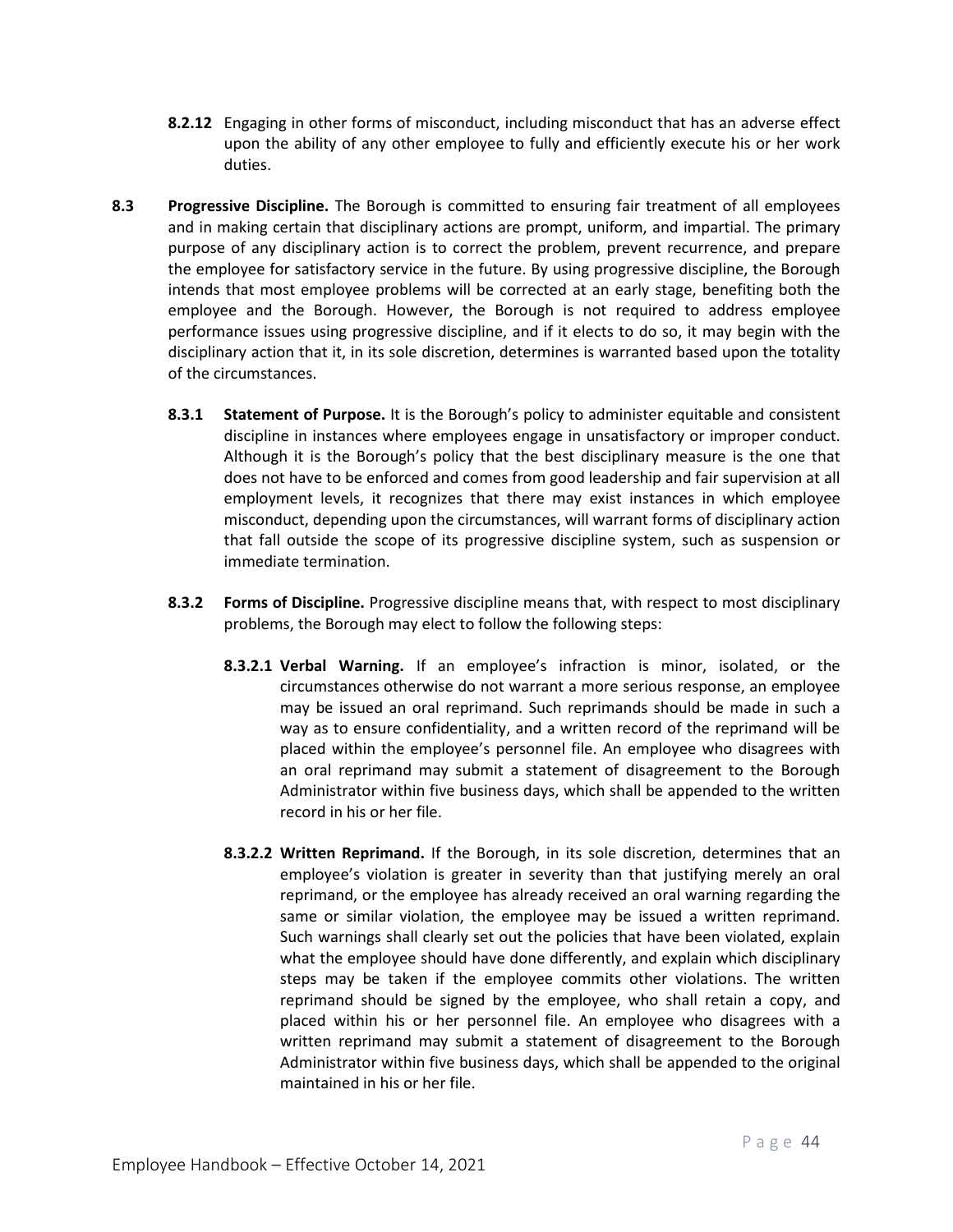**8.2.12** Engaging in other forms of misconduct, including misconduct that has an adverse effect upon the ability of any other employee to fully and efficiently execute his or her work duties.

**8.3 Progressive Discipline.** The Borough is committed to ensuring fair treatment of all employees and in making certain that disciplinary actions are prompt, uniform, and impartial. The primary purpose of any disciplinary action is to correct the problem, prevent recurrence, and prepare the employee for satisfactory service in the future. By using progressive discipline, the Borough intends that most employee problems will be corrected at an early stage, benefiting both the employee and the Borough. However, the Borough is not required to address employee performance issues using progressive discipline, and if it elects to do so, it may begin with the disciplinary action that it, in its sole discretion, determines is warranted based upon the totality of the circumstances.

**8.3.1 Statement of Purpose.** It is the Borough's policy to administer equitable and consistent discipline in instances where employees engage in unsatisfactory or improper conduct. Although it is the Borough's policy that the best disciplinary measure is the one that does not have to be enforced and comes from good leadership and fair supervision at all employment levels, it recognizes that there may exist instances in which employee misconduct, depending upon the circumstances, will warrant forms of disciplinary action that fall outside the scope of its progressive discipline system, such as suspension or immediate termination.

**8.3.2 Forms of Discipline.** Progressive discipline means that, with respect to most disciplinary problems, the Borough may elect to follow the following steps:

**8.3.2.1 Verbal Warning.** If an employee's infraction is minor, isolated, or the circumstances otherwise do not warrant a more serious response, an employee may be issued an oral reprimand. Such reprimands should be made in such a way as to ensure confidentiality, and a written record of the reprimand will be placed within the employee's personnel file. An employee who disagrees with an oral reprimand may submit a statement of disagreement to the Borough Administrator within five business days, which shall be appended to the written record in his or her file.

**8.3.2.2 Written Reprimand.** If the Borough, in its sole discretion, determines that an employee's violation is greater in severity than that justifying merely an oral reprimand, or the employee has already received an oral warning regarding the same or similar violation, the employee may be issued a written reprimand. Such warnings shall clearly set out the policies that have been violated, explain what the employee should have done differently, and explain which disciplinary steps may be taken if the employee commits other violations. The written reprimand should be signed by the employee, who shall retain a copy, and placed within his or her personnel file. An employee who disagrees with a written reprimand may submit a statement of disagreement to the Borough Administrator within five business days, which shall be appended to the original maintained in his or her file.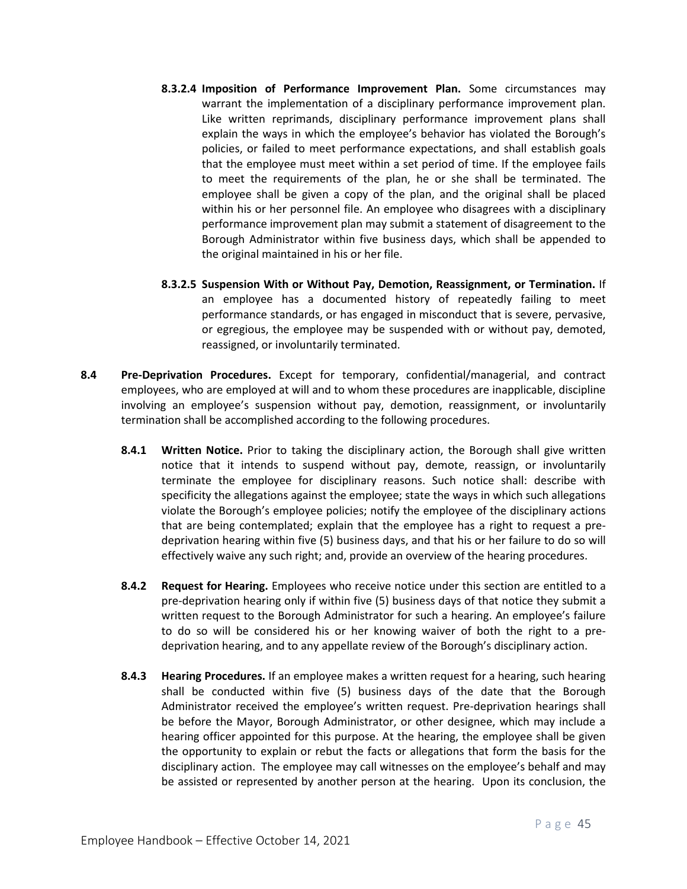**8.3.2.4 Imposition of Performance Improvement Plan.** Some circumstances may warrant the implementation of a disciplinary performance improvement plan. Like written reprimands, disciplinary performance improvement plans shall explain the ways in which the employee's behavior has violated the Borough's policies, or failed to meet performance expectations, and shall establish goals that the employee must meet within a set period of time. If the employee fails to meet the requirements of the plan, he or she shall be terminated. The employee shall be given a copy of the plan, and the original shall be placed within his or her personnel file. An employee who disagrees with a disciplinary performance improvement plan may submit a statement of disagreement to the Borough Administrator within five business days, which shall be appended to the original maintained in his or her file.

**8.3.2.5 Suspension With or Without Pay, Demotion, Reassignment, or Termination.** If an employee has a documented history of repeatedly failing to meet performance standards, or has engaged in misconduct that is severe, pervasive, or egregious, the employee may be suspended with or without pay, demoted, reassigned, or involuntarily terminated.

**8.4 Pre-Deprivation Procedures.** Except for temporary, confidential/managerial, and contract employees, who are employed at will and to whom these procedures are inapplicable, discipline involving an employee's suspension without pay, demotion, reassignment, or involuntarily termination shall be accomplished according to the following procedures.

**8.4.1 Written Notice.** Prior to taking the disciplinary action, the Borough shall give written notice that it intends to suspend without pay, demote, reassign, or involuntarily terminate the employee for disciplinary reasons. Such notice shall: describe with specificity the allegations against the employee; state the ways in which such allegations violate the Borough's employee policies; notify the employee of the disciplinary actions that are being contemplated; explain that the employee has a right to request a pre-deprivation hearing within five (5) business days, and that his or her failure to do so will effectively waive any such right; and, provide an overview of the hearing procedures.

**8.4.2 Request for Hearing.** Employees who receive notice under this section are entitled to a pre-deprivation hearing only if within five (5) business days of that notice they submit a written request to the Borough Administrator for such a hearing. An employee's failure to do so will be considered his or her knowing waiver of both the right to a pre-deprivation hearing, and to any appellate review of the Borough's disciplinary action.

**8.4.3 Hearing Procedures.** If an employee makes a written request for a hearing, such hearing shall be conducted within five (5) business days of the date that the Borough Administrator received the employee's written request. Pre-deprivation hearings shall be before the Mayor, Borough Administrator, or other designee, which may include a hearing officer appointed for this purpose. At the hearing, the employee shall be given the opportunity to explain or rebut the facts or allegations that form the basis for the disciplinary action. The employee may call witnesses on the employee's behalf and may be assisted or represented by another person at the hearing. Upon its conclusion, the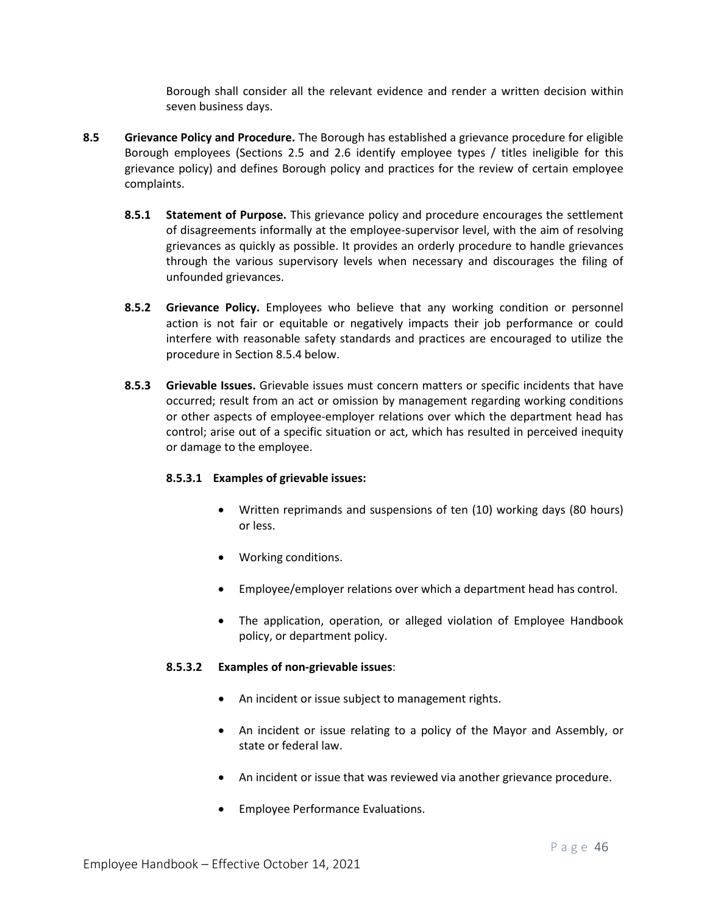Borough shall consider all the relevant evidence and render a written decision within seven business days.

**8.5 Grievance Policy and Procedure.** The Borough has established a grievance procedure for eligible Borough employees (Sections 2.5 and 2.6 identify employee types / titles ineligible for this grievance policy) and defines Borough policy and practices for the review of certain employee complaints.

**8.5.1 Statement of Purpose.** This grievance policy and procedure encourages the settlement of disagreements informally at the employee-supervisor level, with the aim of resolving grievances as quickly as possible. It provides an orderly procedure to handle grievances through the various supervisory levels when necessary and discourages the filing of unfounded grievances.

**8.5.2 Grievance Policy.** Employees who believe that any working condition or personnel action is not fair or equitable or negatively impacts their job performance or could interfere with reasonable safety standards and practices are encouraged to utilize the procedure in Section 8.5.4 below.

**8.5.3 Grievable Issues.** Grievable issues must concern matters or specific incidents that have occurred; result from an act or omission by management regarding working conditions or other aspects of employee-employer relations over which the department head has control; arise out of a specific situation or act, which has resulted in perceived inequity or damage to the employee.

**8.5.3.1 Examples of grievable issues:**

- Written reprimands and suspensions of ten (10) working days (80 hours) or less.
- Working conditions.
- Employee/employer relations over which a department head has control.
- The application, operation, or alleged violation of Employee Handbook policy, or department policy.

**8.5.3.2 Examples of non-grievable issues**:

- An incident or issue subject to management rights.
- An incident or issue relating to a policy of the Mayor and Assembly, or state or federal law.
- An incident or issue that was reviewed via another grievance procedure.
- Employee Performance Evaluations.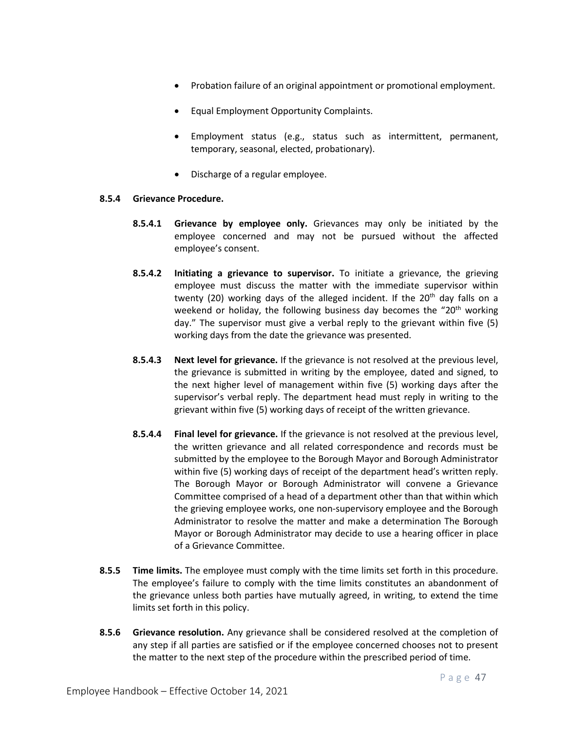- Probation failure of an original appointment or promotional employment.
- Equal Employment Opportunity Complaints.
- Employment status (e.g., status such as intermittent, permanent, temporary, seasonal, elected, probationary).
- Discharge of a regular employee.

**8.5.4 Grievance Procedure.**

**8.5.4.1 Grievance by employee only.** Grievances may only be initiated by the employee concerned and may not be pursued without the affected employee's consent.

**8.5.4.2 Initiating a grievance to supervisor.** To initiate a grievance, the grieving employee must discuss the matter with the immediate supervisor within twenty (20) working days of the alleged incident. If the 20th day falls on a weekend or holiday, the following business day becomes the "20th working day." The supervisor must give a verbal reply to the grievant within five (5) working days from the date the grievance was presented.

**8.5.4.3 Next level for grievance.** If the grievance is not resolved at the previous level, the grievance is submitted in writing by the employee, dated and signed, to the next higher level of management within five (5) working days after the supervisor's verbal reply. The department head must reply in writing to the grievant within five (5) working days of receipt of the written grievance.

**8.5.4.4 Final level for grievance.** If the grievance is not resolved at the previous level, the written grievance and all related correspondence and records must be submitted by the employee to the Borough Mayor and Borough Administrator within five (5) working days of receipt of the department head's written reply. The Borough Mayor or Borough Administrator will convene a Grievance Committee comprised of a head of a department other than that within which the grieving employee works, one non-supervisory employee and the Borough Administrator to resolve the matter and make a determination The Borough Mayor or Borough Administrator may decide to use a hearing officer in place of a Grievance Committee.

**8.5.5 Time limits.** The employee must comply with the time limits set forth in this procedure. The employee's failure to comply with the time limits constitutes an abandonment of the grievance unless both parties have mutually agreed, in writing, to extend the time limits set forth in this policy.

**8.5.6 Grievance resolution.** Any grievance shall be considered resolved at the completion of any step if all parties are satisfied or if the employee concerned chooses not to present the matter to the next step of the procedure within the prescribed period of time.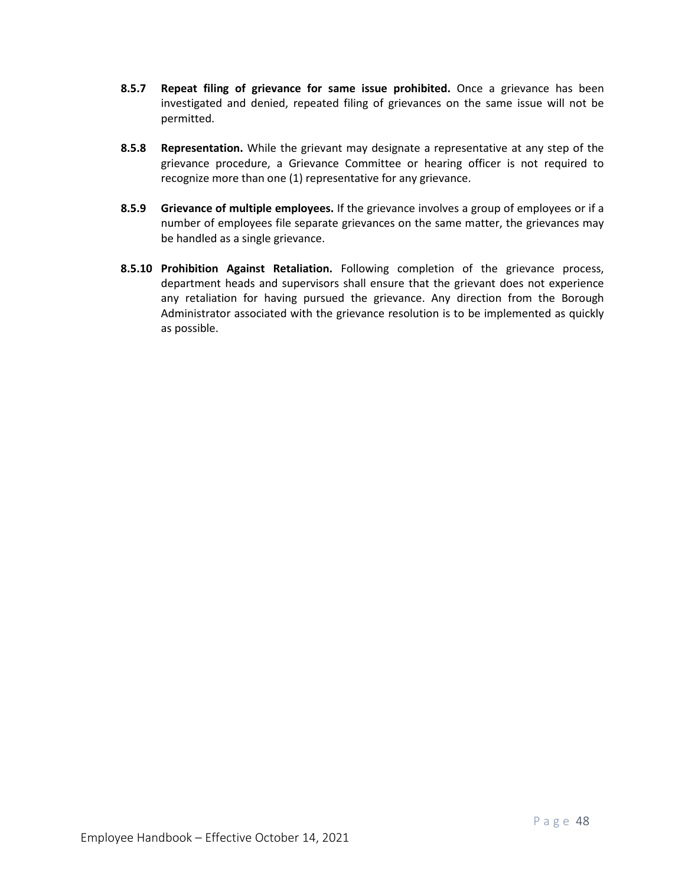**8.5.7 Repeat filing of grievance for same issue prohibited.** Once a grievance has been investigated and denied, repeated filing of grievances on the same issue will not be permitted.

**8.5.8 Representation.** While the grievant may designate a representative at any step of the grievance procedure, a Grievance Committee or hearing officer is not required to recognize more than one (1) representative for any grievance.

**8.5.9 Grievance of multiple employees.** If the grievance involves a group of employees or if a number of employees file separate grievances on the same matter, the grievances may be handled as a single grievance.

**8.5.10 Prohibition Against Retaliation.** Following completion of the grievance process, department heads and supervisors shall ensure that the grievant does not experience any retaliation for having pursued the grievance. Any direction from the Borough Administrator associated with the grievance resolution is to be implemented as quickly as possible.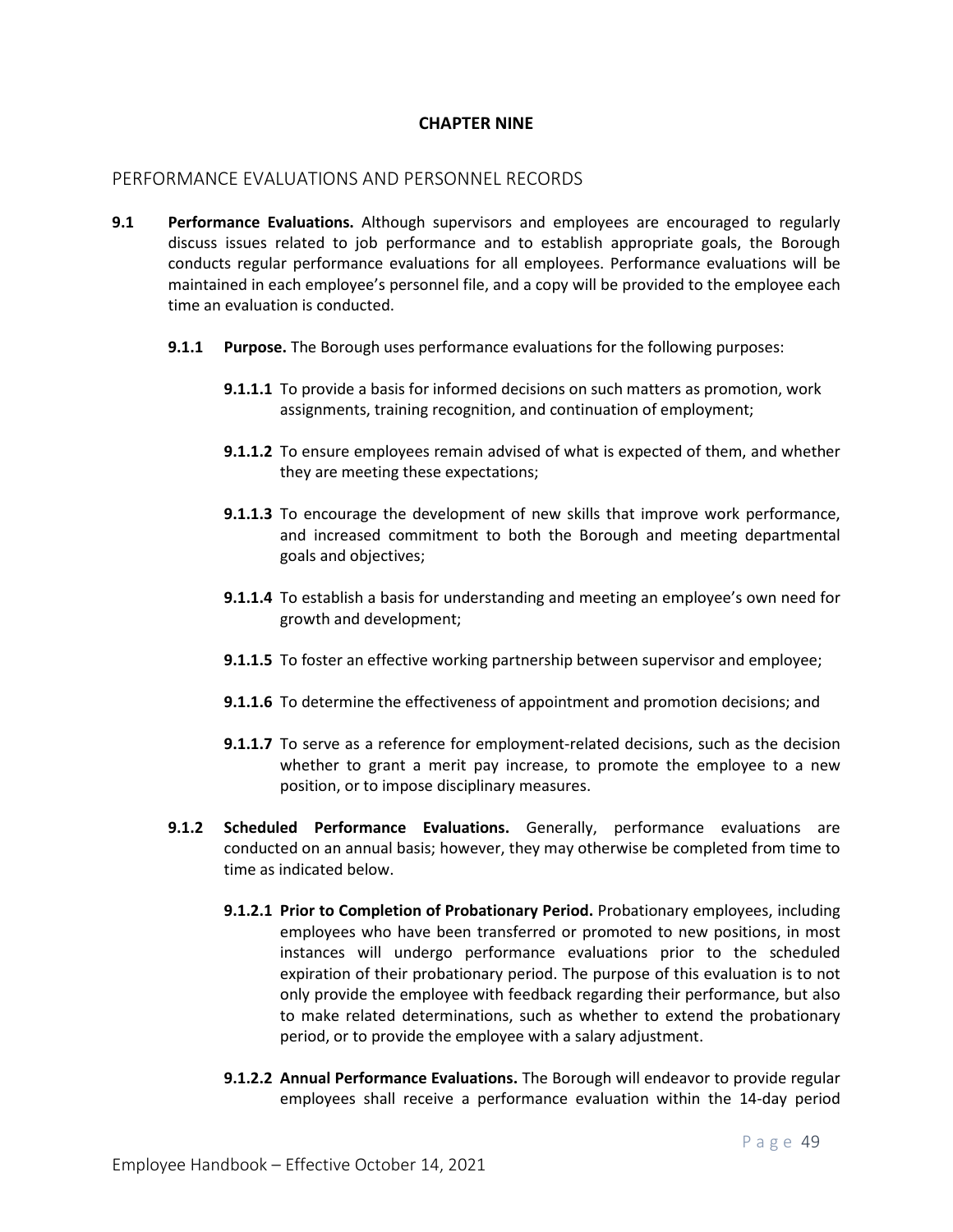# CHAPTER NINE

## PERFORMANCE EVALUATIONS AND PERSONNEL RECORDS

**9.1 Performance Evaluations.** Although supervisors and employees are encouraged to regularly discuss issues related to job performance and to establish appropriate goals, the Borough conducts regular performance evaluations for all employees. Performance evaluations will be maintained in each employee's personnel file, and a copy will be provided to the employee each time an evaluation is conducted.

**9.1.1 Purpose.** The Borough uses performance evaluations for the following purposes:

**9.1.1.1** To provide a basis for informed decisions on such matters as promotion, work assignments, training recognition, and continuation of employment;

**9.1.1.2** To ensure employees remain advised of what is expected of them, and whether they are meeting these expectations;

**9.1.1.3** To encourage the development of new skills that improve work performance, and increased commitment to both the Borough and meeting departmental goals and objectives;

**9.1.1.4** To establish a basis for understanding and meeting an employee's own need for growth and development;

**9.1.1.5** To foster an effective working partnership between supervisor and employee;

**9.1.1.6** To determine the effectiveness of appointment and promotion decisions; and

**9.1.1.7** To serve as a reference for employment-related decisions, such as the decision whether to grant a merit pay increase, to promote the employee to a new position, or to impose disciplinary measures.

**9.1.2 Scheduled Performance Evaluations.** Generally, performance evaluations are conducted on an annual basis; however, they may otherwise be completed from time to time as indicated below.

**9.1.2.1 Prior to Completion of Probationary Period.** Probationary employees, including employees who have been transferred or promoted to new positions, in most instances will undergo performance evaluations prior to the scheduled expiration of their probationary period. The purpose of this evaluation is to not only provide the employee with feedback regarding their performance, but also to make related determinations, such as whether to extend the probationary period, or to provide the employee with a salary adjustment.

**9.1.2.2 Annual Performance Evaluations.** The Borough will endeavor to provide regular employees shall receive a performance evaluation within the 14-day period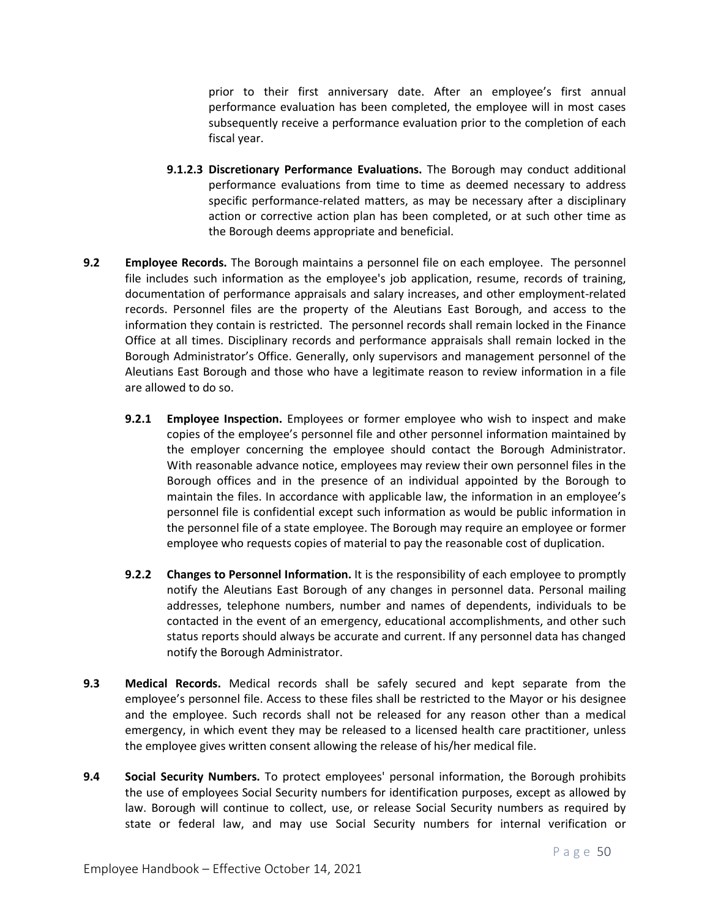prior to their first anniversary date. After an employee's first annual performance evaluation has been completed, the employee will in most cases subsequently receive a performance evaluation prior to the completion of each fiscal year.

**9.1.2.3 Discretionary Performance Evaluations.** The Borough may conduct additional performance evaluations from time to time as deemed necessary to address specific performance-related matters, as may be necessary after a disciplinary action or corrective action plan has been completed, or at such other time as the Borough deems appropriate and beneficial.

**9.2 Employee Records.** The Borough maintains a personnel file on each employee. The personnel file includes such information as the employee's job application, resume, records of training, documentation of performance appraisals and salary increases, and other employment-related records. Personnel files are the property of the Aleutians East Borough, and access to the information they contain is restricted. The personnel records shall remain locked in the Finance Office at all times. Disciplinary records and performance appraisals shall remain locked in the Borough Administrator's Office. Generally, only supervisors and management personnel of the Aleutians East Borough and those who have a legitimate reason to review information in a file are allowed to do so.

**9.2.1 Employee Inspection.** Employees or former employee who wish to inspect and make copies of the employee's personnel file and other personnel information maintained by the employer concerning the employee should contact the Borough Administrator. With reasonable advance notice, employees may review their own personnel files in the Borough offices and in the presence of an individual appointed by the Borough to maintain the files. In accordance with applicable law, the information in an employee's personnel file is confidential except such information as would be public information in the personnel file of a state employee. The Borough may require an employee or former employee who requests copies of material to pay the reasonable cost of duplication.

**9.2.2 Changes to Personnel Information.** It is the responsibility of each employee to promptly notify the Aleutians East Borough of any changes in personnel data. Personal mailing addresses, telephone numbers, number and names of dependents, individuals to be contacted in the event of an emergency, educational accomplishments, and other such status reports should always be accurate and current. If any personnel data has changed notify the Borough Administrator.

**9.3 Medical Records.** Medical records shall be safely secured and kept separate from the employee's personnel file. Access to these files shall be restricted to the Mayor or his designee and the employee. Such records shall not be released for any reason other than a medical emergency, in which event they may be released to a licensed health care practitioner, unless the employee gives written consent allowing the release of his/her medical file.

**9.4 Social Security Numbers.** To protect employees' personal information, the Borough prohibits the use of employees Social Security numbers for identification purposes, except as allowed by law. Borough will continue to collect, use, or release Social Security numbers as required by state or federal law, and may use Social Security numbers for internal verification or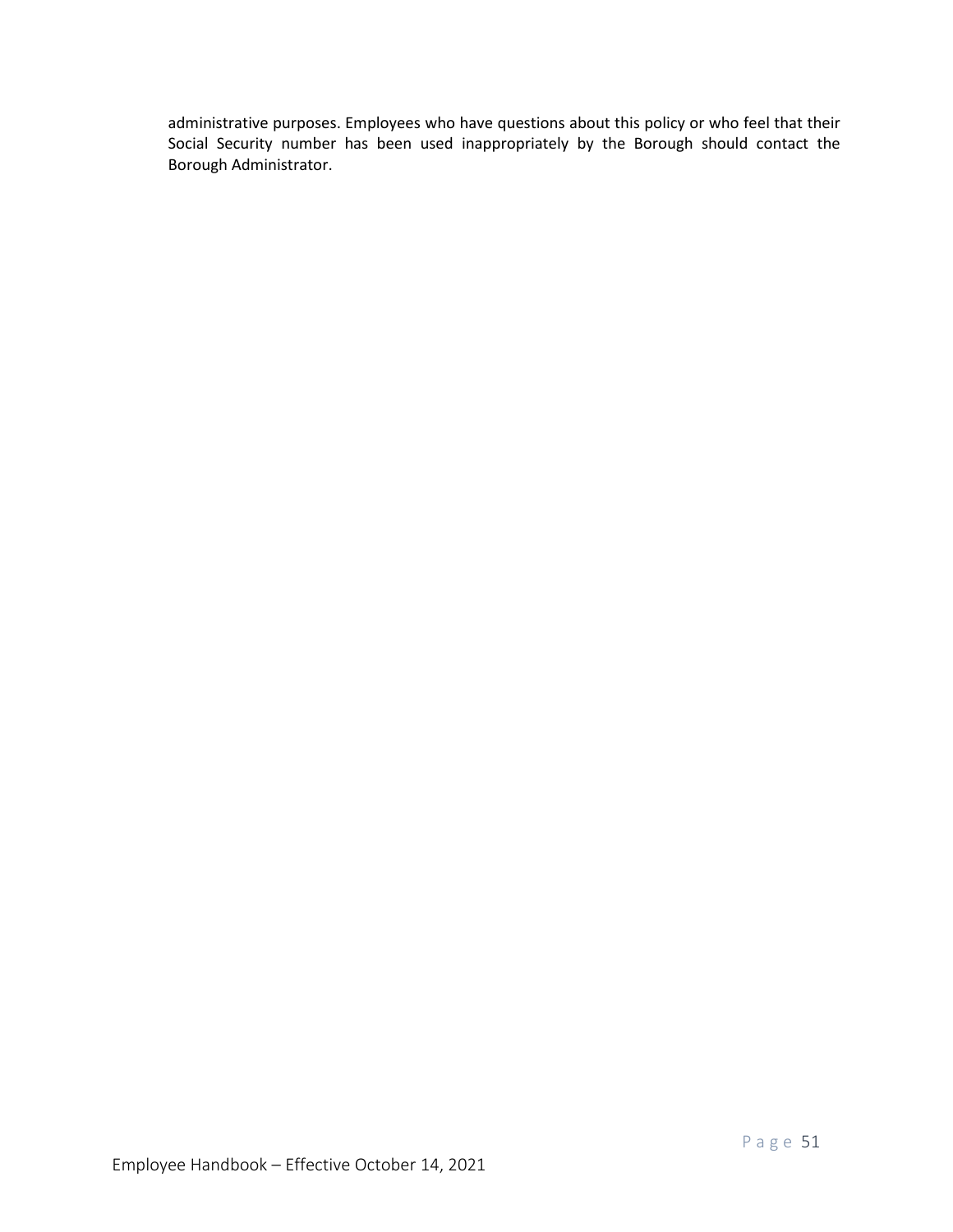administrative purposes. Employees who have questions about this policy or who feel that their Social Security number has been used inappropriately by the Borough should contact the Borough Administrator.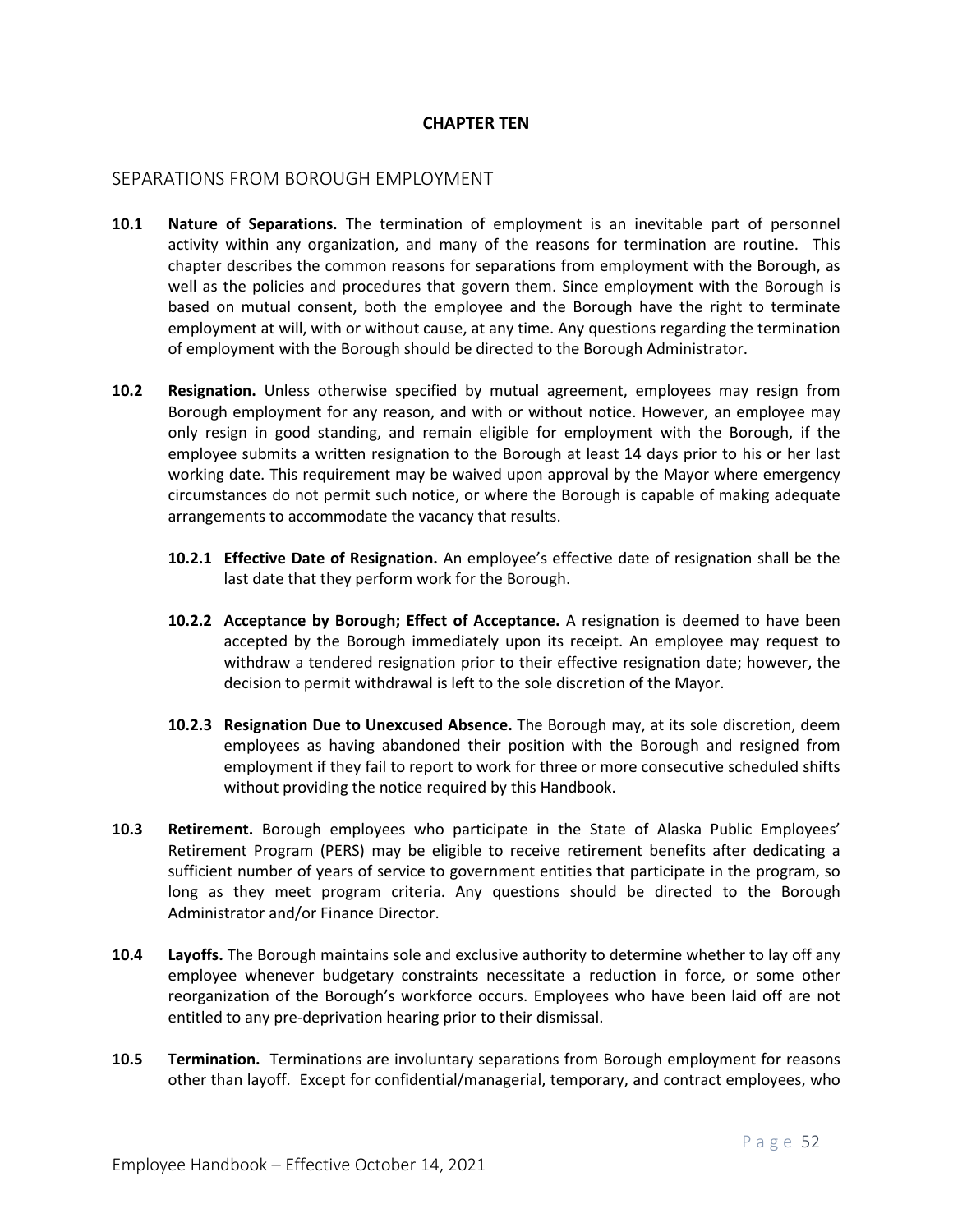# CHAPTER TEN

## SEPARATIONS FROM BOROUGH EMPLOYMENT

**10.1 Nature of Separations.** The termination of employment is an inevitable part of personnel activity within any organization, and many of the reasons for termination are routine. This chapter describes the common reasons for separations from employment with the Borough, as well as the policies and procedures that govern them. Since employment with the Borough is based on mutual consent, both the employee and the Borough have the right to terminate employment at will, with or without cause, at any time. Any questions regarding the termination of employment with the Borough should be directed to the Borough Administrator.

**10.2 Resignation.** Unless otherwise specified by mutual agreement, employees may resign from Borough employment for any reason, and with or without notice. However, an employee may only resign in good standing, and remain eligible for employment with the Borough, if the employee submits a written resignation to the Borough at least 14 days prior to his or her last working date. This requirement may be waived upon approval by the Mayor where emergency circumstances do not permit such notice, or where the Borough is capable of making adequate arrangements to accommodate the vacancy that results.

**10.2.1 Effective Date of Resignation.** An employee's effective date of resignation shall be the last date that they perform work for the Borough.

**10.2.2 Acceptance by Borough; Effect of Acceptance.** A resignation is deemed to have been accepted by the Borough immediately upon its receipt. An employee may request to withdraw a tendered resignation prior to their effective resignation date; however, the decision to permit withdrawal is left to the sole discretion of the Mayor.

**10.2.3 Resignation Due to Unexcused Absence.** The Borough may, at its sole discretion, deem employees as having abandoned their position with the Borough and resigned from employment if they fail to report to work for three or more consecutive scheduled shifts without providing the notice required by this Handbook.

**10.3 Retirement.** Borough employees who participate in the State of Alaska Public Employees' Retirement Program (PERS) may be eligible to receive retirement benefits after dedicating a sufficient number of years of service to government entities that participate in the program, so long as they meet program criteria. Any questions should be directed to the Borough Administrator and/or Finance Director.

**10.4 Layoffs.** The Borough maintains sole and exclusive authority to determine whether to lay off any employee whenever budgetary constraints necessitate a reduction in force, or some other reorganization of the Borough's workforce occurs. Employees who have been laid off are not entitled to any pre-deprivation hearing prior to their dismissal.

**10.5 Termination.** Terminations are involuntary separations from Borough employment for reasons other than layoff. Except for confidential/managerial, temporary, and contract employees, who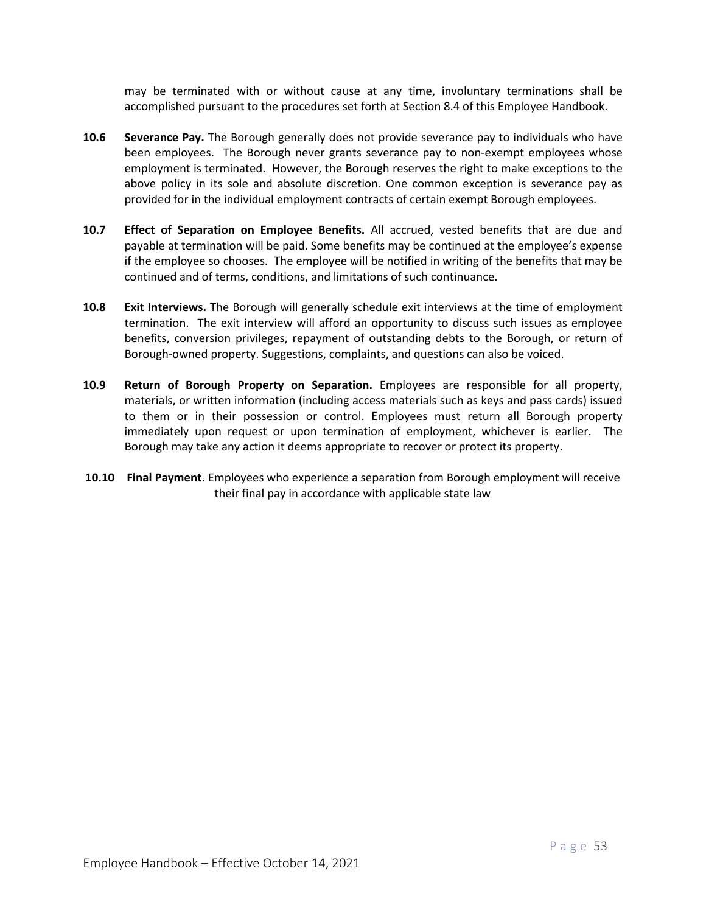may be terminated with or without cause at any time, involuntary terminations shall be accomplished pursuant to the procedures set forth at Section 8.4 of this Employee Handbook.

**10.6 Severance Pay.** The Borough generally does not provide severance pay to individuals who have been employees. The Borough never grants severance pay to non-exempt employees whose employment is terminated. However, the Borough reserves the right to make exceptions to the above policy in its sole and absolute discretion. One common exception is severance pay as provided for in the individual employment contracts of certain exempt Borough employees.

**10.7 Effect of Separation on Employee Benefits.** All accrued, vested benefits that are due and payable at termination will be paid. Some benefits may be continued at the employee's expense if the employee so chooses. The employee will be notified in writing of the benefits that may be continued and of terms, conditions, and limitations of such continuance.

**10.8 Exit Interviews.** The Borough will generally schedule exit interviews at the time of employment termination. The exit interview will afford an opportunity to discuss such issues as employee benefits, conversion privileges, repayment of outstanding debts to the Borough, or return of Borough-owned property. Suggestions, complaints, and questions can also be voiced.

**10.9 Return of Borough Property on Separation.** Employees are responsible for all property, materials, or written information (including access materials such as keys and pass cards) issued to them or in their possession or control. Employees must return all Borough property immediately upon request or upon termination of employment, whichever is earlier. The Borough may take any action it deems appropriate to recover or protect its property.

**10.10 Final Payment.** Employees who experience a separation from Borough employment will receive their final pay in accordance with applicable state law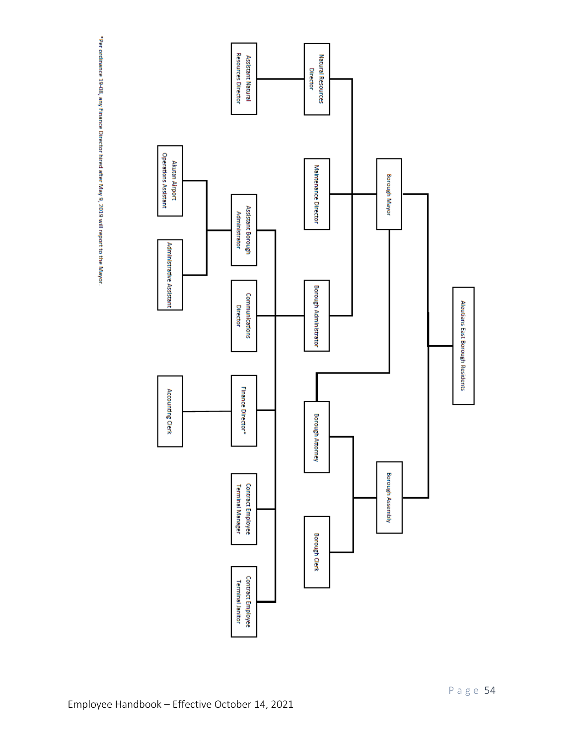Aleutians East Borough Residents

- Borough Mayor
  - Natural Resources Director
    - Assistant Natural Resources Director
  - Maintenance Director
  - Borough Administrator
    - Assistant Borough Administrator
      - Akutan Airport Operations Assistant
      - Administrative Assistant
    - Communications Director
    - Finance Director*
      - Accounting Clerk
    - Contract Employee Terminal Manager
    - Contract Employee Terminal Janitor
  - Borough Attorney
- Borough Assembly
  - Borough Attorney
  - Borough Clerk

*Per ordinance 19-08, any Finance Director hired after May 9, 2019 will report to the Mayor.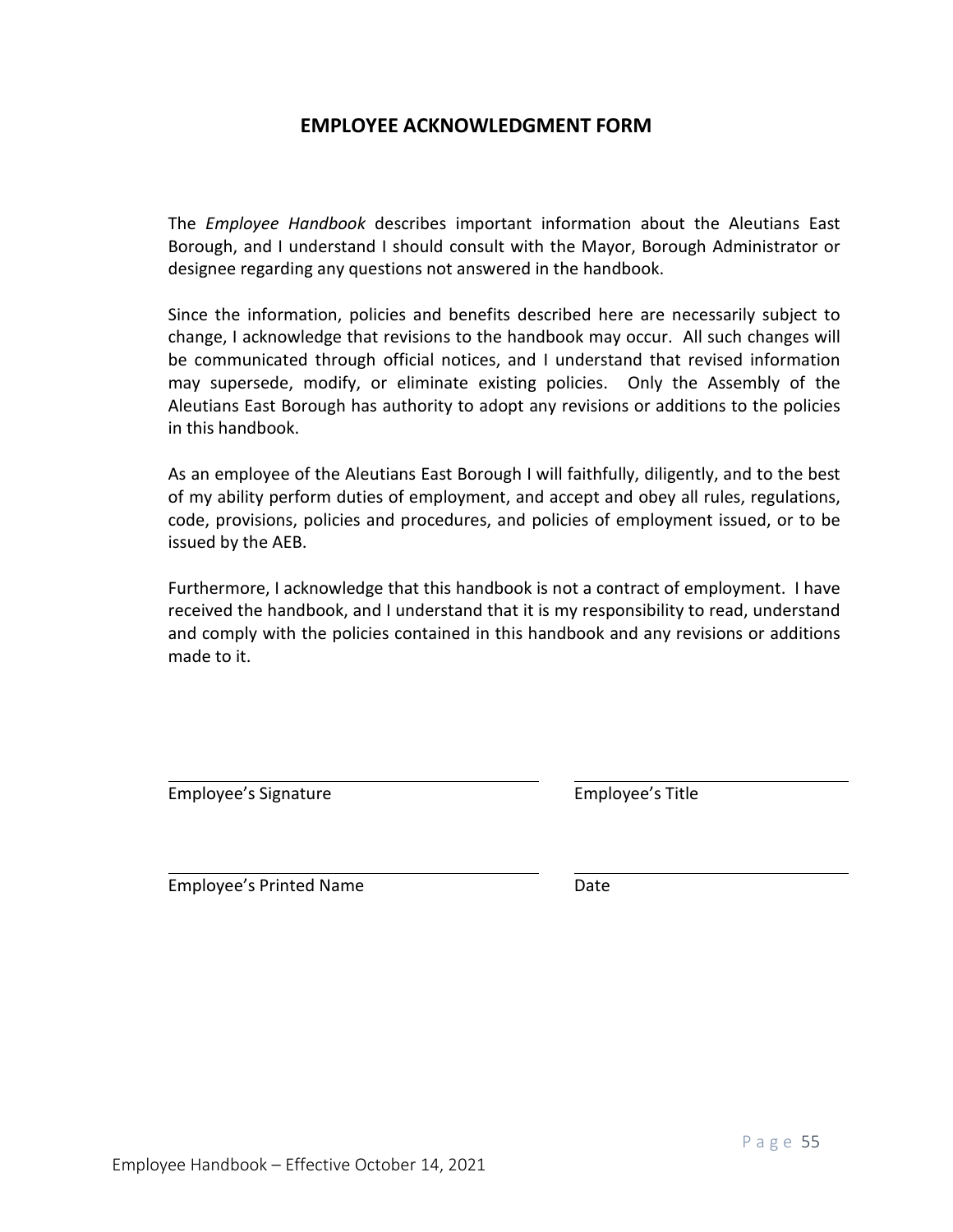## EMPLOYEE ACKNOWLEDGMENT FORM

The *Employee Handbook* describes important information about the Aleutians East Borough, and I understand I should consult with the Mayor, Borough Administrator or designee regarding any questions not answered in the handbook.

Since the information, policies and benefits described here are necessarily subject to change, I acknowledge that revisions to the handbook may occur. All such changes will be communicated through official notices, and I understand that revised information may supersede, modify, or eliminate existing policies. Only the Assembly of the Aleutians East Borough has authority to adopt any revisions or additions to the policies in this handbook.

As an employee of the Aleutians East Borough I will faithfully, diligently, and to the best of my ability perform duties of employment, and accept and obey all rules, regulations, code, provisions, policies and procedures, and policies of employment issued, or to be issued by the AEB.

Furthermore, I acknowledge that this handbook is not a contract of employment. I have received the handbook, and I understand that it is my responsibility to read, understand and comply with the policies contained in this handbook and any revisions or additions made to it.

\_\_\_\_\_\_\_\_\_\_\_\_\_\_\_\_\_\_\_\_\_\_\_\_\_\_\_\_\_\_ \_\_\_\_\_\_\_\_\_\_\_\_\_\_\_\_\_\_\_\_\_\_\_\_\_\_\_\_\_\_
Employee's Signature Employee's Title

\_\_\_\_\_\_\_\_\_\_\_\_\_\_\_\_\_\_\_\_\_\_\_\_\_\_\_\_\_\_ \_\_\_\_\_\_\_\_\_\_\_\_\_\_\_\_\_\_\_\_\_\_\_\_\_\_\_\_\_\_
Employee's Printed Name Date